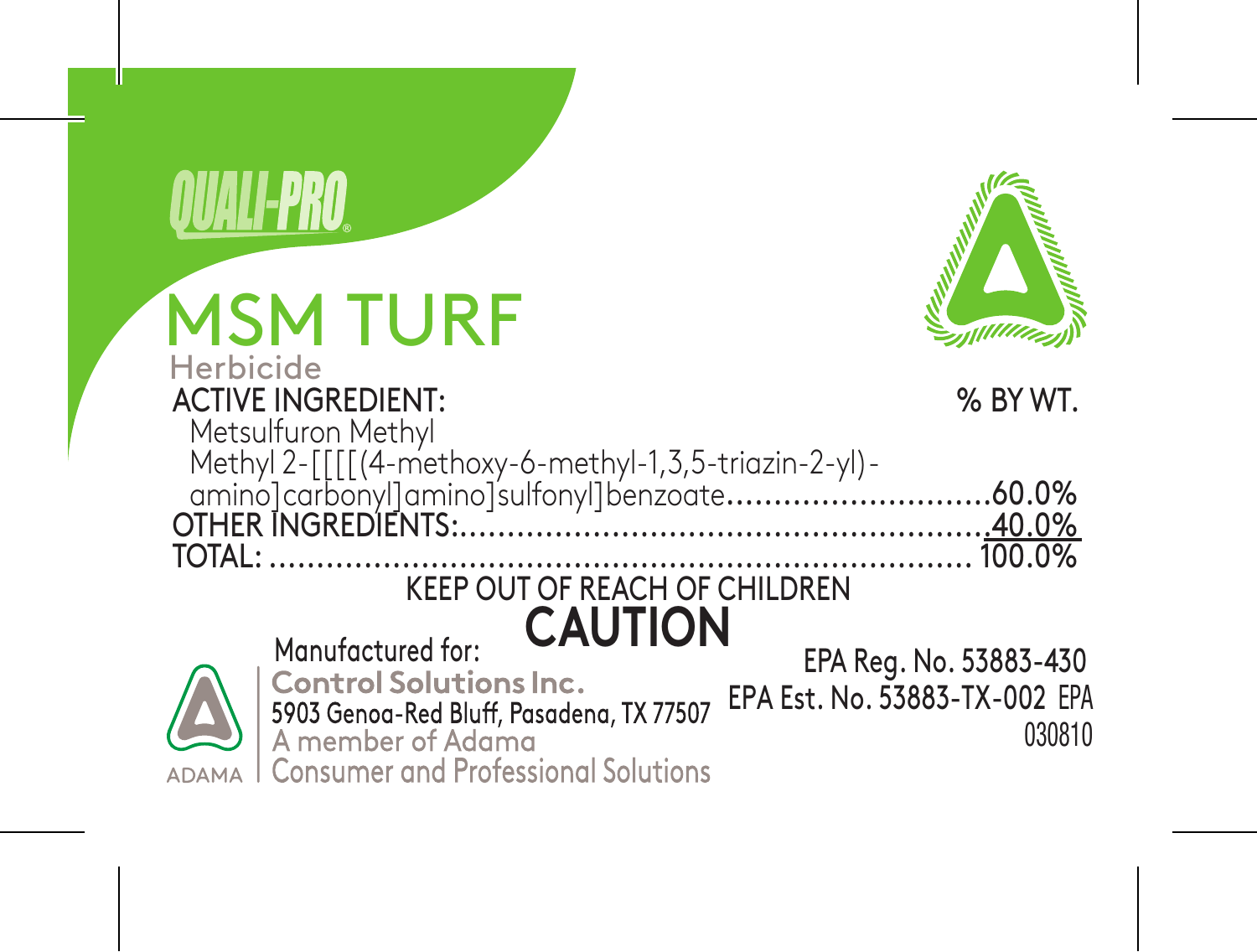QUALI-PRO®

# MSM TURF

Herbicide

| ACTIVE INGREDIENT: | % BY WT. |
| --- | --- |
| Metsulfuron Methyl<br>Methyl 2-[[[[(4-methoxy-6-methyl-1,3,5-triazin-2-yl)-amino]carbonyl]amino]sulfonyl]benzoate | 60.0% |
| OTHER INGREDIENTS: | 40.0% |
| TOTAL: | 100.0% |

KEEP OUT OF REACH OF CHILDREN

## CAUTION

Manufactured for:
**Control Solutions Inc.**
5903 Genoa-Red Bluff, Pasadena, TX 77507
A member of Adama
Consumer and Professional Solutions

ADAMA

EPA Reg. No. 53883-430
EPA Est. No. 53883-TX-002 EPA 030810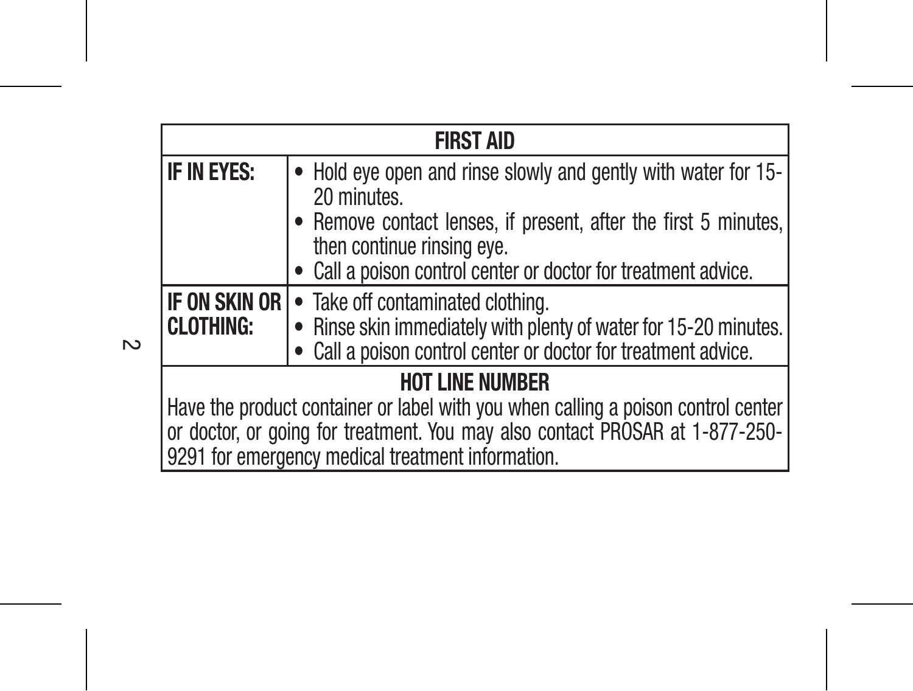| FIRST AID | |
|---|---|
| **IF IN EYES:** | • Hold eye open and rinse slowly and gently with water for 15-20 minutes.<br>• Remove contact lenses, if present, after the first 5 minutes, then continue rinsing eye.<br>• Call a poison control center or doctor for treatment advice. |
| **IF ON SKIN OR CLOTHING:** | • Take off contaminated clothing.<br>• Rinse skin immediately with plenty of water for 15-20 minutes.<br>• Call a poison control center or doctor for treatment advice. |
| **HOT LINE NUMBER**<br>Have the product container or label with you when calling a poison control center or doctor, or going for treatment. You may also contact PROSAR at 1-877-250-9291 for emergency medical treatment information. | |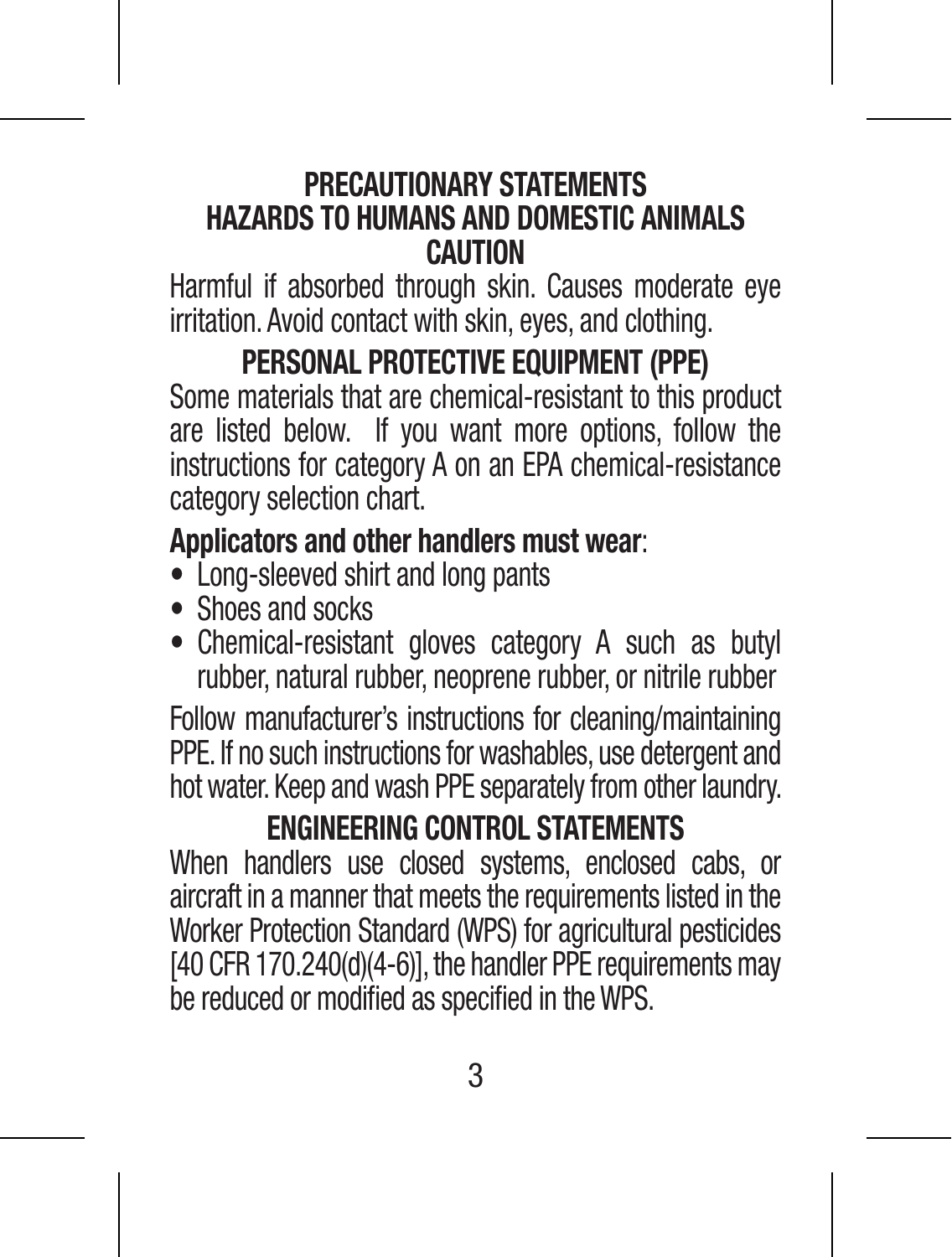# PRECAUTIONARY STATEMENTS

## HAZARDS TO HUMANS AND DOMESTIC ANIMALS

## CAUTION

Harmful if absorbed through skin. Causes moderate eye irritation. Avoid contact with skin, eyes, and clothing.

## PERSONAL PROTECTIVE EQUIPMENT (PPE)

Some materials that are chemical-resistant to this product are listed below. If you want more options, follow the instructions for category A on an EPA chemical-resistance category selection chart.

**Applicators and other handlers must wear**:

- Long-sleeved shirt and long pants
- Shoes and socks
- Chemical-resistant gloves category A such as butyl rubber, natural rubber, neoprene rubber, or nitrile rubber

Follow manufacturer's instructions for cleaning/maintaining PPE. If no such instructions for washables, use detergent and hot water. Keep and wash PPE separately from other laundry.

## ENGINEERING CONTROL STATEMENTS

When handlers use closed systems, enclosed cabs, or aircraft in a manner that meets the requirements listed in the Worker Protection Standard (WPS) for agricultural pesticides [40 CFR 170.240(d)(4-6)], the handler PPE requirements may be reduced or modified as specified in the WPS.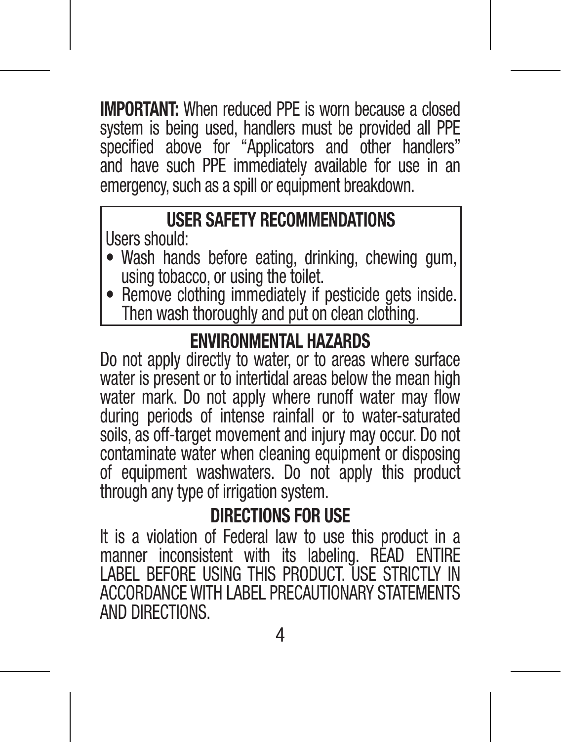**IMPORTANT:** When reduced PPE is worn because a closed system is being used, handlers must be provided all PPE specified above for "Applicators and other handlers" and have such PPE immediately available for use in an emergency, such as a spill or equipment breakdown.

## USER SAFETY RECOMMENDATIONS

Users should:

- Wash hands before eating, drinking, chewing gum, using tobacco, or using the toilet.
- Remove clothing immediately if pesticide gets inside. Then wash thoroughly and put on clean clothing.

## ENVIRONMENTAL HAZARDS

Do not apply directly to water, or to areas where surface water is present or to intertidal areas below the mean high water mark. Do not apply where runoff water may flow during periods of intense rainfall or to water-saturated soils, as off-target movement and injury may occur. Do not contaminate water when cleaning equipment or disposing of equipment washwaters. Do not apply this product through any type of irrigation system.

## DIRECTIONS FOR USE

It is a violation of Federal law to use this product in a manner inconsistent with its labeling. READ ENTIRE LABEL BEFORE USING THIS PRODUCT. USE STRICTLY IN ACCORDANCE WITH LABEL PRECAUTIONARY STATEMENTS AND DIRECTIONS.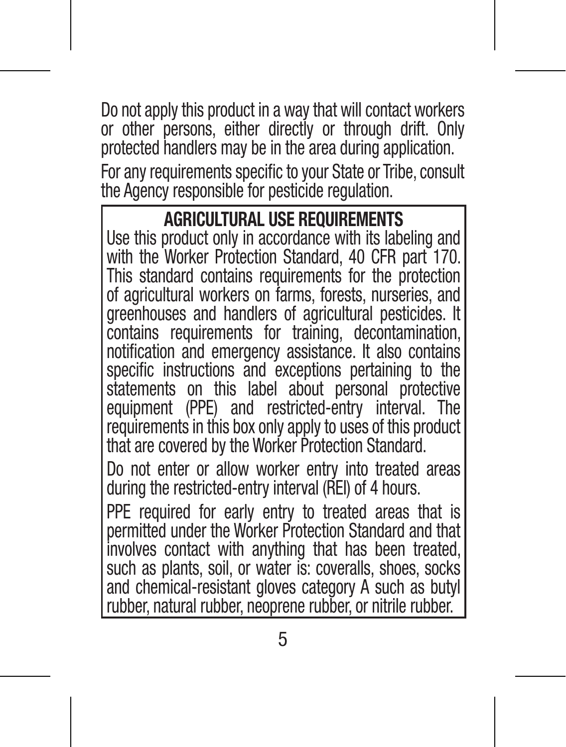Do not apply this product in a way that will contact workers or other persons, either directly or through drift. Only protected handlers may be in the area during application.

For any requirements specific to your State or Tribe, consult the Agency responsible for pesticide regulation.

## AGRICULTURAL USE REQUIREMENTS

Use this product only in accordance with its labeling and with the Worker Protection Standard, 40 CFR part 170. This standard contains requirements for the protection of agricultural workers on farms, forests, nurseries, and greenhouses and handlers of agricultural pesticides. It contains requirements for training, decontamination, notification and emergency assistance. It also contains specific instructions and exceptions pertaining to the statements on this label about personal protective equipment (PPE) and restricted-entry interval. The requirements in this box only apply to uses of this product that are covered by the Worker Protection Standard.

Do not enter or allow worker entry into treated areas during the restricted-entry interval (REI) of 4 hours.

PPE required for early entry to treated areas that is permitted under the Worker Protection Standard and that involves contact with anything that has been treated, such as plants, soil, or water is: coveralls, shoes, socks and chemical-resistant gloves category A such as butyl rubber, natural rubber, neoprene rubber, or nitrile rubber.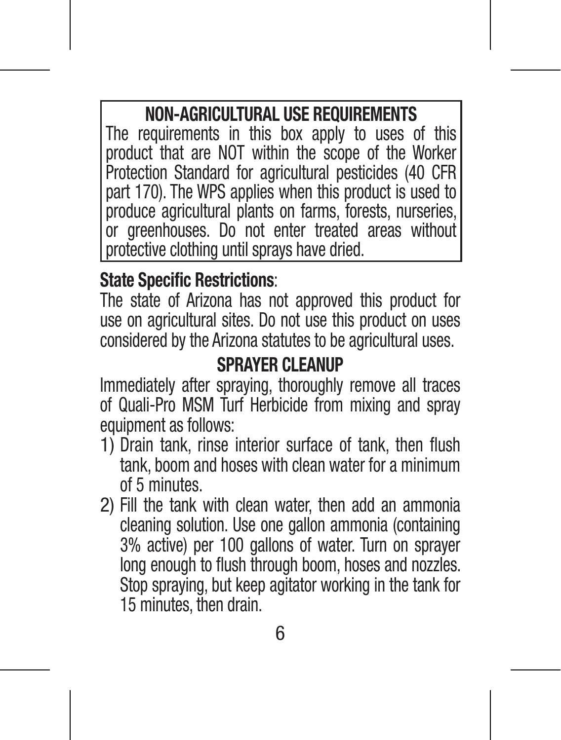## NON-AGRICULTURAL USE REQUIREMENTS

The requirements in this box apply to uses of this product that are NOT within the scope of the Worker Protection Standard for agricultural pesticides (40 CFR part 170). The WPS applies when this product is used to produce agricultural plants on farms, forests, nurseries, or greenhouses. Do not enter treated areas without protective clothing until sprays have dried.

**State Specific Restrictions**:

The state of Arizona has not approved this product for use on agricultural sites. Do not use this product on uses considered by the Arizona statutes to be agricultural uses.

## SPRAYER CLEANUP

Immediately after spraying, thoroughly remove all traces of Quali-Pro MSM Turf Herbicide from mixing and spray equipment as follows:

1) Drain tank, rinse interior surface of tank, then flush tank, boom and hoses with clean water for a minimum of 5 minutes.
2) Fill the tank with clean water, then add an ammonia cleaning solution. Use one gallon ammonia (containing 3% active) per 100 gallons of water. Turn on sprayer long enough to flush through boom, hoses and nozzles. Stop spraying, but keep agitator working in the tank for 15 minutes, then drain.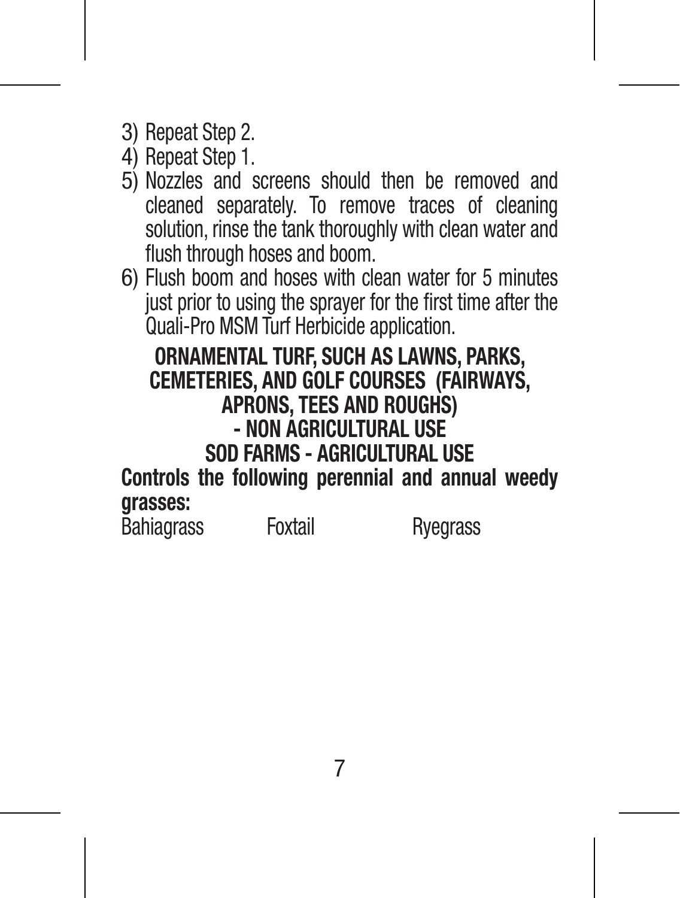3) Repeat Step 2.
4) Repeat Step 1.
5) Nozzles and screens should then be removed and cleaned separately. To remove traces of cleaning solution, rinse the tank thoroughly with clean water and flush through hoses and boom.
6) Flush boom and hoses with clean water for 5 minutes just prior to using the sprayer for the first time after the Quali-Pro MSM Turf Herbicide application.

## ORNAMENTAL TURF, SUCH AS LAWNS, PARKS, CEMETERIES, AND GOLF COURSES (FAIRWAYS, APRONS, TEES AND ROUGHS) - NON AGRICULTURAL USE
## SOD FARMS - AGRICULTURAL USE

**Controls the following perennial and annual weedy grasses:**

| | | |
|---|---|---|
| Bahiagrass | Foxtail | Ryegrass |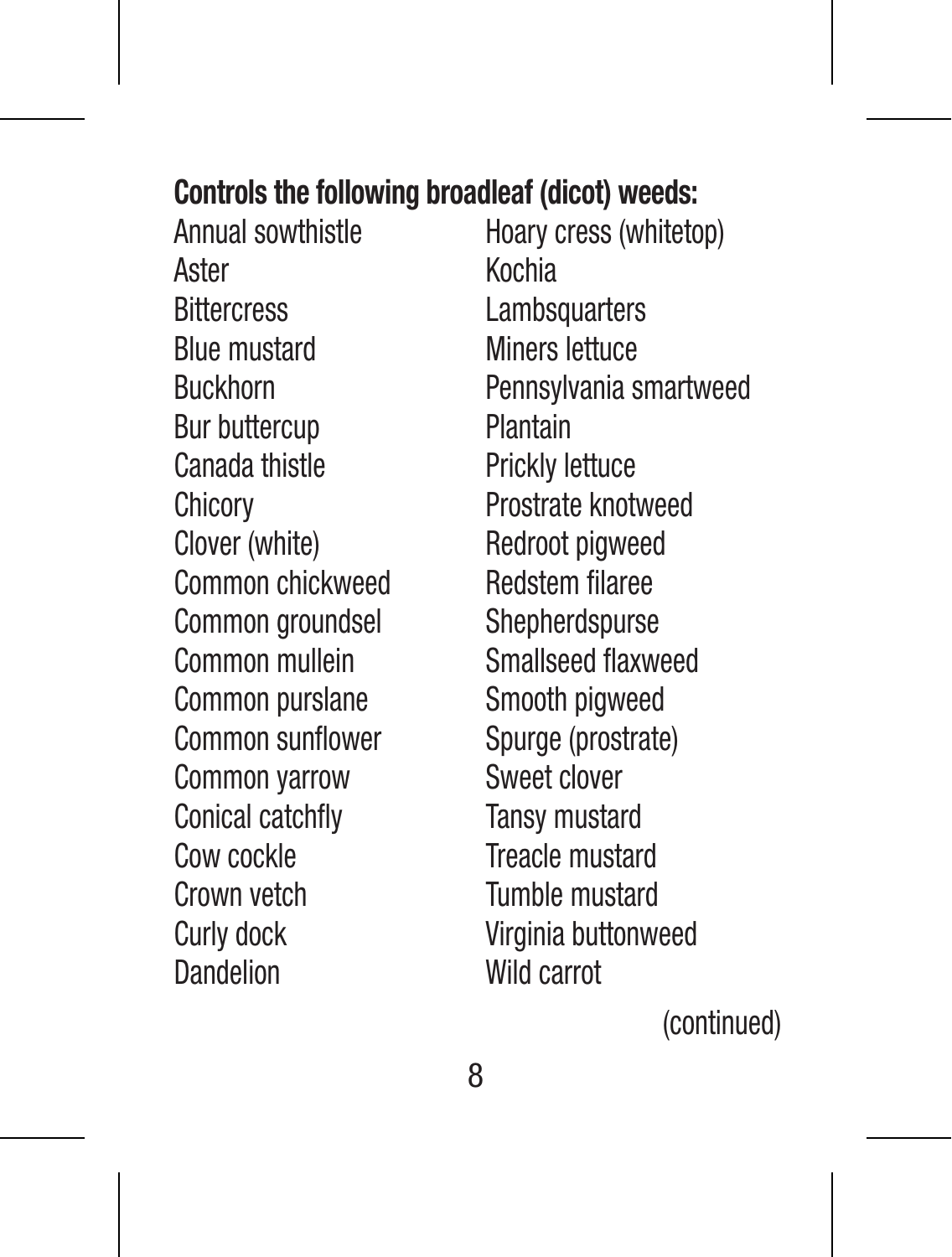**Controls the following broadleaf (dicot) weeds:**

Annual sowthistle
Aster
Bittercress
Blue mustard
Buckhorn
Bur buttercup
Canada thistle
Chicory
Clover (white)
Common chickweed
Common groundsel
Common mullein
Common purslane
Common sunflower
Common yarrow
Conical catchfly
Cow cockle
Crown vetch
Curly dock
Dandelion
Hoary cress (whitetop)
Kochia
Lambsquarters
Miners lettuce
Pennsylvania smartweed
Plantain
Prickly lettuce
Prostrate knotweed
Redroot pigweed
Redstem filaree
Shepherdspurse
Smallseed flaxweed
Smooth pigweed
Spurge (prostrate)
Sweet clover
Tansy mustard
Treacle mustard
Tumble mustard
Virginia buttonweed
Wild carrot

(continued)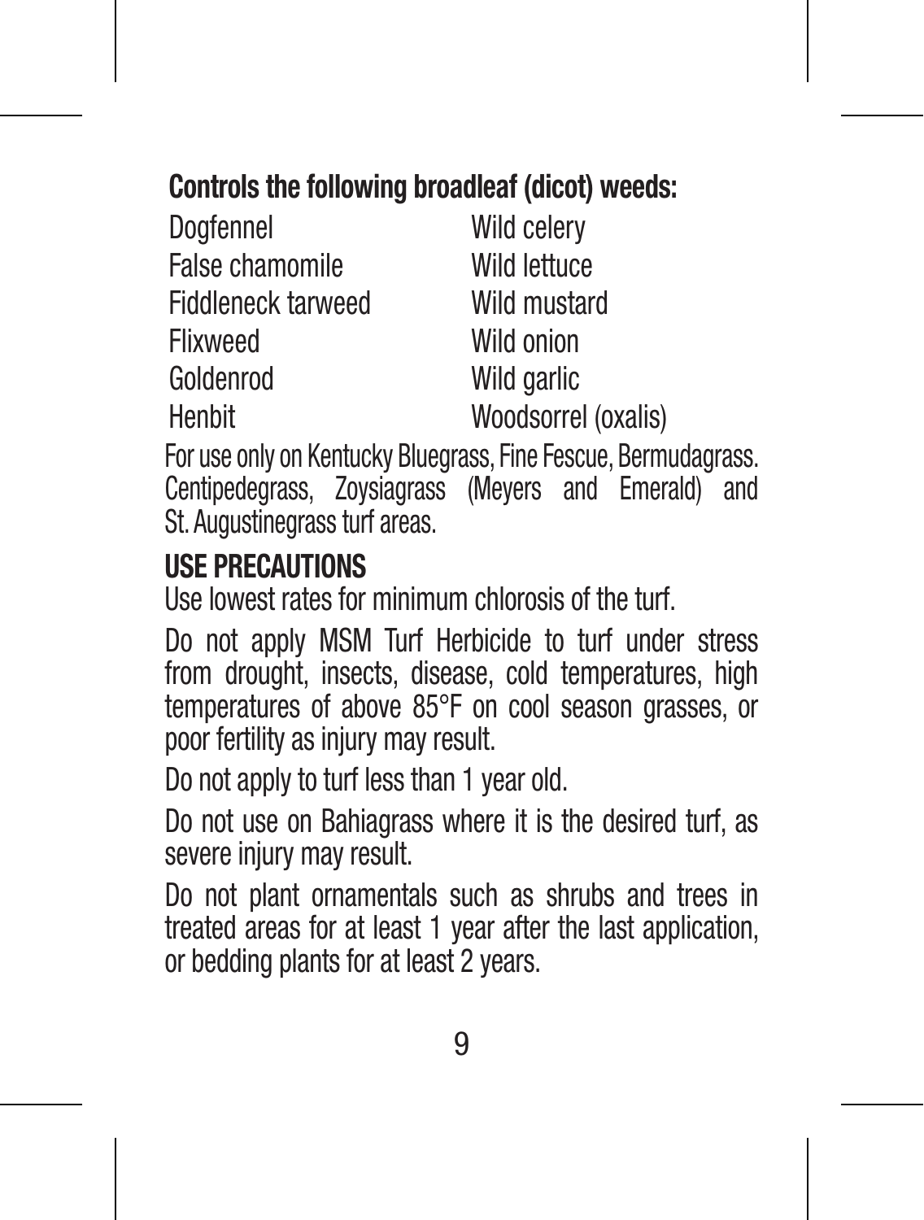**Controls the following broadleaf (dicot) weeds:**

| | |
|---|---|
| Dogfennel | Wild celery |
| False chamomile | Wild lettuce |
| Fiddleneck tarweed | Wild mustard |
| Flixweed | Wild onion |
| Goldenrod | Wild garlic |
| Henbit | Woodsorrel (oxalis) |

For use only on Kentucky Bluegrass, Fine Fescue, Bermudagrass. Centipedegrass, Zoysiagrass (Meyers and Emerald) and St. Augustinegrass turf areas.

## USE PRECAUTIONS

Use lowest rates for minimum chlorosis of the turf.

Do not apply MSM Turf Herbicide to turf under stress from drought, insects, disease, cold temperatures, high temperatures of above 85°F on cool season grasses, or poor fertility as injury may result.

Do not apply to turf less than 1 year old.

Do not use on Bahiagrass where it is the desired turf, as severe injury may result.

Do not plant ornamentals such as shrubs and trees in treated areas for at least 1 year after the last application, or bedding plants for at least 2 years.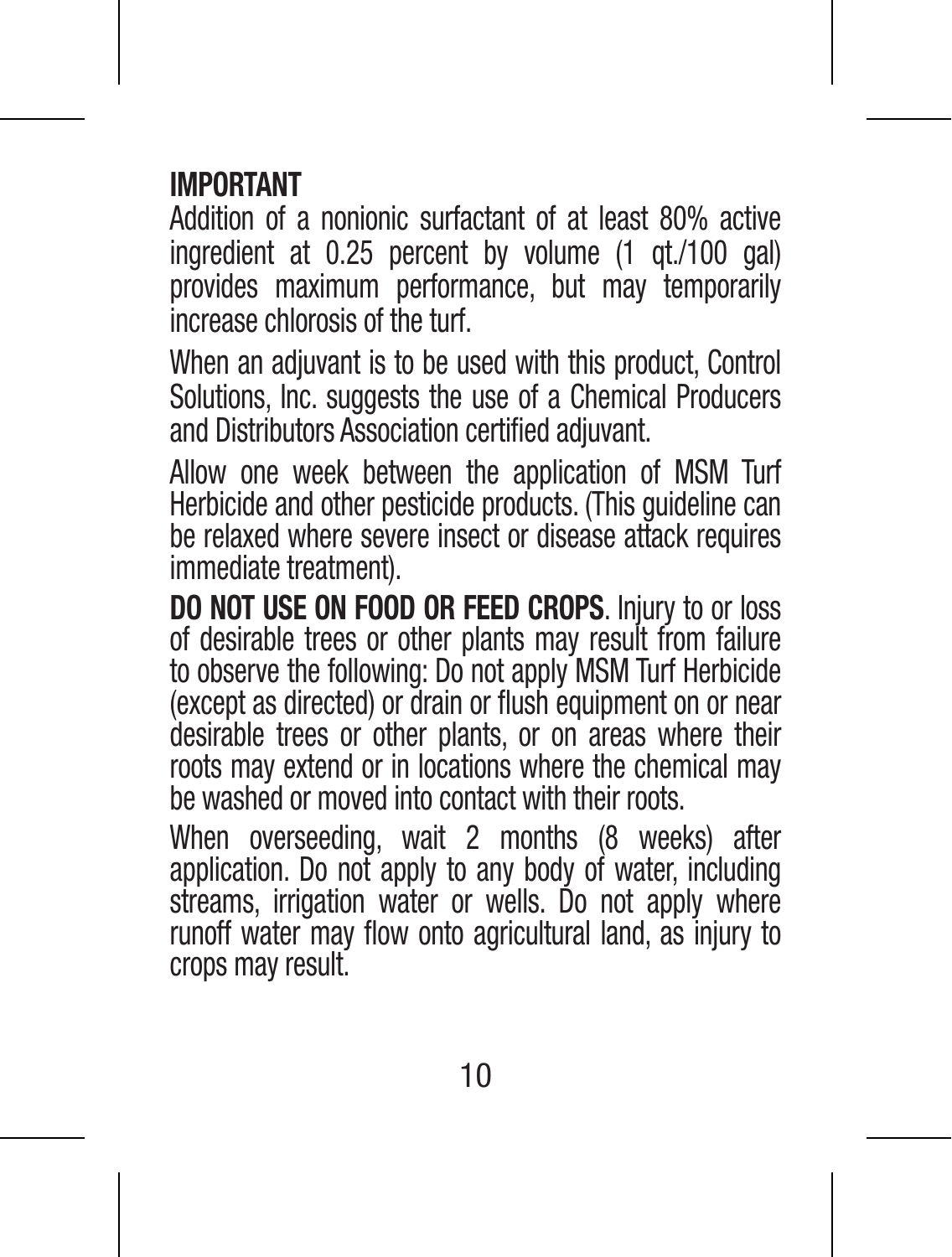**IMPORTANT**

Addition of a nonionic surfactant of at least 80% active ingredient at 0.25 percent by volume (1 qt./100 gal) provides maximum performance, but may temporarily increase chlorosis of the turf.

When an adjuvant is to be used with this product, Control Solutions, Inc. suggests the use of a Chemical Producers and Distributors Association certified adjuvant.

Allow one week between the application of MSM Turf Herbicide and other pesticide products. (This guideline can be relaxed where severe insect or disease attack requires immediate treatment).

**DO NOT USE ON FOOD OR FEED CROPS**. Injury to or loss of desirable trees or other plants may result from failure to observe the following: Do not apply MSM Turf Herbicide (except as directed) or drain or flush equipment on or near desirable trees or other plants, or on areas where their roots may extend or in locations where the chemical may be washed or moved into contact with their roots.

When overseeding, wait 2 months (8 weeks) after application. Do not apply to any body of water, including streams, irrigation water or wells. Do not apply where runoff water may flow onto agricultural land, as injury to crops may result.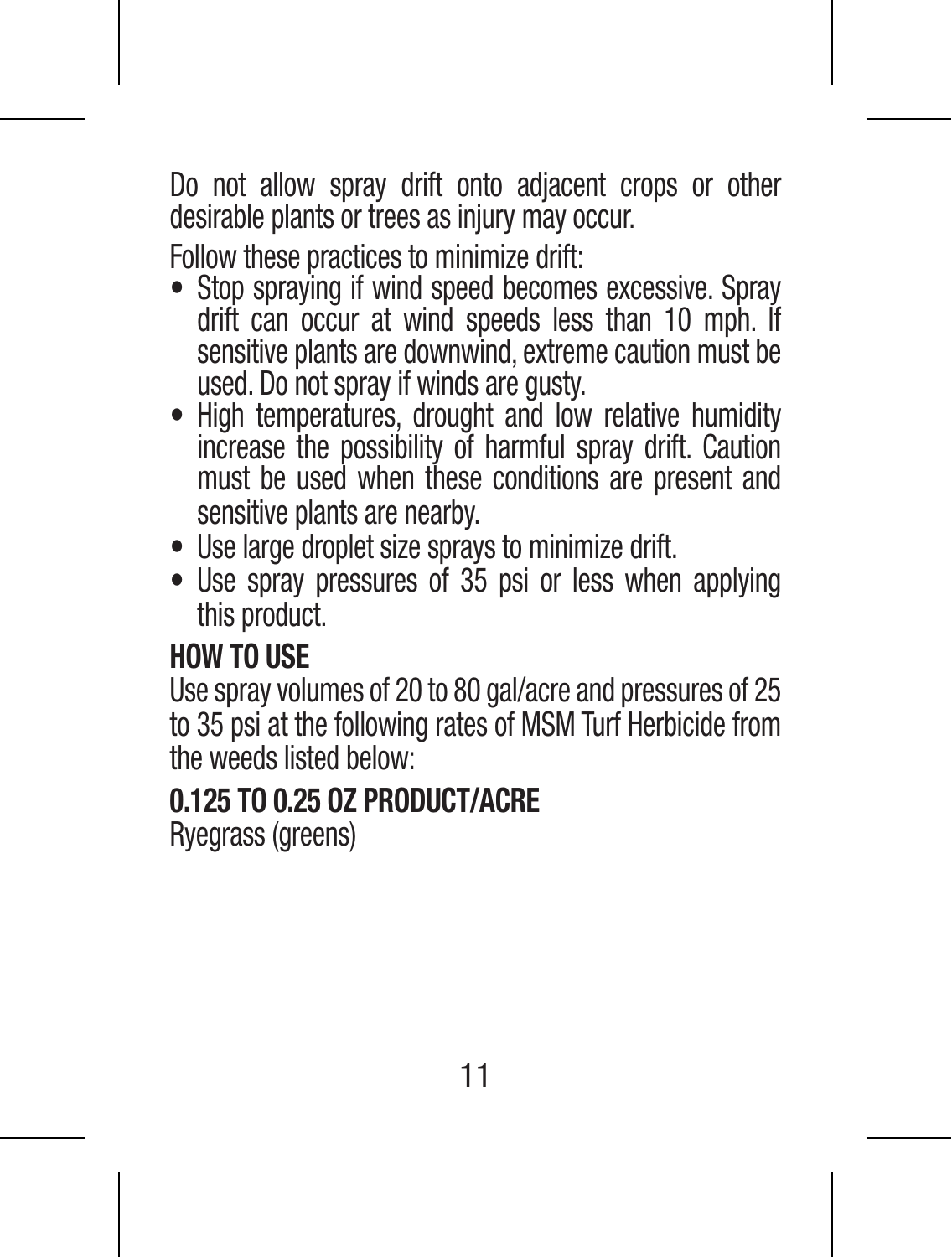Do not allow spray drift onto adjacent crops or other desirable plants or trees as injury may occur.

Follow these practices to minimize drift:

- Stop spraying if wind speed becomes excessive. Spray drift can occur at wind speeds less than 10 mph. If sensitive plants are downwind, extreme caution must be used. Do not spray if winds are gusty.
- High temperatures, drought and low relative humidity increase the possibility of harmful spray drift. Caution must be used when these conditions are present and sensitive plants are nearby.
- Use large droplet size sprays to minimize drift.
- Use spray pressures of 35 psi or less when applying this product.

## HOW TO USE

Use spray volumes of 20 to 80 gal/acre and pressures of 25 to 35 psi at the following rates of MSM Turf Herbicide from the weeds listed below:

### 0.125 TO 0.25 OZ PRODUCT/ACRE

Ryegrass (greens)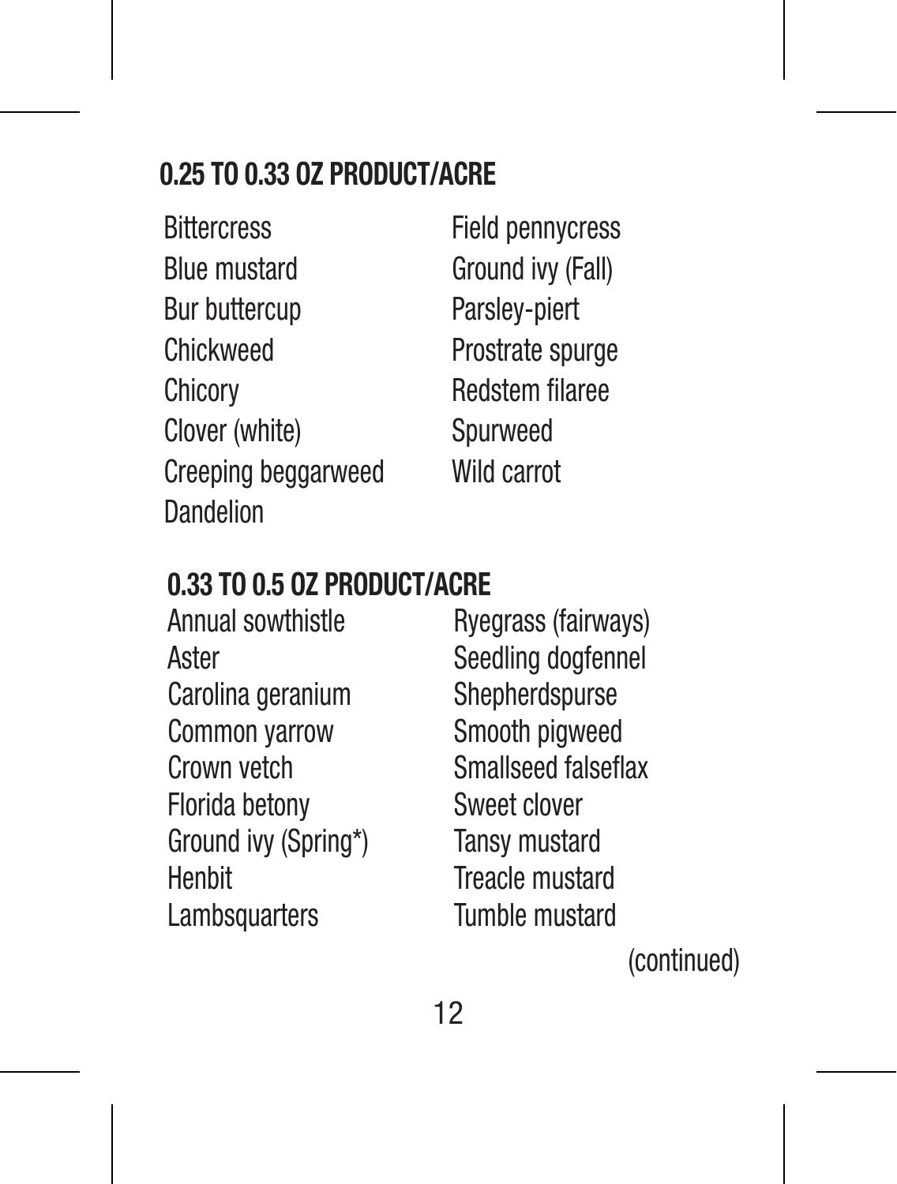## 0.25 TO 0.33 OZ PRODUCT/ACRE

Bittercress
Blue mustard
Bur buttercup
Chickweed
Chicory
Clover (white)
Creeping beggarweed
Dandelion
Field pennycress
Ground ivy (Fall)
Parsley-piert
Prostrate spurge
Redstem filaree
Spurweed
Wild carrot

## 0.33 TO 0.5 OZ PRODUCT/ACRE

Annual sowthistle
Aster
Carolina geranium
Common yarrow
Crown vetch
Florida betony
Ground ivy (Spring*)
Henbit
Lambsquarters
Ryegrass (fairways)
Seedling dogfennel
Shepherdspurse
Smooth pigweed
Smallseed falseflax
Sweet clover
Tansy mustard
Treacle mustard
Tumble mustard

(continued)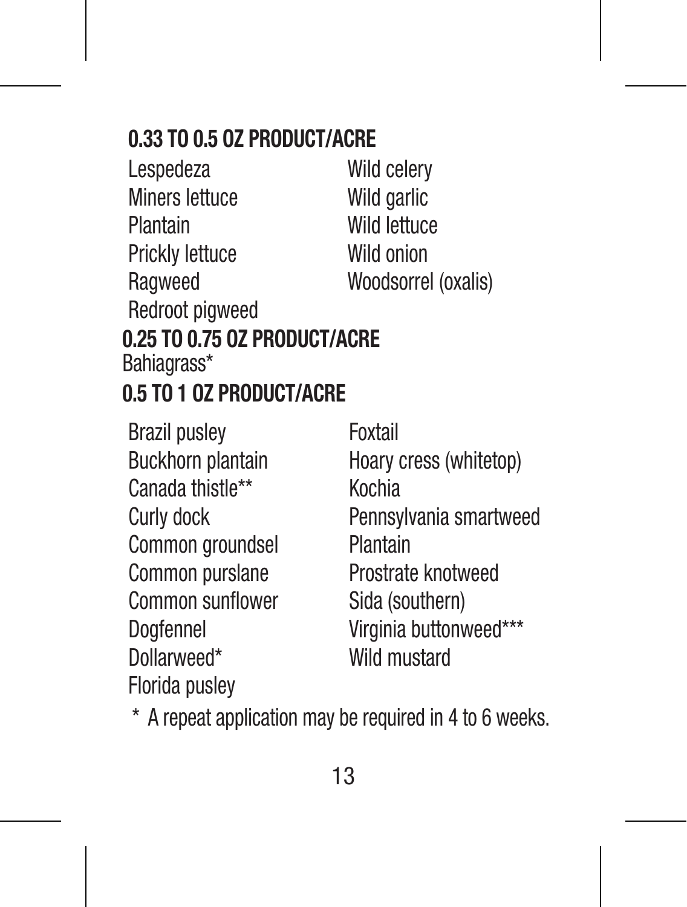**0.33 TO 0.5 OZ PRODUCT/ACRE**

Lespedeza
Miners lettuce
Plantain
Prickly lettuce
Ragweed
Redroot pigweed
Wild celery
Wild garlic
Wild lettuce
Wild onion
Woodsorrel (oxalis)

**0.25 TO 0.75 OZ PRODUCT/ACRE**

Bahiagrass*

**0.5 TO 1 OZ PRODUCT/ACRE**

Brazil pusley
Buckhorn plantain
Canada thistle**
Curly dock
Common groundsel
Common purslane
Common sunflower
Dogfennel
Dollarweed*
Florida pusley
Foxtail
Hoary cress (whitetop)
Kochia
Pennsylvania smartweed
Plantain
Prostrate knotweed
Sida (southern)
Virginia buttonweed***
Wild mustard

\* A repeat application may be required in 4 to 6 weeks.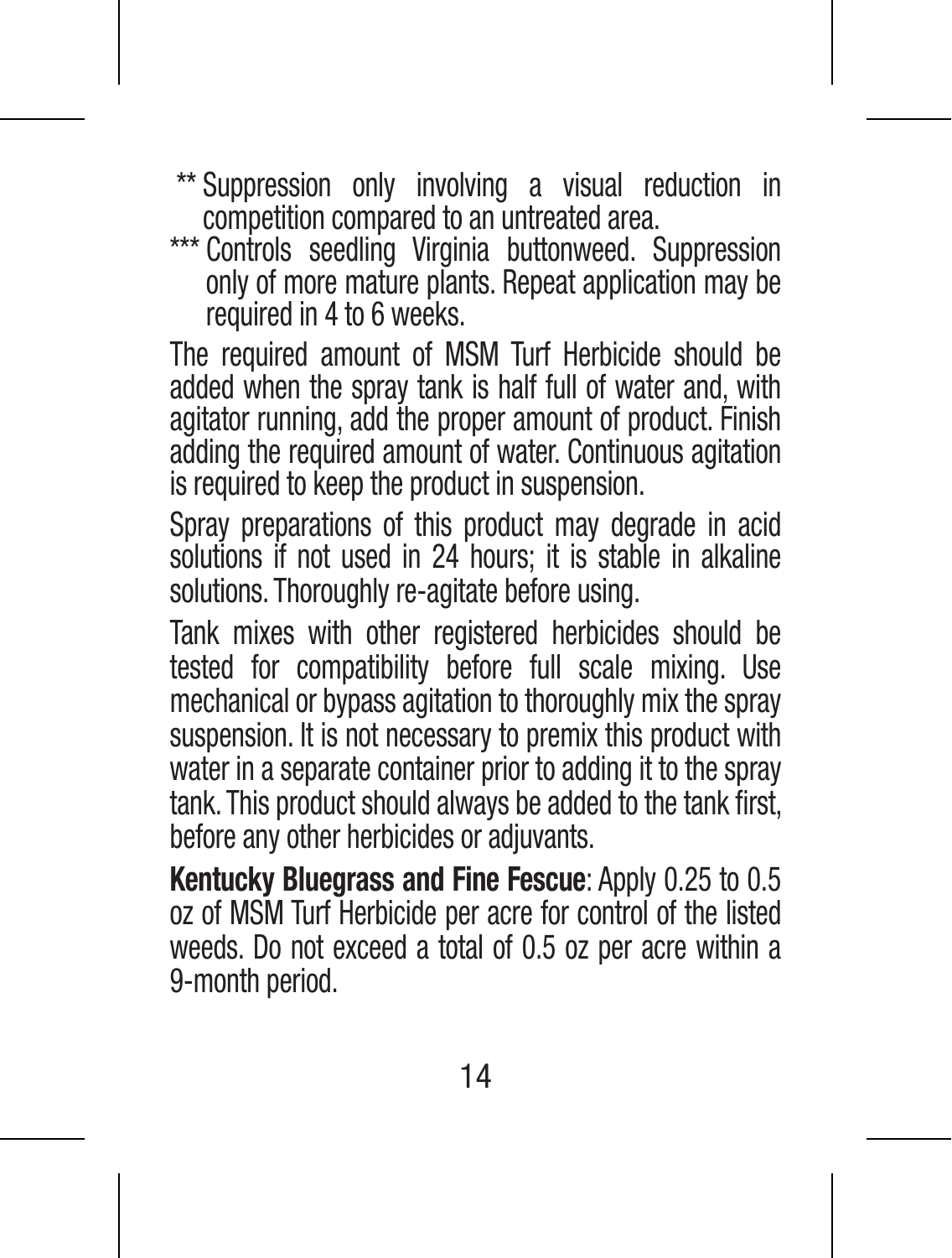** Suppression only involving a visual reduction in competition compared to an untreated area.

*** Controls seedling Virginia buttonweed. Suppression only of more mature plants. Repeat application may be required in 4 to 6 weeks.

The required amount of MSM Turf Herbicide should be added when the spray tank is half full of water and, with agitator running, add the proper amount of product. Finish adding the required amount of water. Continuous agitation is required to keep the product in suspension.

Spray preparations of this product may degrade in acid solutions if not used in 24 hours; it is stable in alkaline solutions. Thoroughly re-agitate before using.

Tank mixes with other registered herbicides should be tested for compatibility before full scale mixing. Use mechanical or bypass agitation to thoroughly mix the spray suspension. It is not necessary to premix this product with water in a separate container prior to adding it to the spray tank. This product should always be added to the tank first, before any other herbicides or adjuvants.

**Kentucky Bluegrass and Fine Fescue**: Apply 0.25 to 0.5 oz of MSM Turf Herbicide per acre for control of the listed weeds. Do not exceed a total of 0.5 oz per acre within a 9-month period.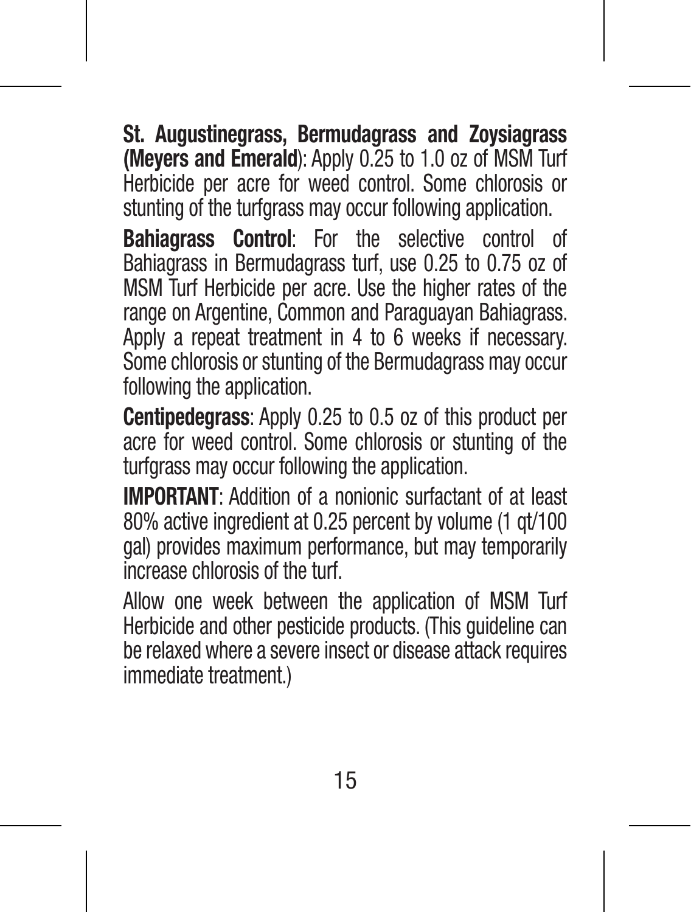**St. Augustinegrass, Bermudagrass and Zoysiagrass (Meyers and Emerald)**: Apply 0.25 to 1.0 oz of MSM Turf Herbicide per acre for weed control. Some chlorosis or stunting of the turfgrass may occur following application.

**Bahiagrass Control**: For the selective control of Bahiagrass in Bermudagrass turf, use 0.25 to 0.75 oz of MSM Turf Herbicide per acre. Use the higher rates of the range on Argentine, Common and Paraguayan Bahiagrass. Apply a repeat treatment in 4 to 6 weeks if necessary. Some chlorosis or stunting of the Bermudagrass may occur following the application.

**Centipedegrass**: Apply 0.25 to 0.5 oz of this product per acre for weed control. Some chlorosis or stunting of the turfgrass may occur following the application.

**IMPORTANT**: Addition of a nonionic surfactant of at least 80% active ingredient at 0.25 percent by volume (1 qt/100 gal) provides maximum performance, but may temporarily increase chlorosis of the turf.

Allow one week between the application of MSM Turf Herbicide and other pesticide products. (This guideline can be relaxed where a severe insect or disease attack requires immediate treatment.)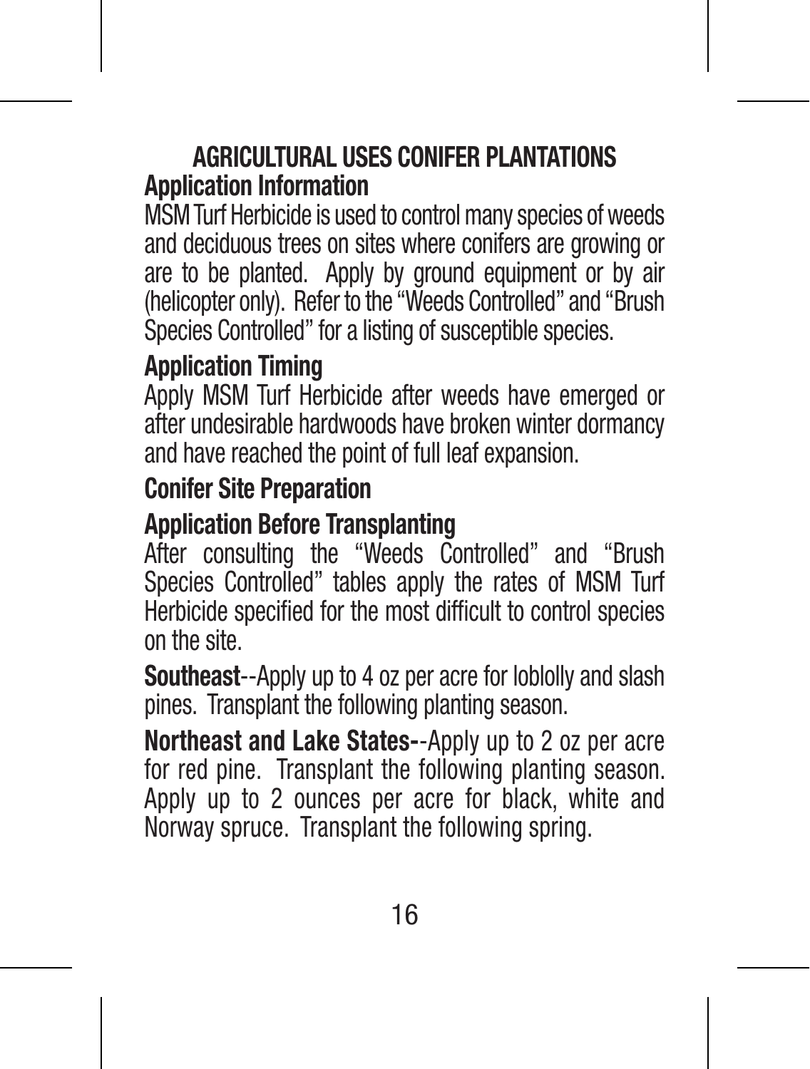## AGRICULTURAL USES CONIFER PLANTATIONS

### Application Information

MSM Turf Herbicide is used to control many species of weeds and deciduous trees on sites where conifers are growing or are to be planted. Apply by ground equipment or by air (helicopter only). Refer to the “Weeds Controlled” and “Brush Species Controlled” for a listing of susceptible species.

### Application Timing

Apply MSM Turf Herbicide after weeds have emerged or after undesirable hardwoods have broken winter dormancy and have reached the point of full leaf expansion.

### Conifer Site Preparation

### Application Before Transplanting

After consulting the “Weeds Controlled” and “Brush Species Controlled” tables apply the rates of MSM Turf Herbicide specified for the most difficult to control species on the site.

**Southeast**--Apply up to 4 oz per acre for loblolly and slash pines. Transplant the following planting season.

**Northeast and Lake States-**-Apply up to 2 oz per acre for red pine. Transplant the following planting season. Apply up to 2 ounces per acre for black, white and Norway spruce. Transplant the following spring.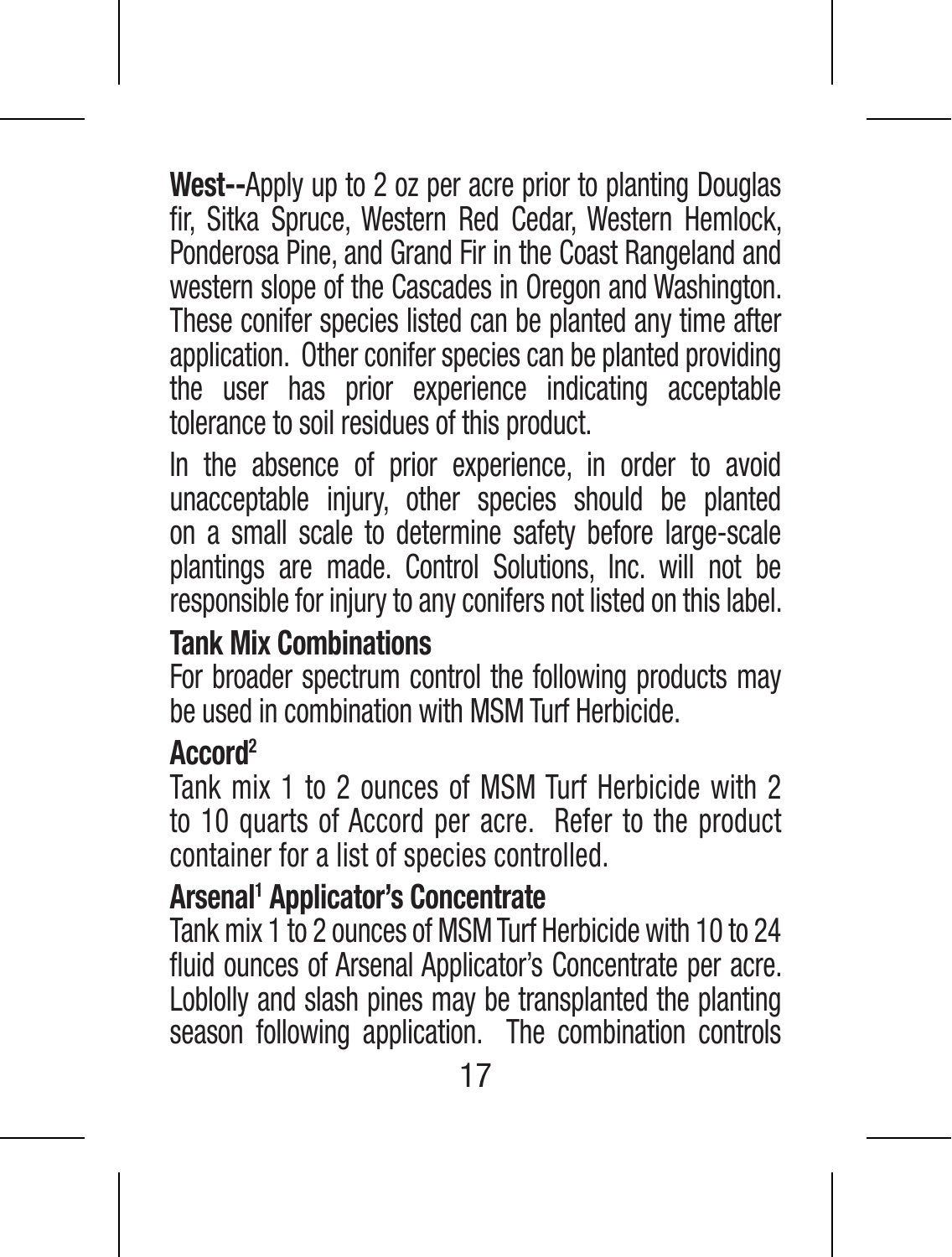**West--**Apply up to 2 oz per acre prior to planting Douglas fir, Sitka Spruce, Western Red Cedar, Western Hemlock, Ponderosa Pine, and Grand Fir in the Coast Rangeland and western slope of the Cascades in Oregon and Washington. These conifer species listed can be planted any time after application. Other conifer species can be planted providing the user has prior experience indicating acceptable tolerance to soil residues of this product.

In the absence of prior experience, in order to avoid unacceptable injury, other species should be planted on a small scale to determine safety before large-scale plantings are made. Control Solutions, Inc. will not be responsible for injury to any conifers not listed on this label.

### Tank Mix Combinations

For broader spectrum control the following products may be used in combination with MSM Turf Herbicide.

### Accord[2]

Tank mix 1 to 2 ounces of MSM Turf Herbicide with 2 to 10 quarts of Accord per acre. Refer to the product container for a list of species controlled.

### Arsenal[1] Applicator's Concentrate

Tank mix 1 to 2 ounces of MSM Turf Herbicide with 10 to 24 fluid ounces of Arsenal Applicator's Concentrate per acre. Loblolly and slash pines may be transplanted the planting season following application. The combination controls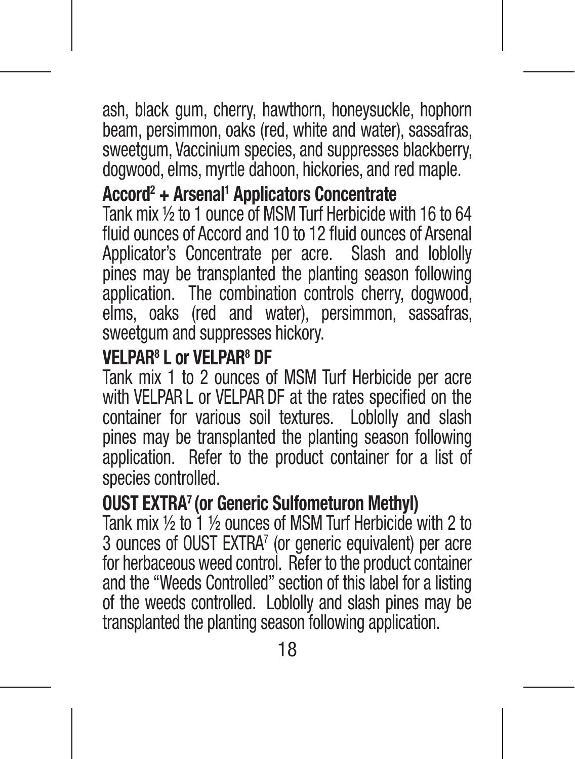ash, black gum, cherry, hawthorn, honeysuckle, hophorn beam, persimmon, oaks (red, white and water), sassafras, sweetgum, Vaccinium species, and suppresses blackberry, dogwood, elms, myrtle dahoon, hickories, and red maple.

### Accord[2] + Arsenal[1] Applicators Concentrate

Tank mix ½ to 1 ounce of MSM Turf Herbicide with 16 to 64 fluid ounces of Accord and 10 to 12 fluid ounces of Arsenal Applicator's Concentrate per acre. Slash and loblolly pines may be transplanted the planting season following application. The combination controls cherry, dogwood, elms, oaks (red and water), persimmon, sassafras, sweetgum and suppresses hickory.

### VELPAR[8] L or VELPAR[8] DF

Tank mix 1 to 2 ounces of MSM Turf Herbicide per acre with VELPAR L or VELPAR DF at the rates specified on the container for various soil textures. Loblolly and slash pines may be transplanted the planting season following application. Refer to the product container for a list of species controlled.

### OUST EXTRA[7] (or Generic Sulfometuron Methyl)

Tank mix ½ to 1 ½ ounces of MSM Turf Herbicide with 2 to 3 ounces of OUST EXTRA[7] (or generic equivalent) per acre for herbaceous weed control. Refer to the product container and the "Weeds Controlled" section of this label for a listing of the weeds controlled. Loblolly and slash pines may be transplanted the planting season following application.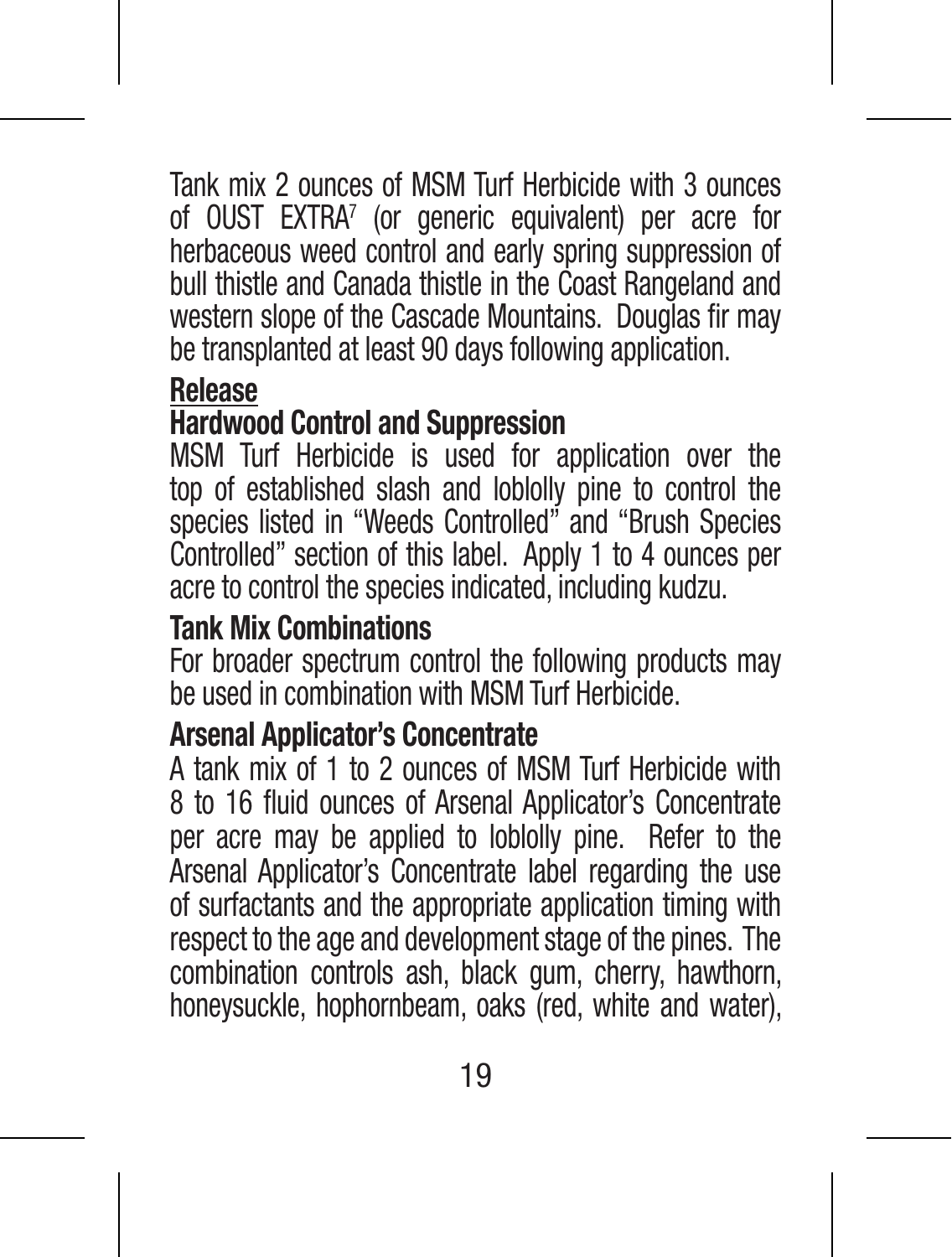Tank mix 2 ounces of MSM Turf Herbicide with 3 ounces of OUST EXTRA[7] (or generic equivalent) per acre for herbaceous weed control and early spring suppression of bull thistle and Canada thistle in the Coast Rangeland and western slope of the Cascade Mountains. Douglas fir may be transplanted at least 90 days following application.

## Release

### Hardwood Control and Suppression

MSM Turf Herbicide is used for application over the top of established slash and loblolly pine to control the species listed in "Weeds Controlled" and "Brush Species Controlled" section of this label. Apply 1 to 4 ounces per acre to control the species indicated, including kudzu.

### Tank Mix Combinations

For broader spectrum control the following products may be used in combination with MSM Turf Herbicide.

### Arsenal Applicator's Concentrate

A tank mix of 1 to 2 ounces of MSM Turf Herbicide with 8 to 16 fluid ounces of Arsenal Applicator's Concentrate per acre may be applied to loblolly pine. Refer to the Arsenal Applicator's Concentrate label regarding the use of surfactants and the appropriate application timing with respect to the age and development stage of the pines. The combination controls ash, black gum, cherry, hawthorn, honeysuckle, hophornbeam, oaks (red, white and water),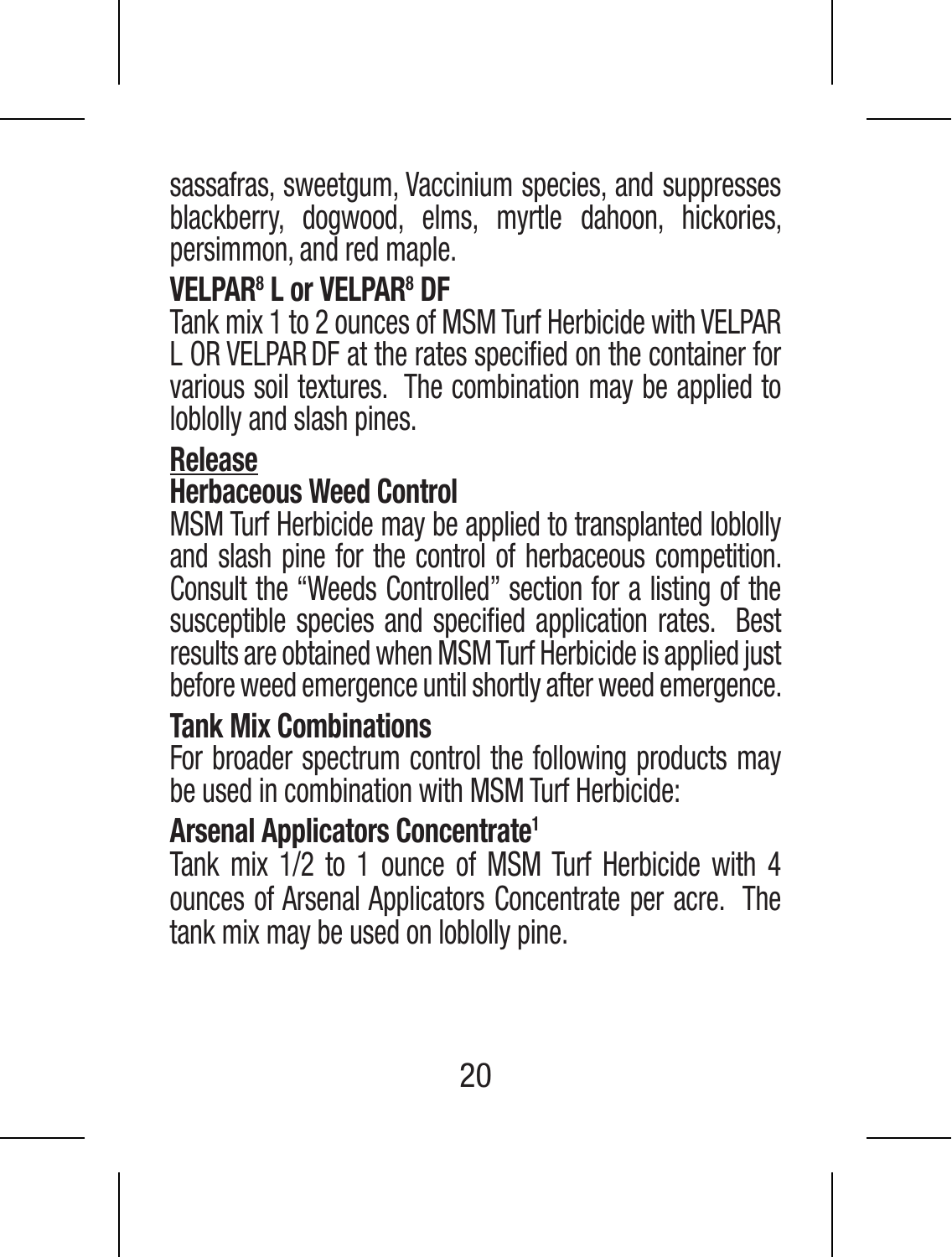sassafras, sweetgum, Vaccinium species, and suppresses blackberry, dogwood, elms, myrtle dahoon, hickories, persimmon, and red maple.

**VELPAR[8] L or VELPAR[8] DF**

Tank mix 1 to 2 ounces of MSM Turf Herbicide with VELPAR L OR VELPAR DF at the rates specified on the container for various soil textures. The combination may be applied to loblolly and slash pines.

**Release**

**Herbaceous Weed Control**

MSM Turf Herbicide may be applied to transplanted loblolly and slash pine for the control of herbaceous competition. Consult the "Weeds Controlled" section for a listing of the susceptible species and specified application rates. Best results are obtained when MSM Turf Herbicide is applied just before weed emergence until shortly after weed emergence.

**Tank Mix Combinations**

For broader spectrum control the following products may be used in combination with MSM Turf Herbicide:

**Arsenal Applicators Concentrate[1]**

Tank mix 1/2 to 1 ounce of MSM Turf Herbicide with 4 ounces of Arsenal Applicators Concentrate per acre. The tank mix may be used on loblolly pine.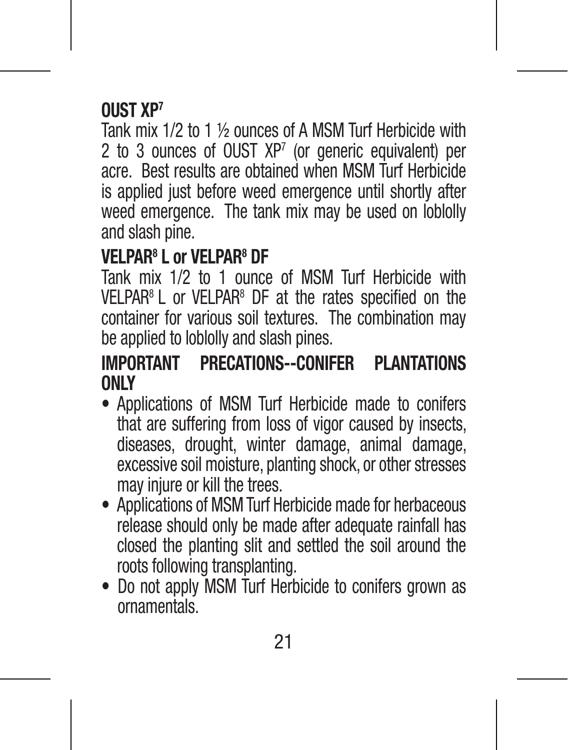**OUST XP[7]**

Tank mix 1/2 to 1 ½ ounces of A MSM Turf Herbicide with 2 to 3 ounces of OUST XP[7] (or generic equivalent) per acre. Best results are obtained when MSM Turf Herbicide is applied just before weed emergence until shortly after weed emergence. The tank mix may be used on loblolly and slash pine.

**VELPAR[8] L or VELPAR[8] DF**

Tank mix 1/2 to 1 ounce of MSM Turf Herbicide with VELPAR[8] L or VELPAR[8] DF at the rates specified on the container for various soil textures. The combination may be applied to loblolly and slash pines.

**IMPORTANT PRECATIONS--CONIFER PLANTATIONS ONLY**

- Applications of MSM Turf Herbicide made to conifers that are suffering from loss of vigor caused by insects, diseases, drought, winter damage, animal damage, excessive soil moisture, planting shock, or other stresses may injure or kill the trees.
- Applications of MSM Turf Herbicide made for herbaceous release should only be made after adequate rainfall has closed the planting slit and settled the soil around the roots following transplanting.
- Do not apply MSM Turf Herbicide to conifers grown as ornamentals.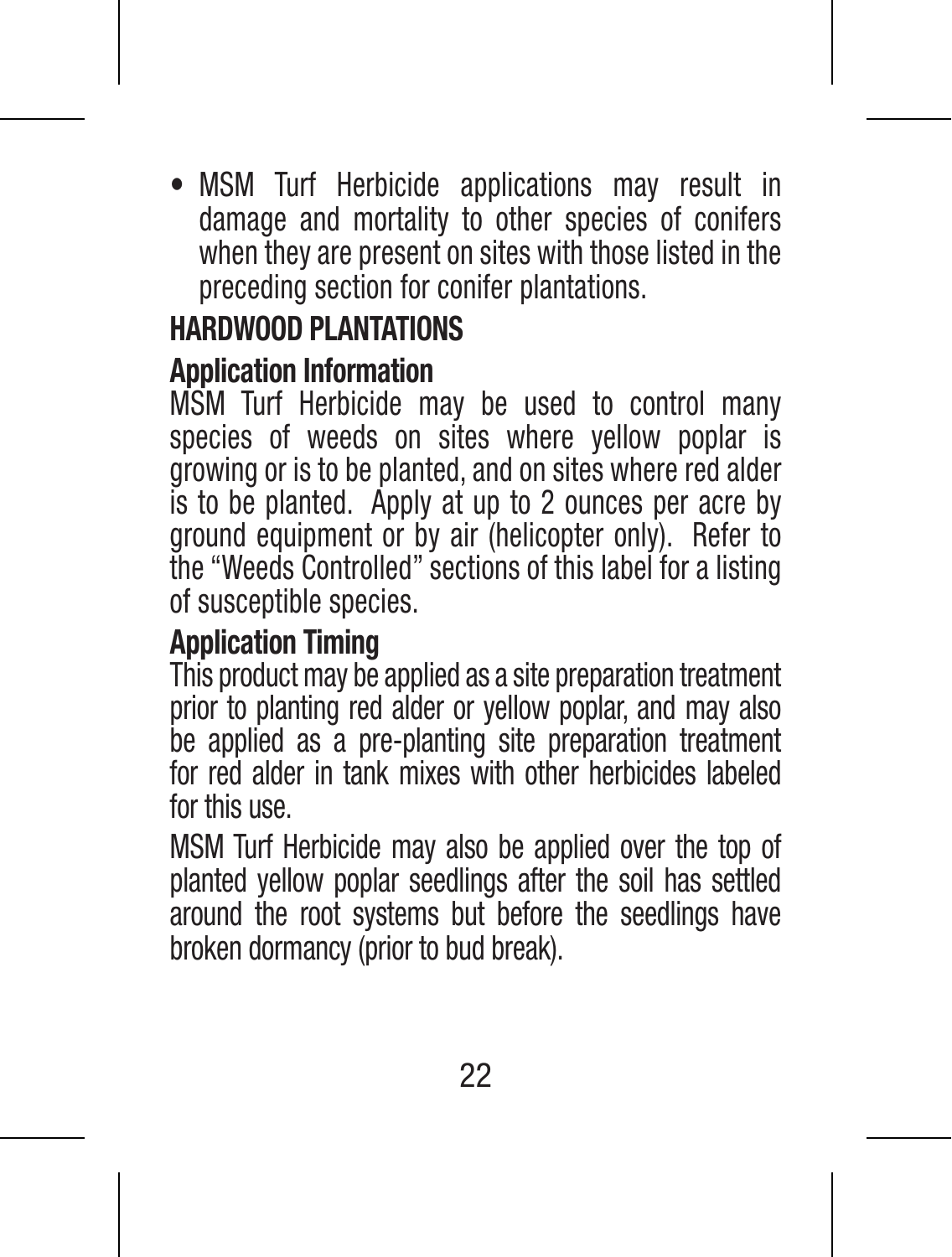- MSM Turf Herbicide applications may result in damage and mortality to other species of conifers when they are present on sites with those listed in the preceding section for conifer plantations.

## HARDWOOD PLANTATIONS

### Application Information

MSM Turf Herbicide may be used to control many species of weeds on sites where yellow poplar is growing or is to be planted, and on sites where red alder is to be planted. Apply at up to 2 ounces per acre by ground equipment or by air (helicopter only). Refer to the "Weeds Controlled" sections of this label for a listing of susceptible species.

### Application Timing

This product may be applied as a site preparation treatment prior to planting red alder or yellow poplar, and may also be applied as a pre-planting site preparation treatment for red alder in tank mixes with other herbicides labeled for this use.

MSM Turf Herbicide may also be applied over the top of planted yellow poplar seedlings after the soil has settled around the root systems but before the seedlings have broken dormancy (prior to bud break).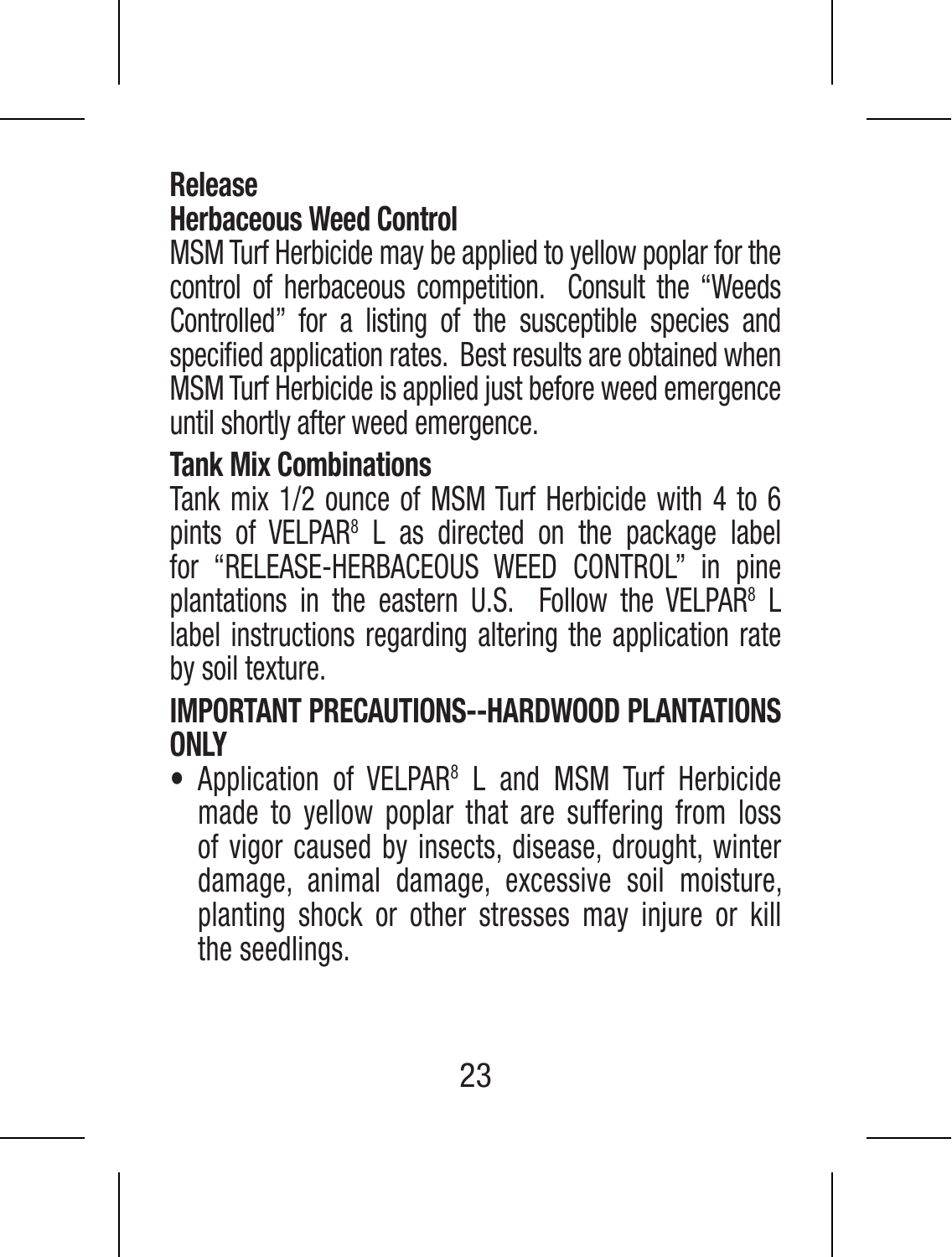**Release**

**Herbaceous Weed Control**

MSM Turf Herbicide may be applied to yellow poplar for the control of herbaceous competition. Consult the "Weeds Controlled" for a listing of the susceptible species and specified application rates. Best results are obtained when MSM Turf Herbicide is applied just before weed emergence until shortly after weed emergence.

**Tank Mix Combinations**

Tank mix 1/2 ounce of MSM Turf Herbicide with 4 to 6 pints of VELPAR[8] L as directed on the package label for "RELEASE-HERBACEOUS WEED CONTROL" in pine plantations in the eastern U.S. Follow the VELPAR[8] L label instructions regarding altering the application rate by soil texture.

**IMPORTANT PRECAUTIONS--HARDWOOD PLANTATIONS ONLY**

- Application of VELPAR[8] L and MSM Turf Herbicide made to yellow poplar that are suffering from loss of vigor caused by insects, disease, drought, winter damage, animal damage, excessive soil moisture, planting shock or other stresses may injure or kill the seedlings.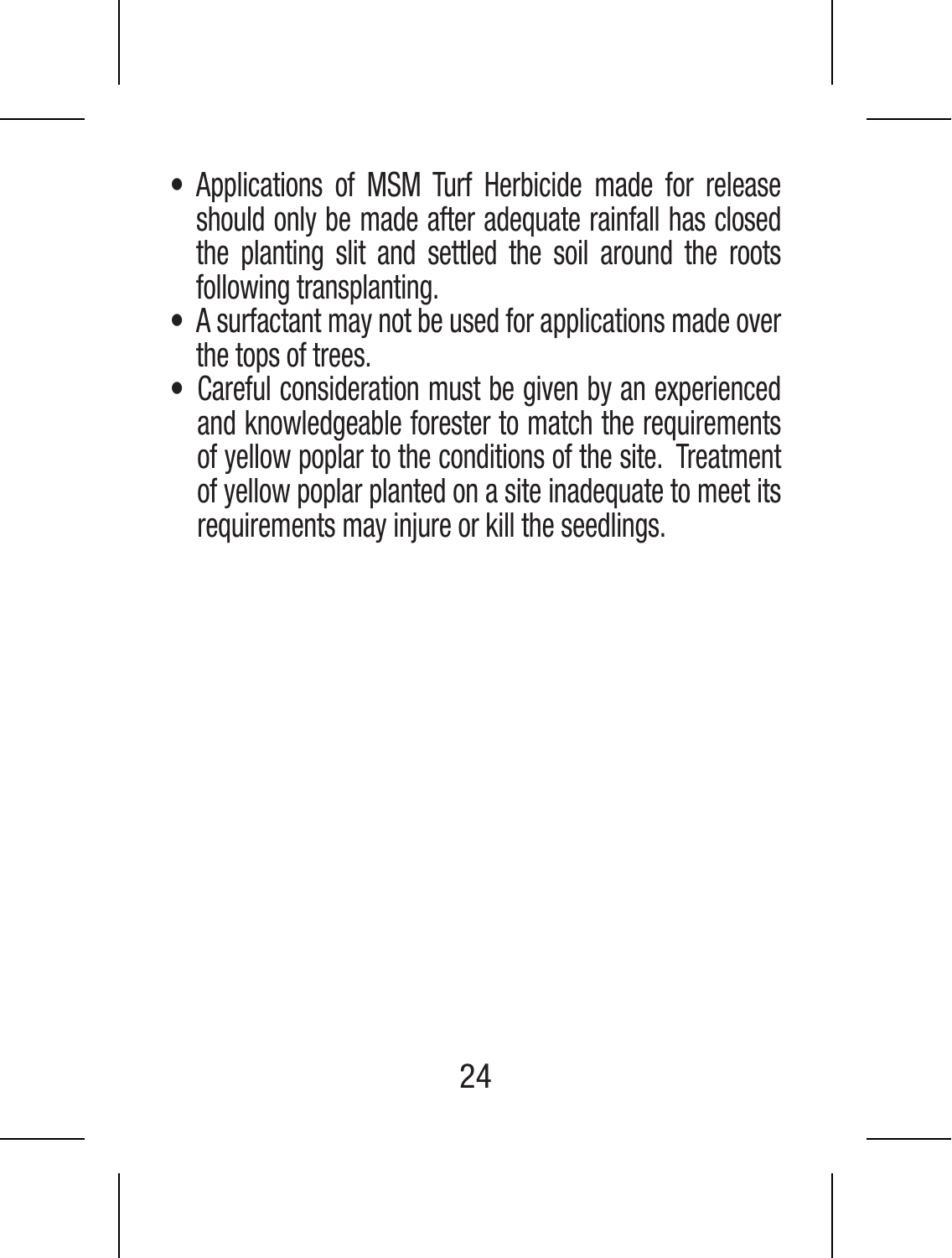- Applications of MSM Turf Herbicide made for release should only be made after adequate rainfall has closed the planting slit and settled the soil around the roots following transplanting.
- A surfactant may not be used for applications made over the tops of trees.
- Careful consideration must be given by an experienced and knowledgeable forester to match the requirements of yellow poplar to the conditions of the site. Treatment of yellow poplar planted on a site inadequate to meet its requirements may injure or kill the seedlings.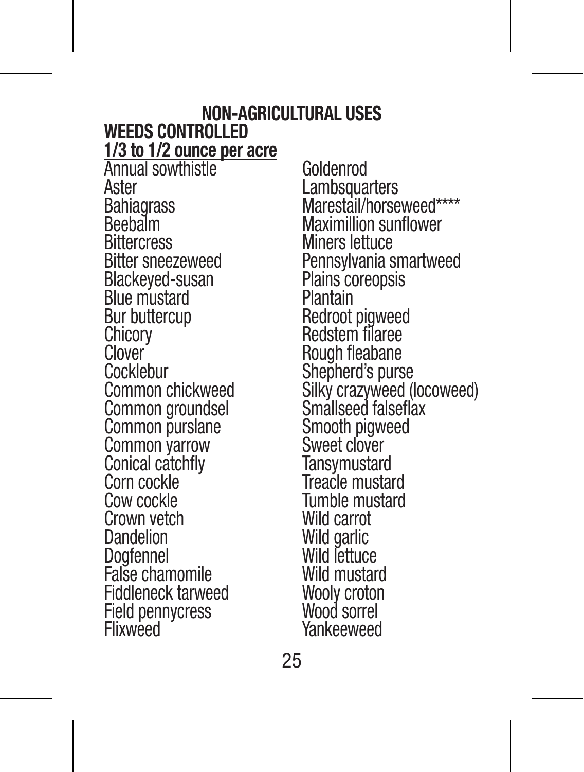## NON-AGRICULTURAL USES

### WEEDS CONTROLLED

**1/3 to 1/2 ounce per acre**

Annual sowthistle
Aster
Bahiagrass
Beebalm
Bittercress
Bitter sneezeweed
Blackeyed-susan
Blue mustard
Bur buttercup
Chicory
Clover
Cocklebur
Common chickweed
Common groundsel
Common purslane
Common yarrow
Conical catchfly
Corn cockle
Cow cockle
Crown vetch
Dandelion
Dogfennel
False chamomile
Fiddleneck tarweed
Field pennycress
Flixweed
Goldenrod
Lambsquarters
Marestail/horseweed****
Maximillion sunflower
Miners lettuce
Pennsylvania smartweed
Plains coreopsis
Plantain
Redroot pigweed
Redstem filaree
Rough fleabane
Shepherd's purse
Silky crazyweed (locoweed)
Smallseed falseflax
Smooth pigweed
Sweet clover
Tansymustard
Treacle mustard
Tumble mustard
Wild carrot
Wild garlic
Wild lettuce
Wild mustard
Wooly croton
Wood sorrel
Yankeeweed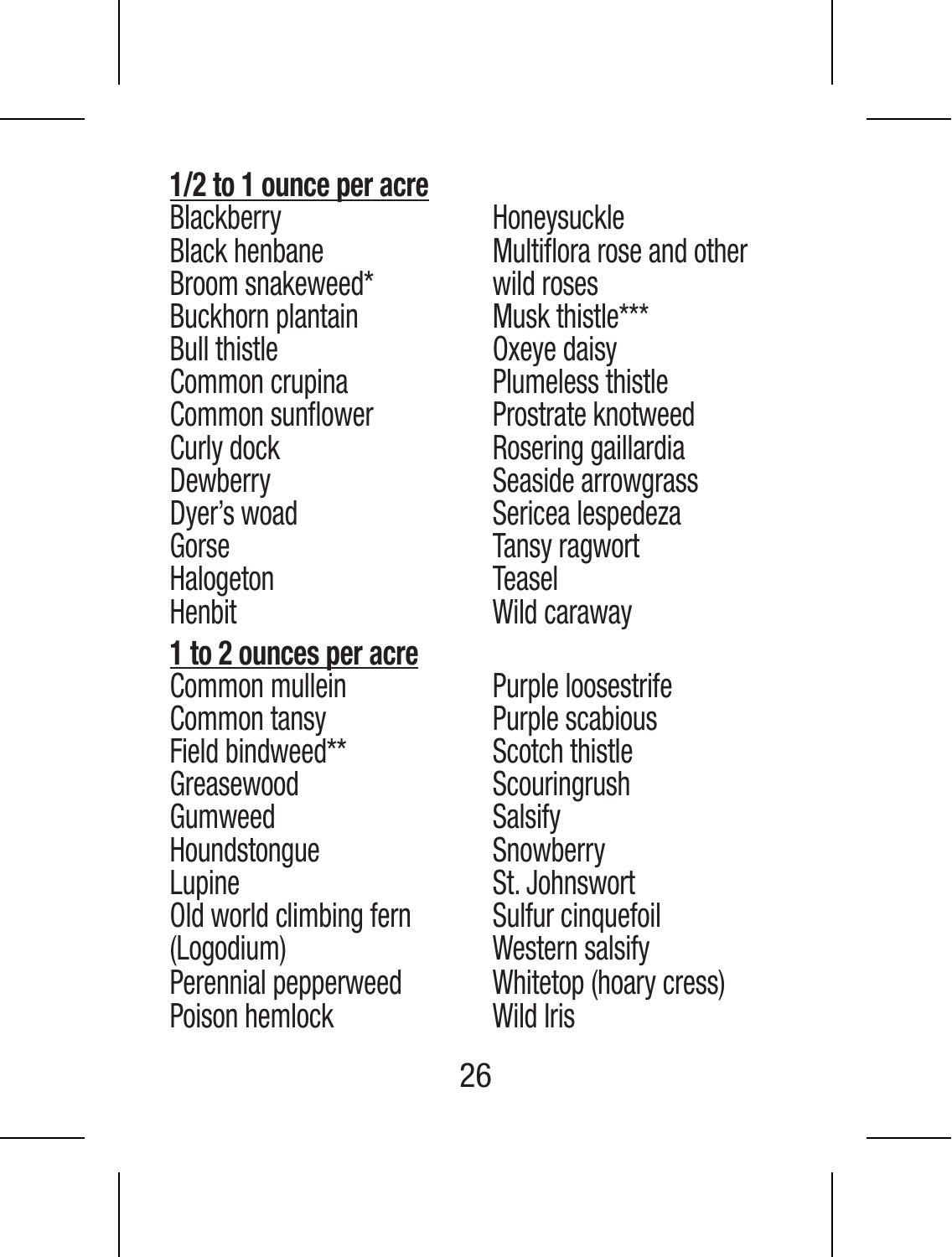**1/2 to 1 ounce per acre**

Blackberry
Black henbane
Broom snakeweed*
Buckhorn plantain
Bull thistle
Common crupina
Common sunflower
Curly dock
Dewberry
Dyer's woad
Gorse
Halogeton
Henbit
Honeysuckle
Multiflora rose and other wild roses
Musk thistle***
Oxeye daisy
Plumeless thistle
Prostrate knotweed
Rosering gaillardia
Seaside arrowgrass
Sericea lespedeza
Tansy ragwort
Teasel
Wild caraway

**1 to 2 ounces per acre**

Common mullein
Common tansy
Field bindweed**
Greasewood
Gumweed
Houndstongue
Lupine
Old world climbing fern (Logodium)
Perennial pepperweed
Poison hemlock
Purple loosestrife
Purple scabious
Scotch thistle
Scouringrush
Salsify
Snowberry
St. Johnswort
Sulfur cinquefoil
Western salsify
Whitetop (hoary cress)
Wild Iris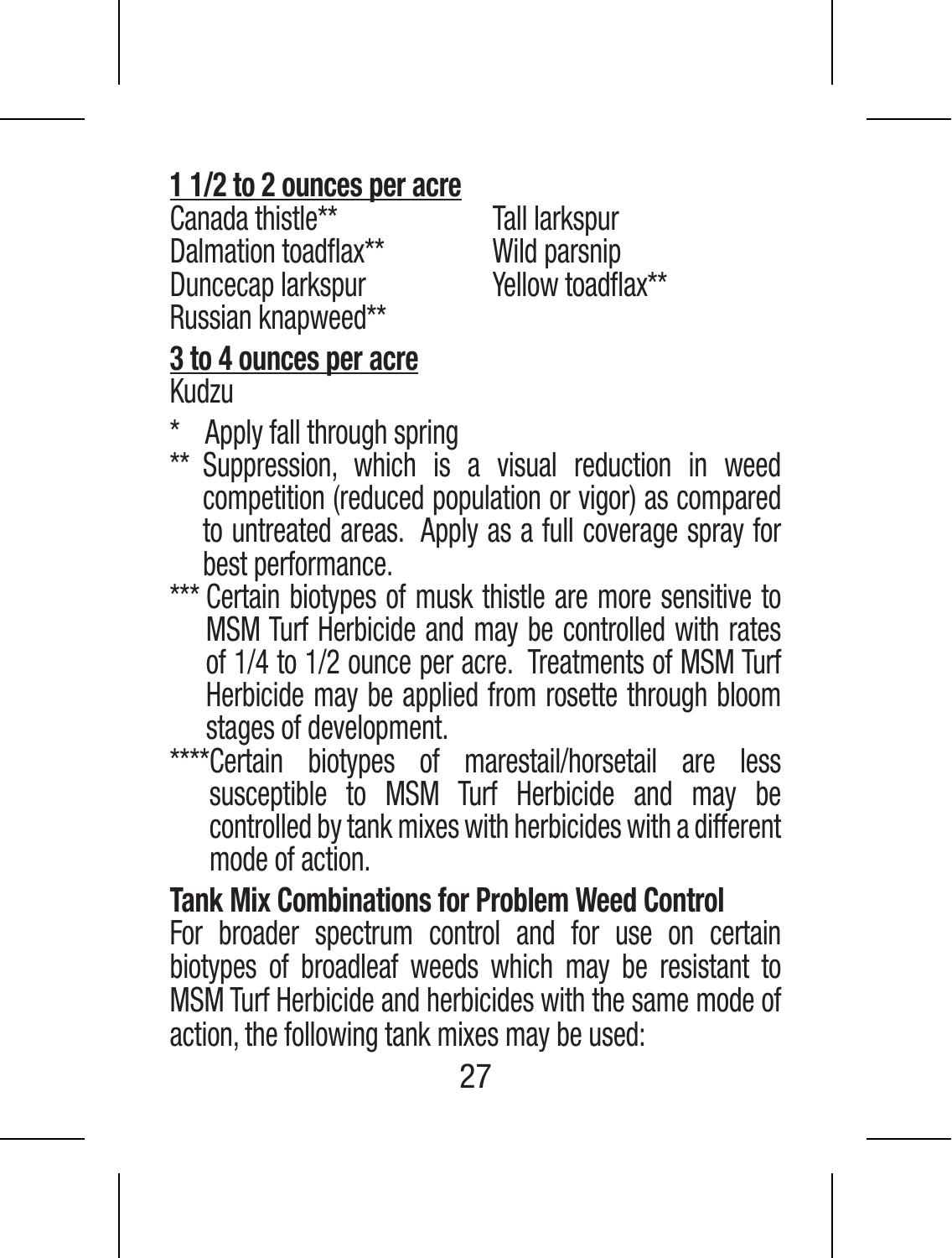**1 1/2 to 2 ounces per acre**

Canada thistle**
Dalmation toadflax**
Duncecap larkspur
Russian knapweed**
Tall larkspur
Wild parsnip
Yellow toadflax**

**3 to 4 ounces per acre**

Kudzu

\* Apply fall through spring

** Suppression, which is a visual reduction in weed competition (reduced population or vigor) as compared to untreated areas. Apply as a full coverage spray for best performance.

*** Certain biotypes of musk thistle are more sensitive to MSM Turf Herbicide and may be controlled with rates of 1/4 to 1/2 ounce per acre. Treatments of MSM Turf Herbicide may be applied from rosette through bloom stages of development.

****Certain biotypes of marestail/horsetail are less susceptible to MSM Turf Herbicide and may be controlled by tank mixes with herbicides with a different mode of action.

**Tank Mix Combinations for Problem Weed Control**

For broader spectrum control and for use on certain biotypes of broadleaf weeds which may be resistant to MSM Turf Herbicide and herbicides with the same mode of action, the following tank mixes may be used: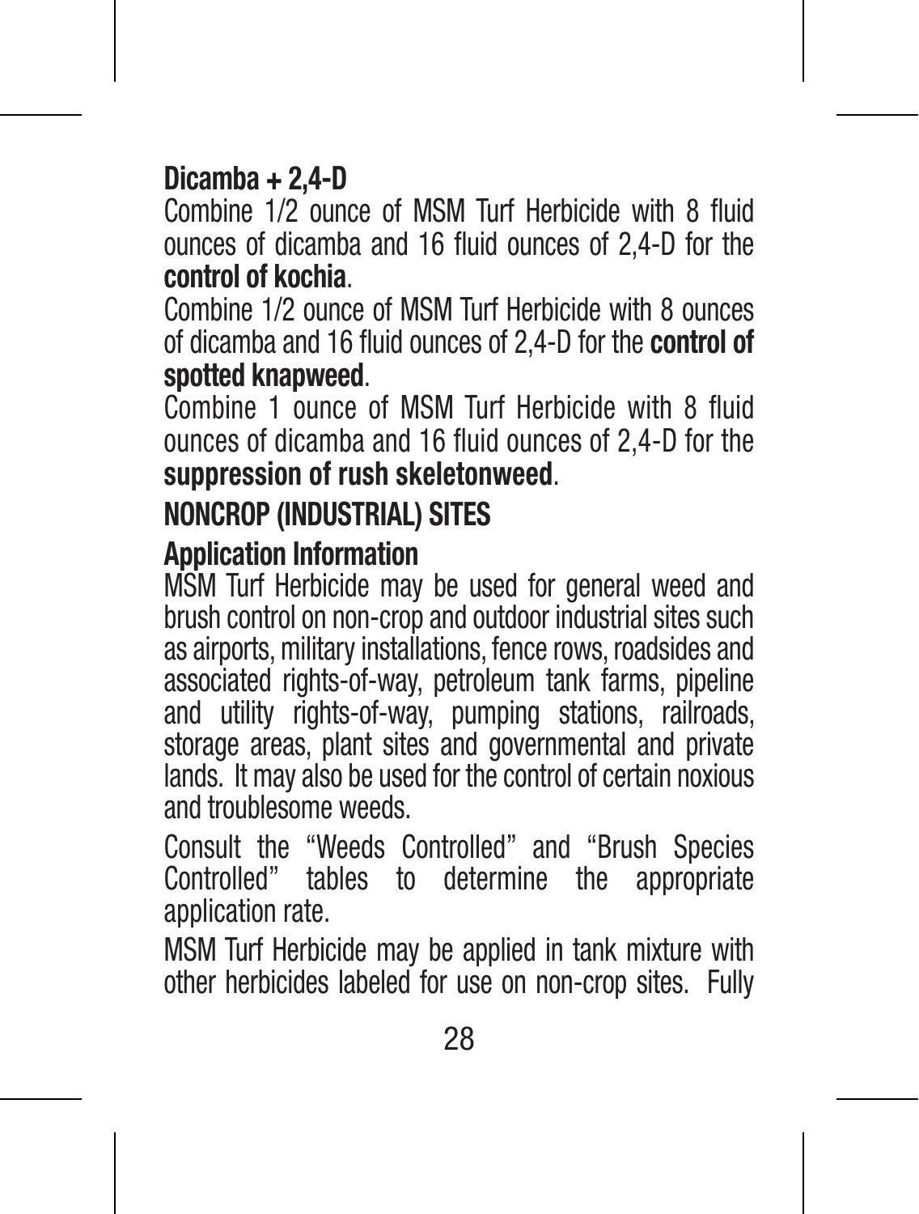**Dicamba + 2,4-D**

Combine 1/2 ounce of MSM Turf Herbicide with 8 fluid ounces of dicamba and 16 fluid ounces of 2,4-D for the **control of kochia**.

Combine 1/2 ounce of MSM Turf Herbicide with 8 ounces of dicamba and 16 fluid ounces of 2,4-D for the **control of spotted knapweed**.

Combine 1 ounce of MSM Turf Herbicide with 8 fluid ounces of dicamba and 16 fluid ounces of 2,4-D for the **suppression of rush skeletonweed**.

## NONCROP (INDUSTRIAL) SITES

### Application Information

MSM Turf Herbicide may be used for general weed and brush control on non-crop and outdoor industrial sites such as airports, military installations, fence rows, roadsides and associated rights-of-way, petroleum tank farms, pipeline and utility rights-of-way, pumping stations, railroads, storage areas, plant sites and governmental and private lands. It may also be used for the control of certain noxious and troublesome weeds.

Consult the "Weeds Controlled" and "Brush Species Controlled" tables to determine the appropriate application rate.

MSM Turf Herbicide may be applied in tank mixture with other herbicides labeled for use on non-crop sites. Fully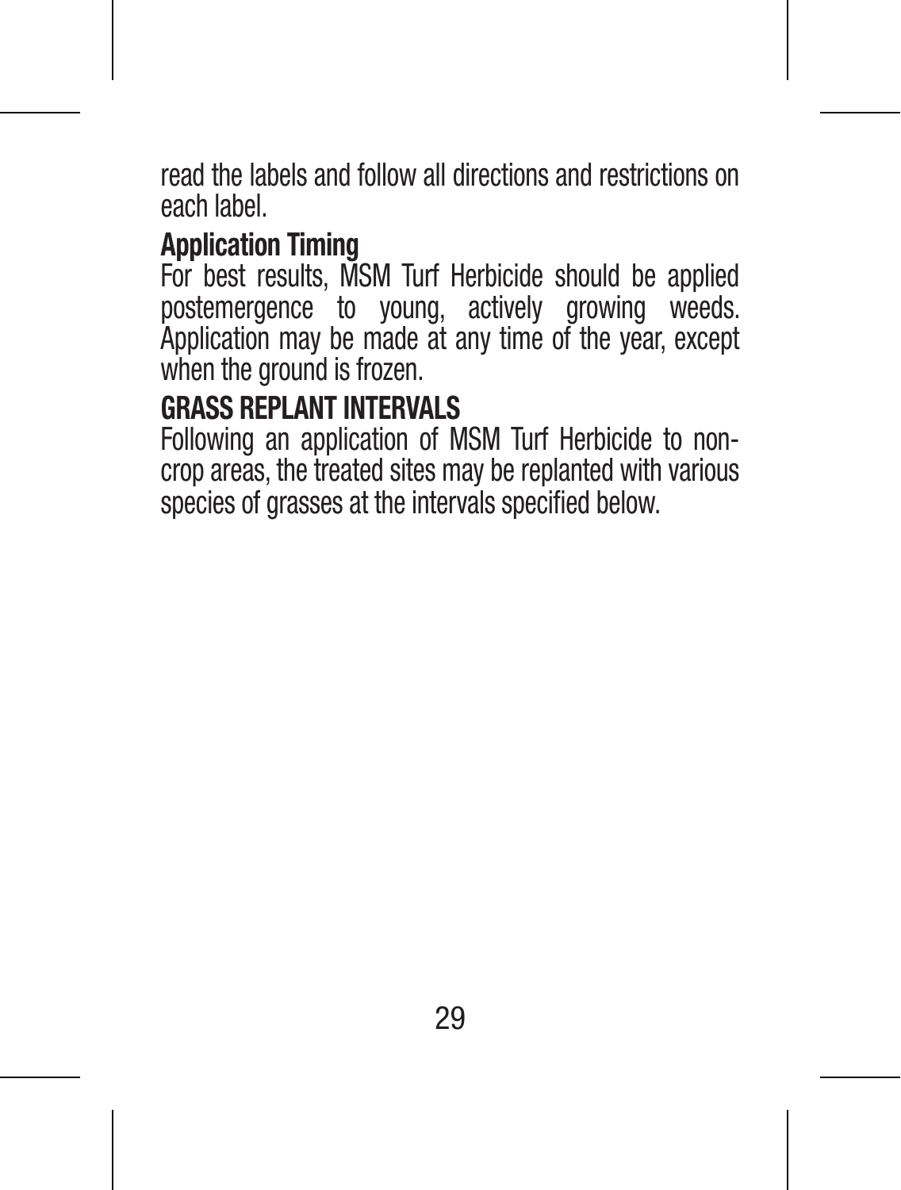read the labels and follow all directions and restrictions on each label.

### Application Timing

For best results, MSM Turf Herbicide should be applied postemergence to young, actively growing weeds. Application may be made at any time of the year, except when the ground is frozen.

### GRASS REPLANT INTERVALS

Following an application of MSM Turf Herbicide to non-crop areas, the treated sites may be replanted with various species of grasses at the intervals specified below.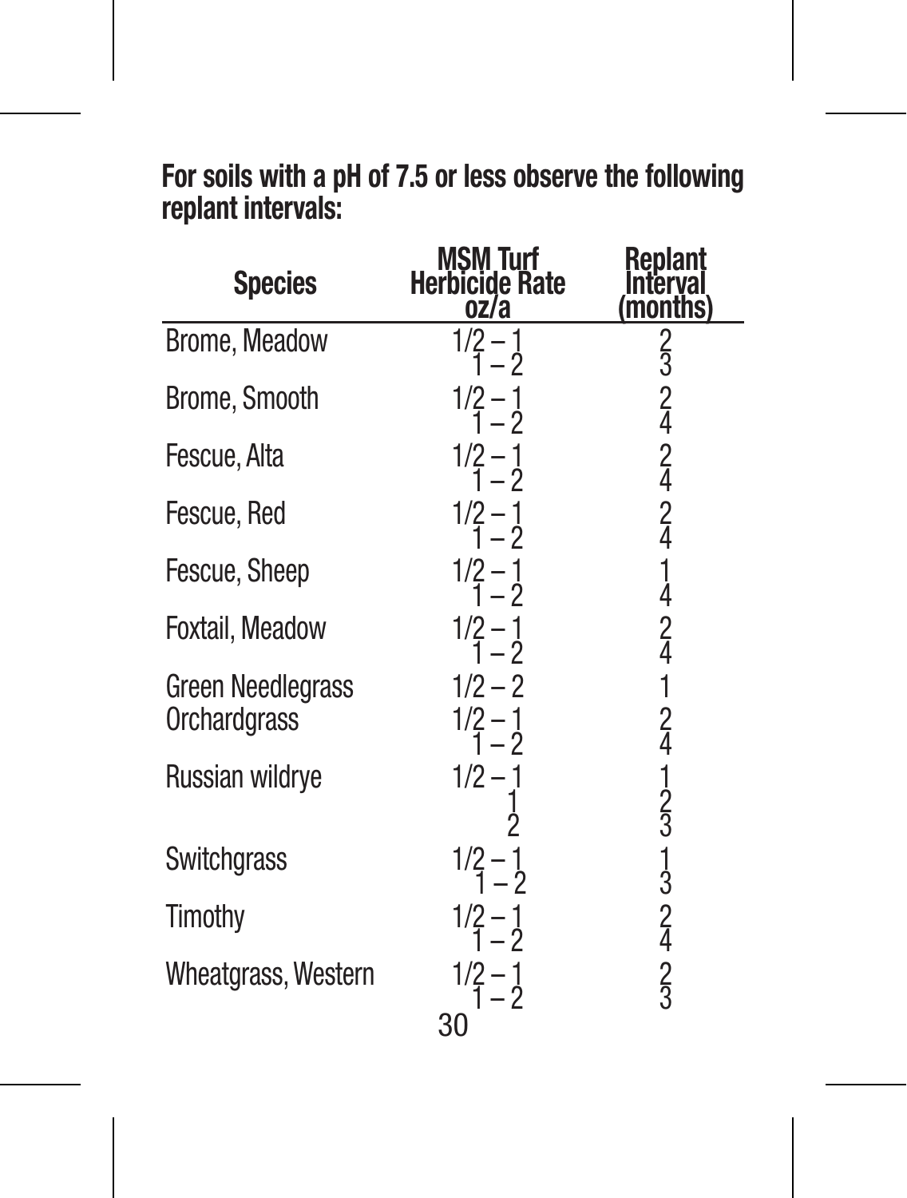**For soils with a pH of 7.5 or less observe the following replant intervals:**

| Species | MSM Turf Herbicide Rate oz/a | Replant Interval (months) |
|---|---|---|
| Brome, Meadow | 1/2 – 1 | 2 |
| | 1 – 2 | 3 |
| Brome, Smooth | 1/2 – 1 | 2 |
| | 1 – 2 | 4 |
| Fescue, Alta | 1/2 – 1 | 2 |
| | 1 – 2 | 4 |
| Fescue, Red | 1/2 – 1 | 2 |
| | 1 – 2 | 4 |
| Fescue, Sheep | 1/2 – 1 | 1 |
| | 1 – 2 | 4 |
| Foxtail, Meadow | 1/2 – 1 | 2 |
| | 1 – 2 | 4 |
| Green Needlegrass | 1/2 – 2 | 1 |
| Orchardgrass | 1/2 – 1 | 2 |
| | 1 – 2 | 4 |
| Russian wildrye | 1/2 – 1 | 1 |
| | 1 | 2 |
| | 2 | 3 |
| Switchgrass | 1/2 – 1 | 1 |
| | 1 – 2 | 3 |
| Timothy | 1/2 – 1 | 2 |
| | 1 – 2 | 4 |
| Wheatgrass, Western | 1/2 – 1 | 2 |
| | 1 – 2 | 3 |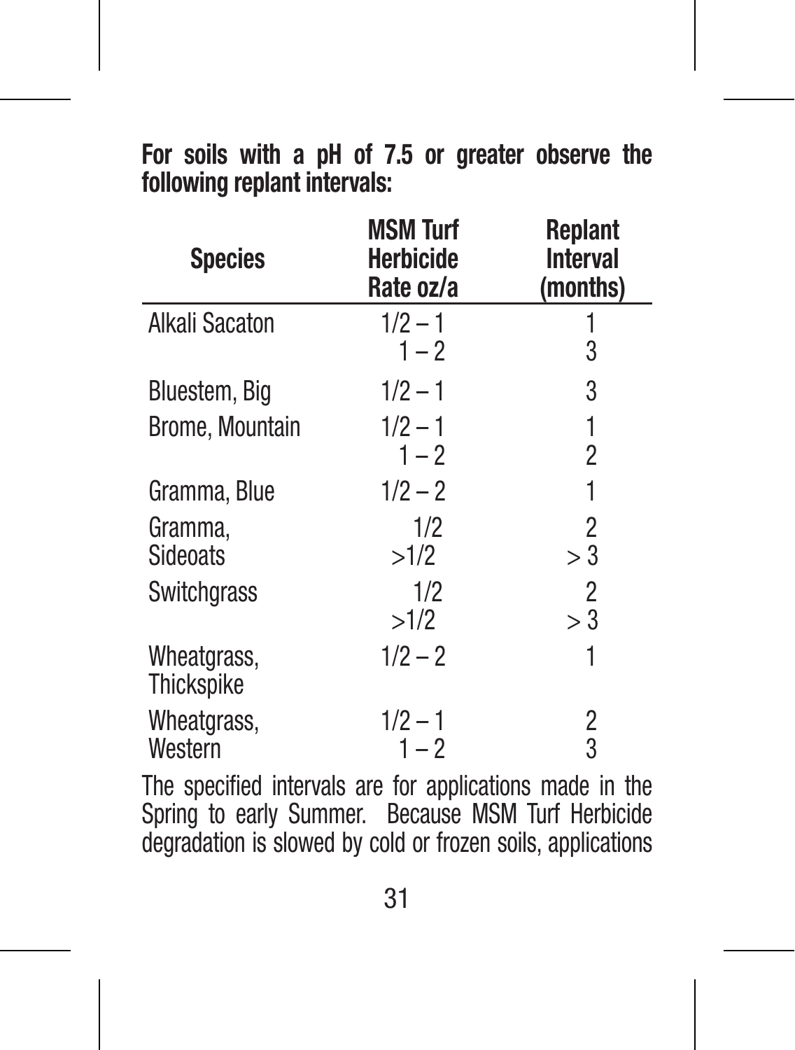**For soils with a pH of 7.5 or greater observe the following replant intervals:**

| Species | MSM Turf Herbicide Rate oz/a | Replant Interval (months) |
|---|---|---|
| Alkali Sacaton | 1/2 – 1 | 1 |
| | 1 – 2 | 3 |
| Bluestem, Big | 1/2 – 1 | 3 |
| Brome, Mountain | 1/2 – 1 | 1 |
| | 1 – 2 | 2 |
| Gramma, Blue | 1/2 – 2 | 1 |
| Gramma, Sideoats | 1/2 | 2 |
| | >1/2 | > 3 |
| Switchgrass | 1/2 | 2 |
| | >1/2 | > 3 |
| Wheatgrass, Thickspike | 1/2 – 2 | 1 |
| Wheatgrass, Western | 1/2 – 1 | 2 |
| | 1 – 2 | 3 |

The specified intervals are for applications made in the Spring to early Summer. Because MSM Turf Herbicide degradation is slowed by cold or frozen soils, applications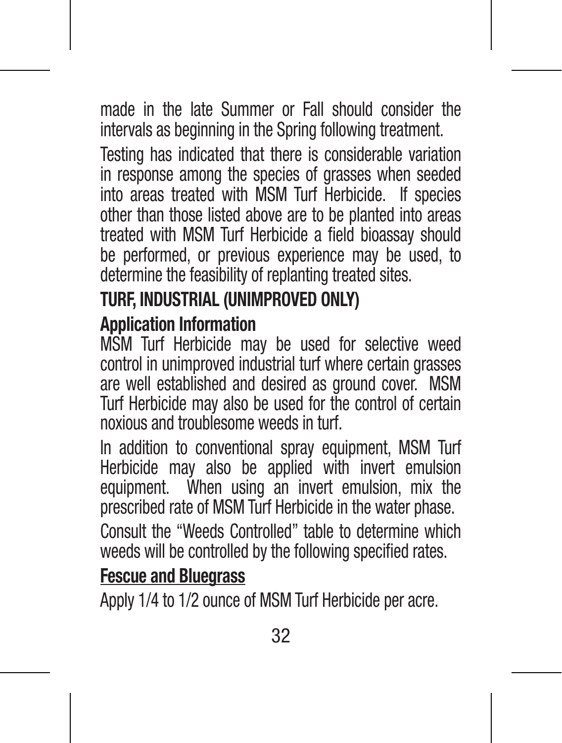made in the late Summer or Fall should consider the intervals as beginning in the Spring following treatment.

Testing has indicated that there is considerable variation in response among the species of grasses when seeded into areas treated with MSM Turf Herbicide. If species other than those listed above are to be planted into areas treated with MSM Turf Herbicide a field bioassay should be performed, or previous experience may be used, to determine the feasibility of replanting treated sites.

## TURF, INDUSTRIAL (UNIMPROVED ONLY)

### Application Information

MSM Turf Herbicide may be used for selective weed control in unimproved industrial turf where certain grasses are well established and desired as ground cover. MSM Turf Herbicide may also be used for the control of certain noxious and troublesome weeds in turf.

In addition to conventional spray equipment, MSM Turf Herbicide may also be applied with invert emulsion equipment. When using an invert emulsion, mix the prescribed rate of MSM Turf Herbicide in the water phase.

Consult the "Weeds Controlled" table to determine which weeds will be controlled by the following specified rates.

### Fescue and Bluegrass

Apply 1/4 to 1/2 ounce of MSM Turf Herbicide per acre.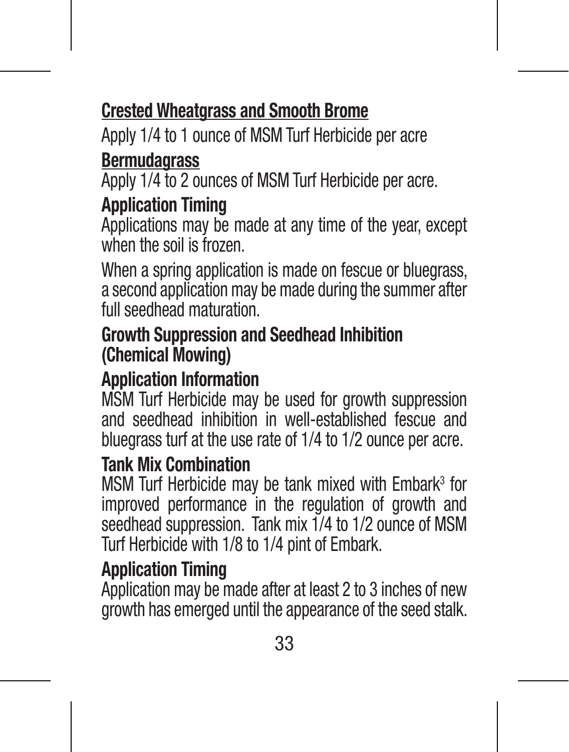**Crested Wheatgrass and Smooth Brome**

Apply 1/4 to 1 ounce of MSM Turf Herbicide per acre

**Bermudagrass**

Apply 1/4 to 2 ounces of MSM Turf Herbicide per acre.

**Application Timing**

Applications may be made at any time of the year, except when the soil is frozen.

When a spring application is made on fescue or bluegrass, a second application may be made during the summer after full seedhead maturation.

**Growth Suppression and Seedhead Inhibition (Chemical Mowing)**

**Application Information**

MSM Turf Herbicide may be used for growth suppression and seedhead inhibition in well-established fescue and bluegrass turf at the use rate of 1/4 to 1/2 ounce per acre.

**Tank Mix Combination**

MSM Turf Herbicide may be tank mixed with Embark[3] for improved performance in the regulation of growth and seedhead suppression. Tank mix 1/4 to 1/2 ounce of MSM Turf Herbicide with 1/8 to 1/4 pint of Embark.

**Application Timing**

Application may be made after at least 2 to 3 inches of new growth has emerged until the appearance of the seed stalk.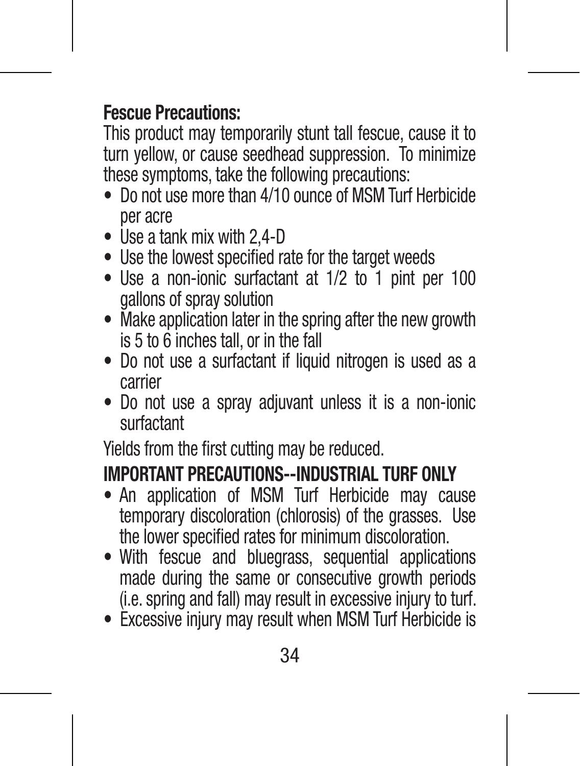**Fescue Precautions:**

This product may temporarily stunt tall fescue, cause it to turn yellow, or cause seedhead suppression.  To minimize these symptoms, take the following precautions:

- Do not use more than 4/10 ounce of MSM Turf Herbicide per acre
- Use a tank mix with 2,4-D
- Use the lowest specified rate for the target weeds
- Use a non-ionic surfactant at 1/2 to 1 pint per 100 gallons of spray solution
- Make application later in the spring after the new growth is 5 to 6 inches tall, or in the fall
- Do not use a surfactant if liquid nitrogen is used as a carrier
- Do not use a spray adjuvant unless it is a non-ionic surfactant

Yields from the first cutting may be reduced.

**IMPORTANT PRECAUTIONS--INDUSTRIAL TURF ONLY**

- An application of MSM Turf Herbicide may cause temporary discoloration (chlorosis) of the grasses.  Use the lower specified rates for minimum discoloration.
- With fescue and bluegrass, sequential applications made during the same or consecutive growth periods (i.e. spring and fall) may result in excessive injury to turf.
- Excessive injury may result when MSM Turf Herbicide is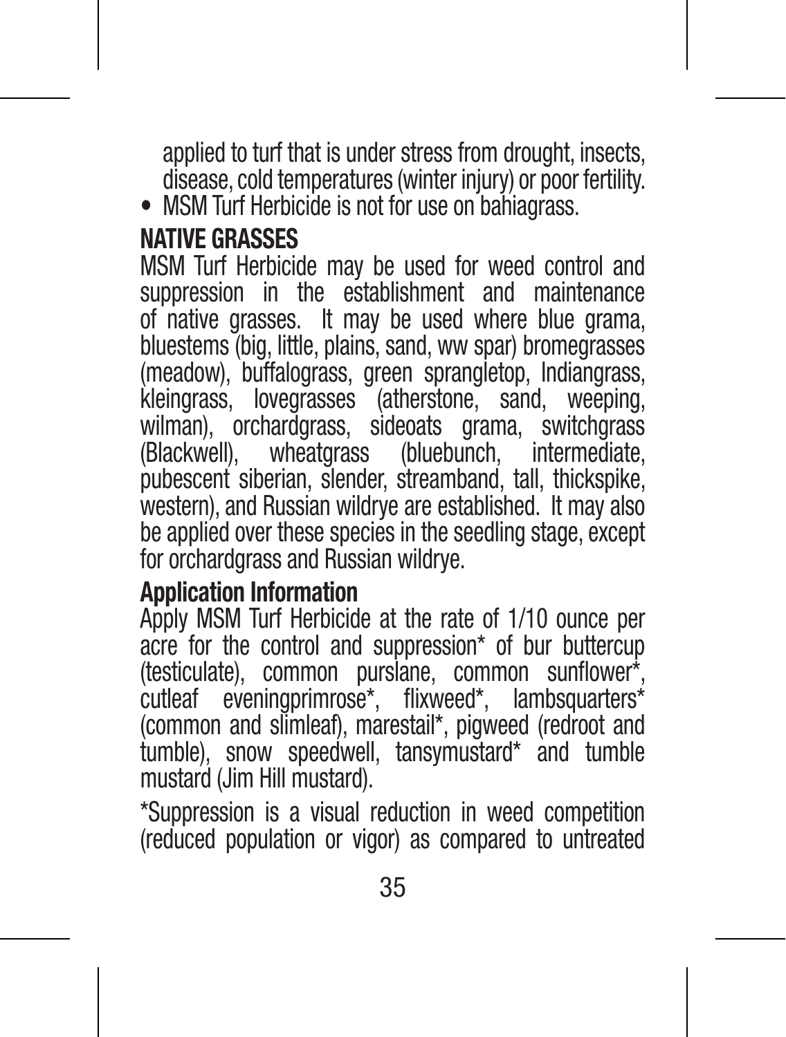applied to turf that is under stress from drought, insects, disease, cold temperatures (winter injury) or poor fertility.

- MSM Turf Herbicide is not for use on bahiagrass.

## NATIVE GRASSES

MSM Turf Herbicide may be used for weed control and suppression in the establishment and maintenance of native grasses. It may be used where blue grama, bluestems (big, little, plains, sand, ww spar) bromegrasses (meadow), buffalograss, green sprangletop, Indiangrass, kleingrass, lovegrasses (atherstone, sand, weeping, wilman), orchardgrass, sideoats grama, switchgrass (Blackwell), wheatgrass (bluebunch, intermediate, pubescent siberian, slender, streamband, tall, thickspike, western), and Russian wildrye are established. It may also be applied over these species in the seedling stage, except for orchardgrass and Russian wildrye.

### Application Information

Apply MSM Turf Herbicide at the rate of 1/10 ounce per acre for the control and suppression* of bur buttercup (testiculate), common purslane, common sunflower*, cutleaf eveningprimrose*, flixweed*, lambsquarters* (common and slimleaf), marestail*, pigweed (redroot and tumble), snow speedwell, tansymustard* and tumble mustard (Jim Hill mustard).

*Suppression is a visual reduction in weed competition (reduced population or vigor) as compared to untreated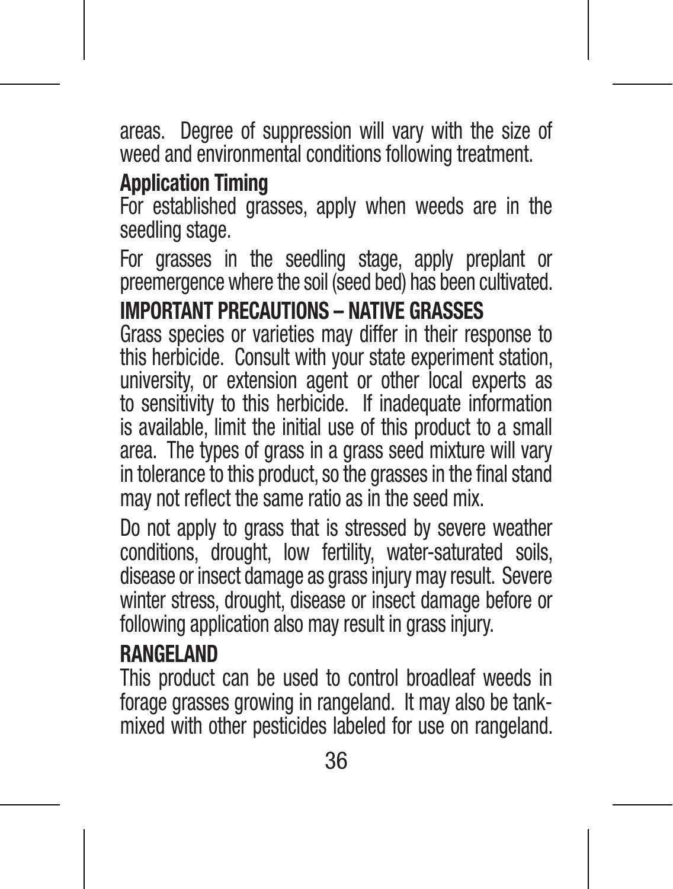areas. Degree of suppression will vary with the size of weed and environmental conditions following treatment.

**Application Timing**

For established grasses, apply when weeds are in the seedling stage.

For grasses in the seedling stage, apply preplant or preemergence where the soil (seed bed) has been cultivated.

## IMPORTANT PRECAUTIONS – NATIVE GRASSES

Grass species or varieties may differ in their response to this herbicide. Consult with your state experiment station, university, or extension agent or other local experts as to sensitivity to this herbicide. If inadequate information is available, limit the initial use of this product to a small area. The types of grass in a grass seed mixture will vary in tolerance to this product, so the grasses in the final stand may not reflect the same ratio as in the seed mix.

Do not apply to grass that is stressed by severe weather conditions, drought, low fertility, water-saturated soils, disease or insect damage as grass injury may result. Severe winter stress, drought, disease or insect damage before or following application also may result in grass injury.

## RANGELAND

This product can be used to control broadleaf weeds in forage grasses growing in rangeland. It may also be tank-mixed with other pesticides labeled for use on rangeland.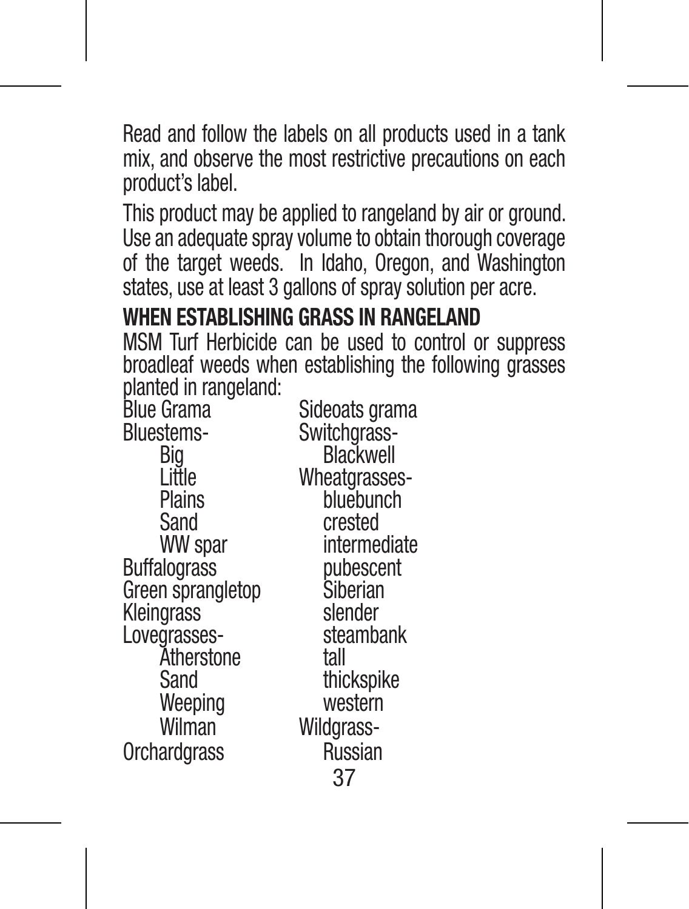Read and follow the labels on all products used in a tank mix, and observe the most restrictive precautions on each product's label.

This product may be applied to rangeland by air or ground. Use an adequate spray volume to obtain thorough coverage of the target weeds. In Idaho, Oregon, and Washington states, use at least 3 gallons of spray solution per acre.

## WHEN ESTABLISHING GRASS IN RANGELAND

MSM Turf Herbicide can be used to control or suppress broadleaf weeds when establishing the following grasses planted in rangeland:

- Blue Grama
- Bluestems-
  - Big
  - Little
  - Plains
  - Sand
  - WW spar
- Buffalograss
- Green sprangletop
- Kleingrass
- Lovegrasses-
  - Atherstone
  - Sand
  - Weeping
  - Wilman
- Orchardgrass
- Sideoats grama
- Switchgrass-
  - Blackwell
- Wheatgrasses-
  - bluebunch
  - crested
  - intermediate
  - pubescent
  - Siberian
  - slender
  - steambank
  - tall
  - thickspike
  - western
- Wildgrass-
  - Russian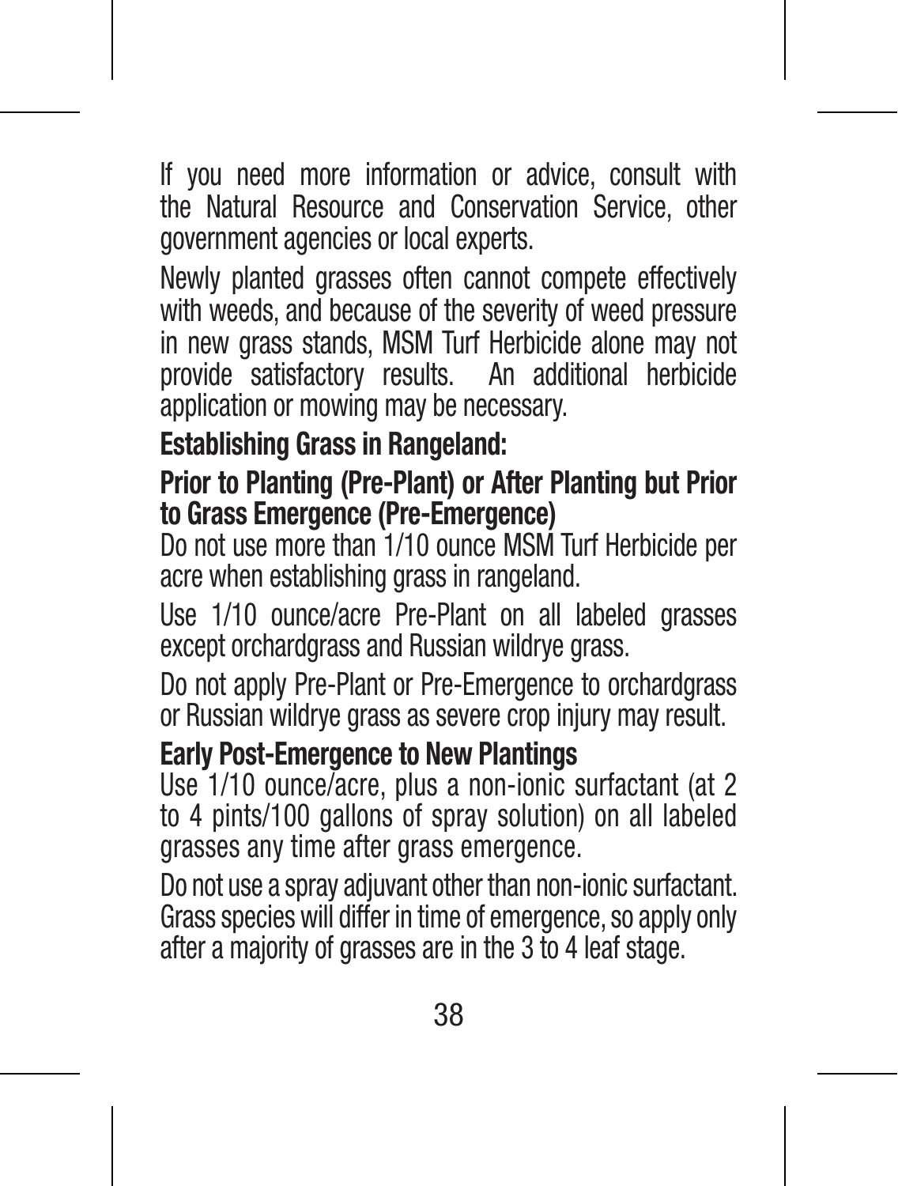If you need more information or advice, consult with the Natural Resource and Conservation Service, other government agencies or local experts.

Newly planted grasses often cannot compete effectively with weeds, and because of the severity of weed pressure in new grass stands, MSM Turf Herbicide alone may not provide satisfactory results. An additional herbicide application or mowing may be necessary.

**Establishing Grass in Rangeland:**

**Prior to Planting (Pre-Plant) or After Planting but Prior to Grass Emergence (Pre-Emergence)**

Do not use more than 1/10 ounce MSM Turf Herbicide per acre when establishing grass in rangeland.

Use 1/10 ounce/acre Pre-Plant on all labeled grasses except orchardgrass and Russian wildrye grass.

Do not apply Pre-Plant or Pre-Emergence to orchardgrass or Russian wildrye grass as severe crop injury may result.

**Early Post-Emergence to New Plantings**

Use 1/10 ounce/acre, plus a non-ionic surfactant (at 2 to 4 pints/100 gallons of spray solution) on all labeled grasses any time after grass emergence.

Do not use a spray adjuvant other than non-ionic surfactant. Grass species will differ in time of emergence, so apply only after a majority of grasses are in the 3 to 4 leaf stage.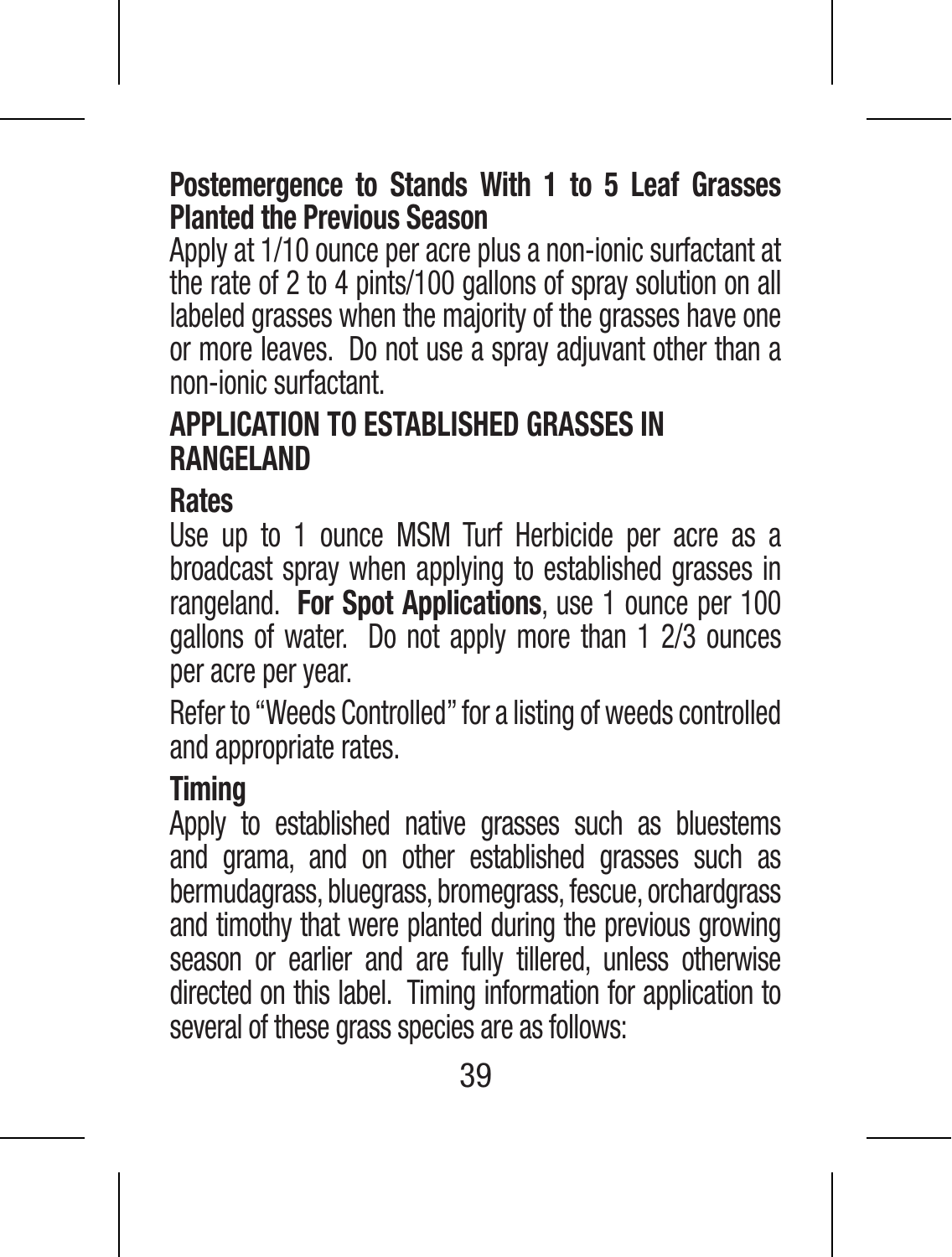**Postemergence to Stands With 1 to 5 Leaf Grasses Planted the Previous Season**

Apply at 1/10 ounce per acre plus a non-ionic surfactant at the rate of 2 to 4 pints/100 gallons of spray solution on all labeled grasses when the majority of the grasses have one or more leaves. Do not use a spray adjuvant other than a non-ionic surfactant.

## APPLICATION TO ESTABLISHED GRASSES IN RANGELAND

### Rates

Use up to 1 ounce MSM Turf Herbicide per acre as a broadcast spray when applying to established grasses in rangeland. **For Spot Applications**, use 1 ounce per 100 gallons of water. Do not apply more than 1 2/3 ounces per acre per year.

Refer to “Weeds Controlled” for a listing of weeds controlled and appropriate rates.

### Timing

Apply to established native grasses such as bluestems and grama, and on other established grasses such as bermudagrass, bluegrass, bromegrass, fescue, orchardgrass and timothy that were planted during the previous growing season or earlier and are fully tillered, unless otherwise directed on this label. Timing information for application to several of these grass species are as follows: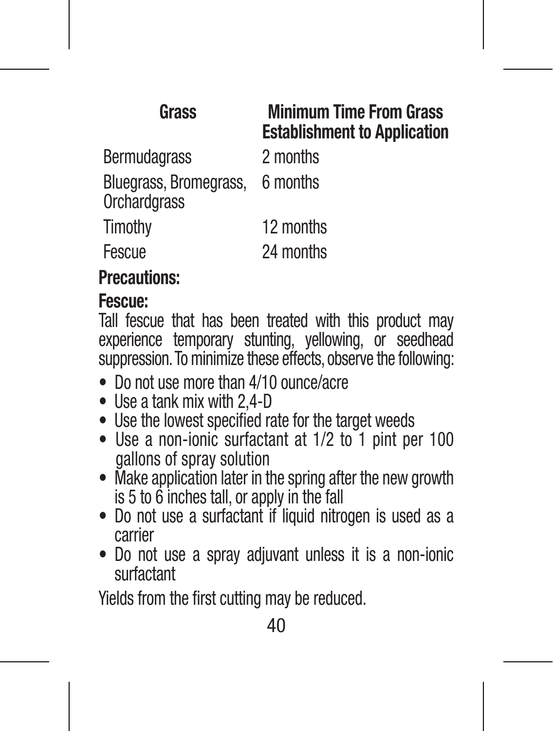| Grass | Minimum Time From Grass Establishment to Application |
|---|---|
| Bermudagrass | 2 months |
| Bluegrass, Bromegrass, Orchardgrass | 6 months |
| Timothy | 12 months |
| Fescue | 24 months |

**Precautions:**

**Fescue:**

Tall fescue that has been treated with this product may experience temporary stunting, yellowing, or seedhead suppression. To minimize these effects, observe the following:

- Do not use more than 4/10 ounce/acre
- Use a tank mix with 2,4-D
- Use the lowest specified rate for the target weeds
- Use a non-ionic surfactant at 1/2 to 1 pint per 100 gallons of spray solution
- Make application later in the spring after the new growth is 5 to 6 inches tall, or apply in the fall
- Do not use a surfactant if liquid nitrogen is used as a carrier
- Do not use a spray adjuvant unless it is a non-ionic surfactant

Yields from the first cutting may be reduced.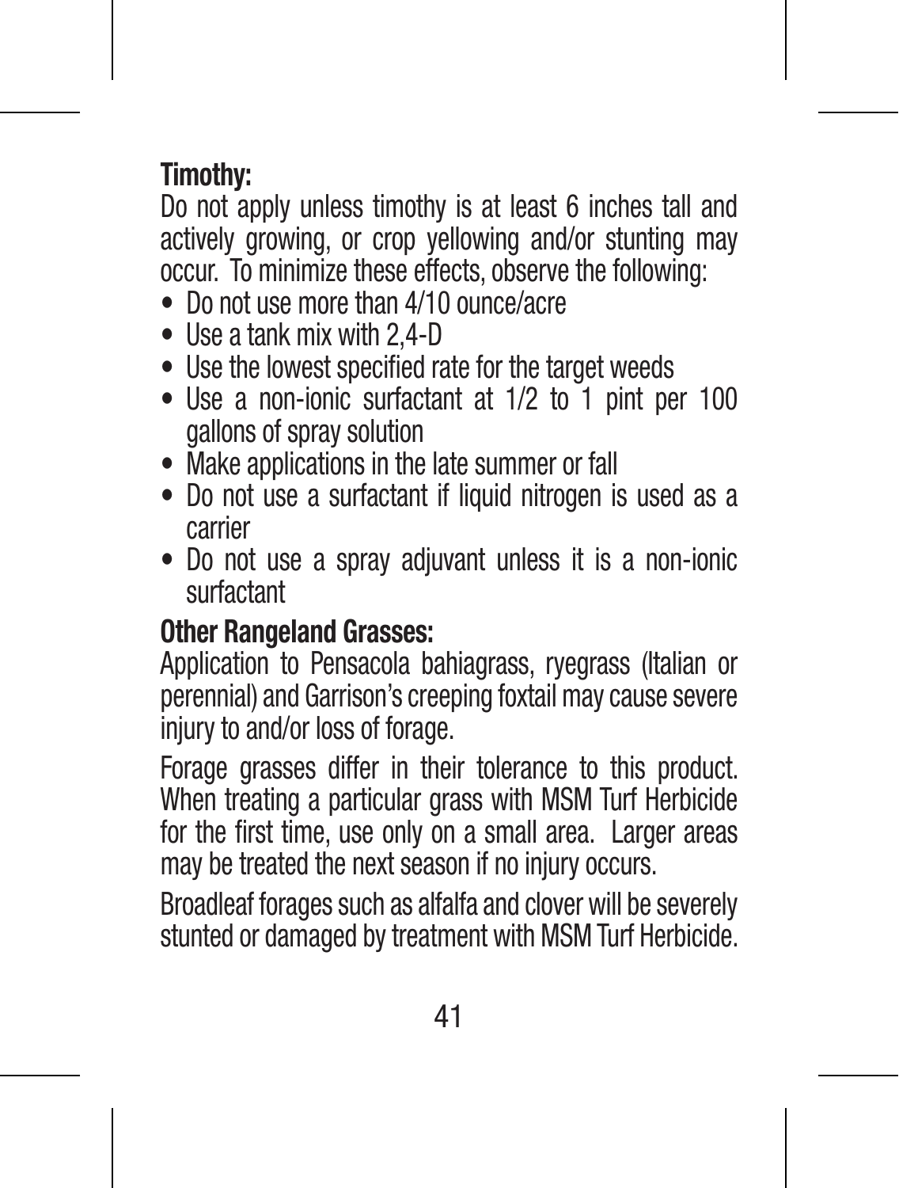**Timothy:**

Do not apply unless timothy is at least 6 inches tall and actively growing, or crop yellowing and/or stunting may occur. To minimize these effects, observe the following:

- Do not use more than 4/10 ounce/acre
- Use a tank mix with 2,4-D
- Use the lowest specified rate for the target weeds
- Use a non-ionic surfactant at 1/2 to 1 pint per 100 gallons of spray solution
- Make applications in the late summer or fall
- Do not use a surfactant if liquid nitrogen is used as a carrier
- Do not use a spray adjuvant unless it is a non-ionic surfactant

**Other Rangeland Grasses:**

Application to Pensacola bahiagrass, ryegrass (Italian or perennial) and Garrison's creeping foxtail may cause severe injury to and/or loss of forage.

Forage grasses differ in their tolerance to this product. When treating a particular grass with MSM Turf Herbicide for the first time, use only on a small area. Larger areas may be treated the next season if no injury occurs.

Broadleaf forages such as alfalfa and clover will be severely stunted or damaged by treatment with MSM Turf Herbicide.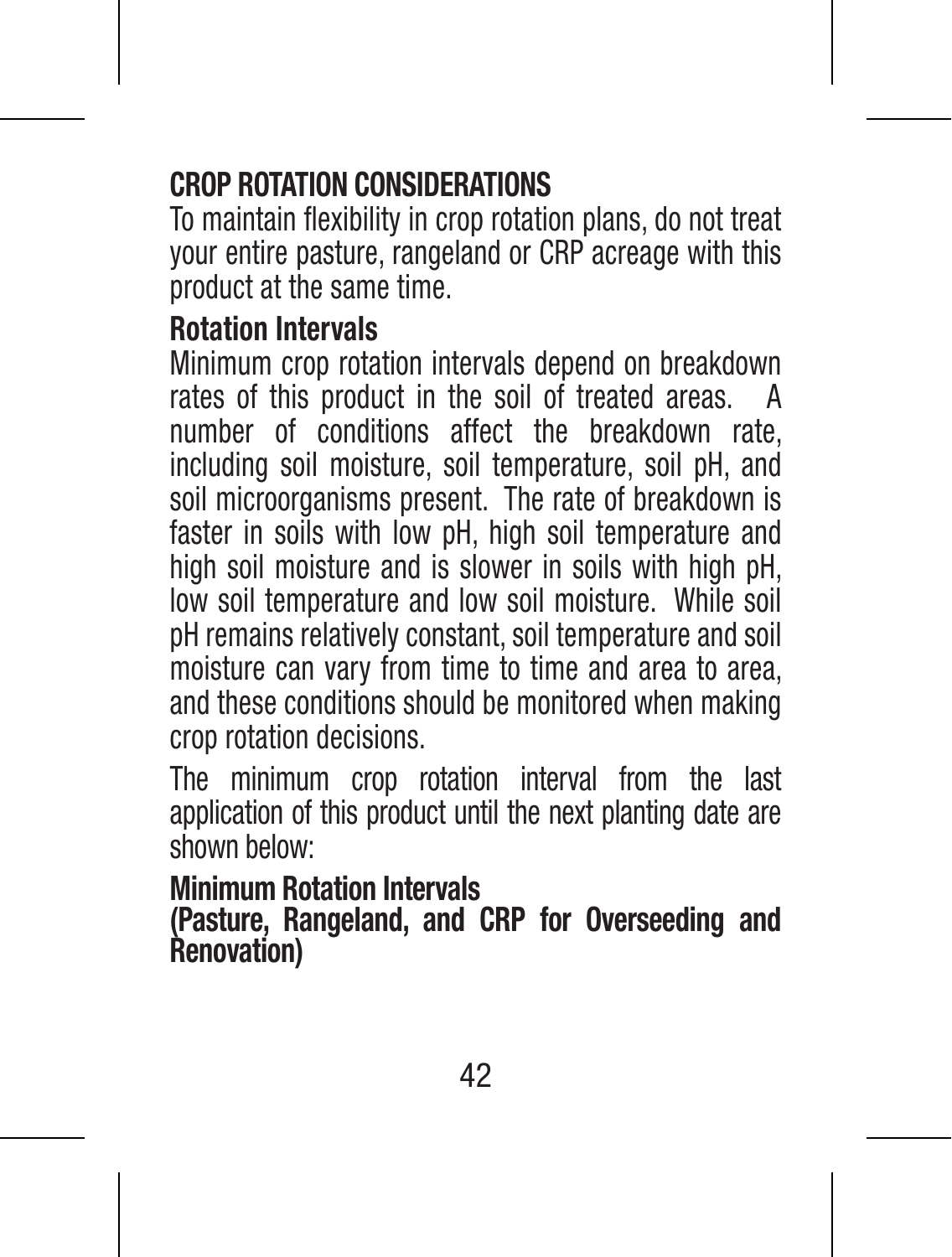## CROP ROTATION CONSIDERATIONS

To maintain flexibility in crop rotation plans, do not treat your entire pasture, rangeland or CRP acreage with this product at the same time.

### Rotation Intervals

Minimum crop rotation intervals depend on breakdown rates of this product in the soil of treated areas. A number of conditions affect the breakdown rate, including soil moisture, soil temperature, soil pH, and soil microorganisms present. The rate of breakdown is faster in soils with low pH, high soil temperature and high soil moisture and is slower in soils with high pH, low soil temperature and low soil moisture. While soil pH remains relatively constant, soil temperature and soil moisture can vary from time to time and area to area, and these conditions should be monitored when making crop rotation decisions.

The minimum crop rotation interval from the last application of this product until the next planting date are shown below:

**Minimum Rotation Intervals**
**(Pasture, Rangeland, and CRP for Overseeding and Renovation)**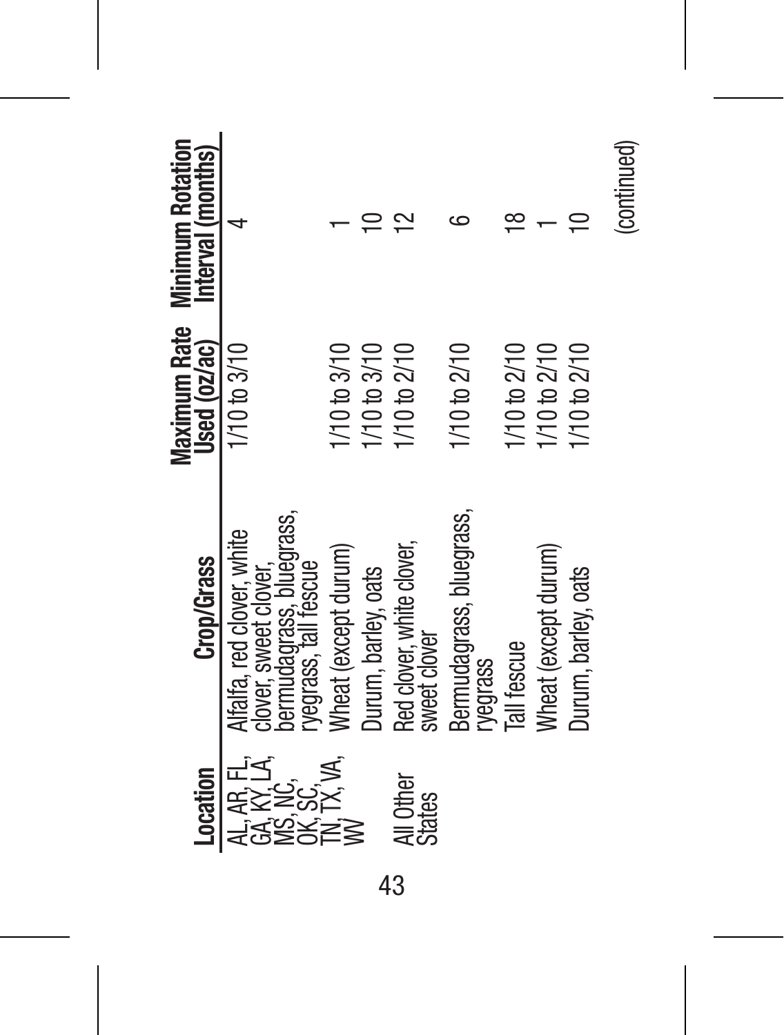| Location | Crop/Grass | Maximum Rate Used (oz/ac) | Minimum Rotation Interval (months) |
|---|---|---|---|
| AL, AR, FL, GA, KY, LA, MS, NC, OK, SC, TN, TX, VA, WV | Alfalfa, red clover, white clover, sweet clover, bermudagrass, bluegrass, ryegrass, tall fescue | 1/10 to 3/10 | 4 |
| | Wheat (except durum) | 1/10 to 3/10 | 1 |
| | Durum, barley, oats | 1/10 to 3/10 | 10 |
| All Other States | Red clover, white clover, sweet clover | 1/10 to 2/10 | 12 |
| | Bermudagrass, bluegrass, ryegrass | 1/10 to 2/10 | 6 |
| | Tall fescue | 1/10 to 2/10 | 18 |
| | Wheat (except durum) | 1/10 to 2/10 | 1 |
| | Durum, barley, oats | 1/10 to 2/10 | 10 |

(continued)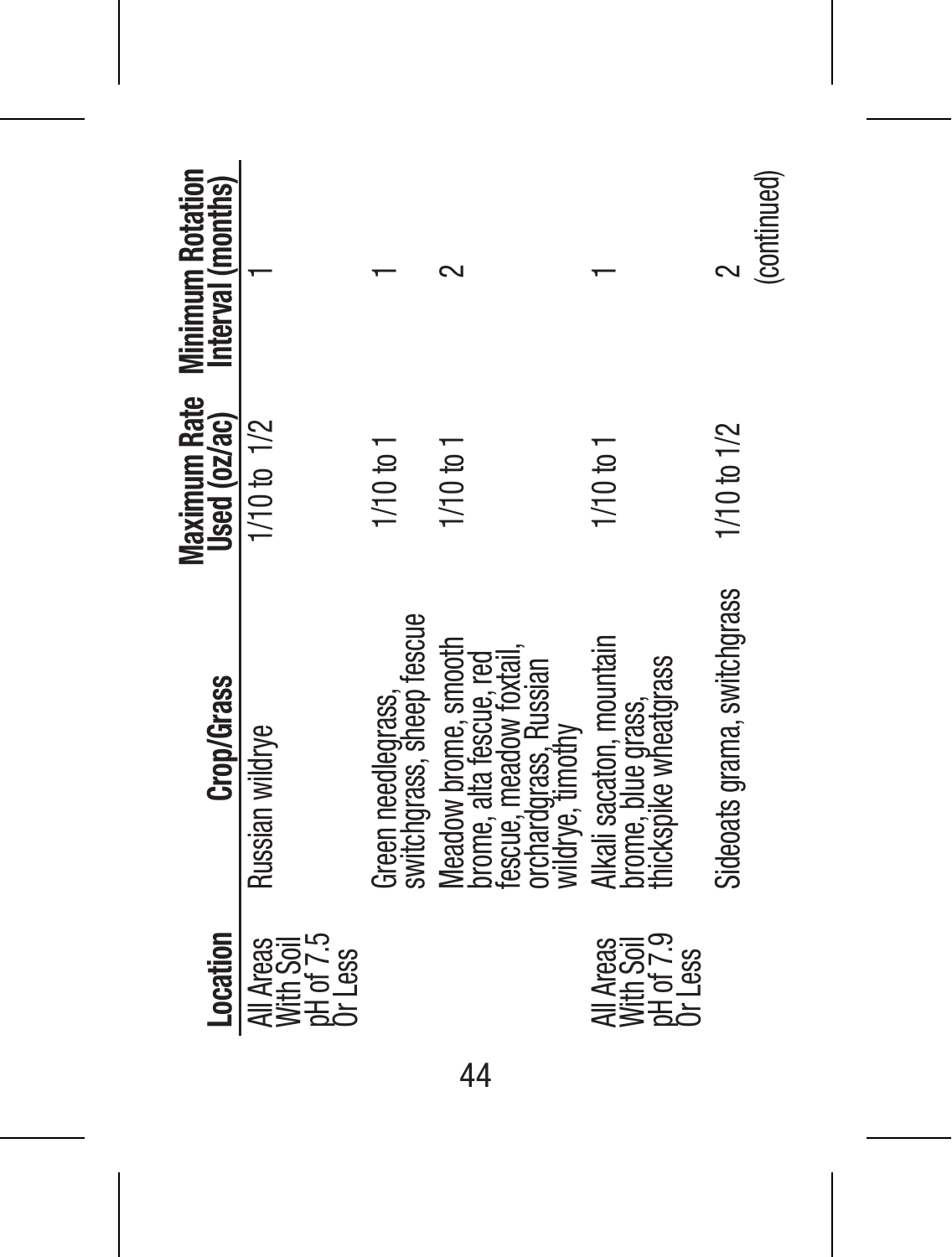| Location | Crop/Grass | Maximum Rate Used (oz/ac) | Minimum Rotation Interval (months) |
|---|---|---|---|
| All Areas With Soil pH of 7.5 Or Less | Russian wildrye | 1/10 to 1/2 | 1 |
| | Green needlegrass, switchgrass, sheep fescue | 1/10 to 1 | 1 |
| | Meadow brome, smooth brome, alta fescue, red fescue, meadow foxtail, orchardgrass, Russian wildrye, timothy | 1/10 to 1 | 2 |
| All Areas With Soil pH of 7.9 Or Less | Alkali sacaton, mountain brome, blue grass, thickspike wheatgrass | 1/10 to 1 | 1 |
| | Sideoats grama, switchgrass | 1/10 to 1/2 | 2 |

(continued)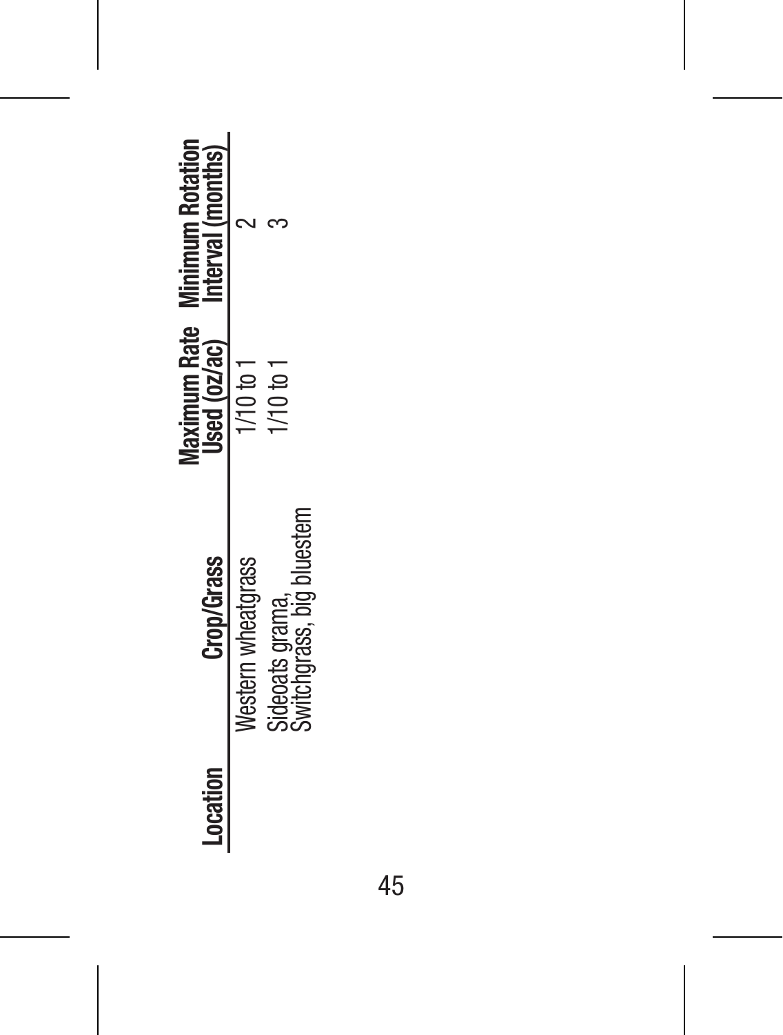| Location | Crop/Grass | Maximum Rate Used (oz/ac) | Minimum Rotation Interval (months) |
|---|---|---|---|
| | Western wheatgrass | 1/10 to 1 | 2 |
| | Sideoats grama, Switchgrass, big bluestem | 1/10 to 1 | 3 |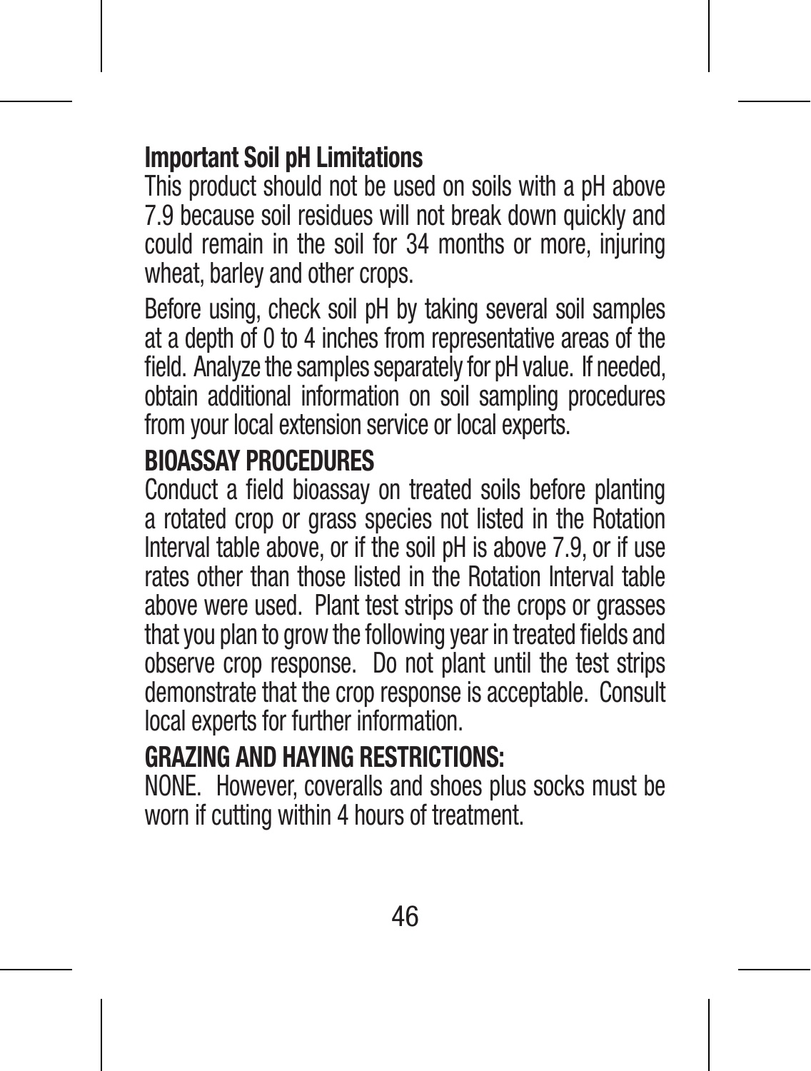**Important Soil pH Limitations**

This product should not be used on soils with a pH above 7.9 because soil residues will not break down quickly and could remain in the soil for 34 months or more, injuring wheat, barley and other crops.

Before using, check soil pH by taking several soil samples at a depth of 0 to 4 inches from representative areas of the field. Analyze the samples separately for pH value. If needed, obtain additional information on soil sampling procedures from your local extension service or local experts.

**BIOASSAY PROCEDURES**

Conduct a field bioassay on treated soils before planting a rotated crop or grass species not listed in the Rotation Interval table above, or if the soil pH is above 7.9, or if use rates other than those listed in the Rotation Interval table above were used. Plant test strips of the crops or grasses that you plan to grow the following year in treated fields and observe crop response. Do not plant until the test strips demonstrate that the crop response is acceptable. Consult local experts for further information.

**GRAZING AND HAYING RESTRICTIONS:**

NONE. However, coveralls and shoes plus socks must be worn if cutting within 4 hours of treatment.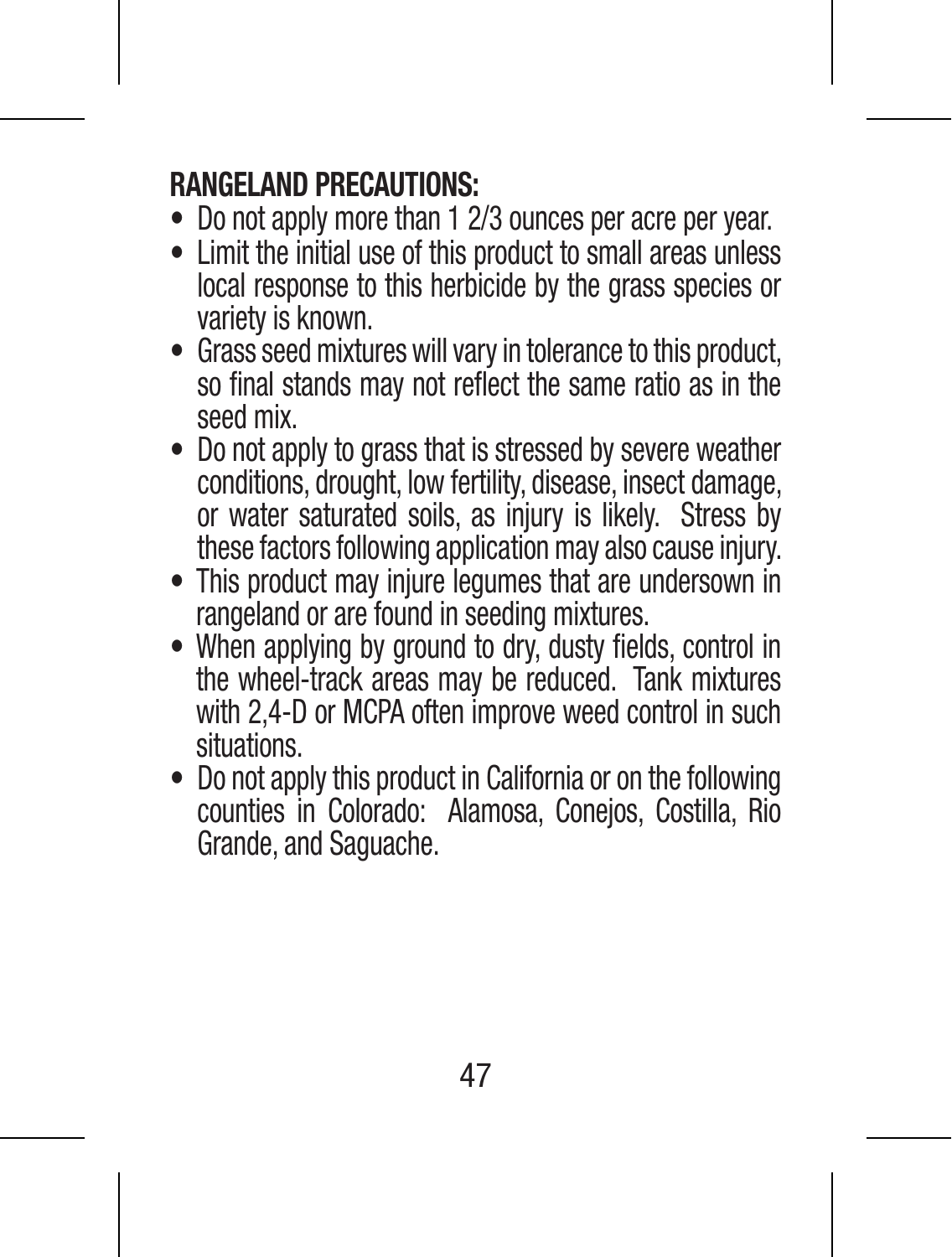## RANGELAND PRECAUTIONS:

- Do not apply more than 1 2/3 ounces per acre per year.
- Limit the initial use of this product to small areas unless local response to this herbicide by the grass species or variety is known.
- Grass seed mixtures will vary in tolerance to this product, so final stands may not reflect the same ratio as in the seed mix.
- Do not apply to grass that is stressed by severe weather conditions, drought, low fertility, disease, insect damage, or water saturated soils, as injury is likely. Stress by these factors following application may also cause injury.
- This product may injure legumes that are undersown in rangeland or are found in seeding mixtures.
- When applying by ground to dry, dusty fields, control in the wheel-track areas may be reduced. Tank mixtures with 2,4-D or MCPA often improve weed control in such situations.
- Do not apply this product in California or on the following counties in Colorado: Alamosa, Conejos, Costilla, Rio Grande, and Saguache.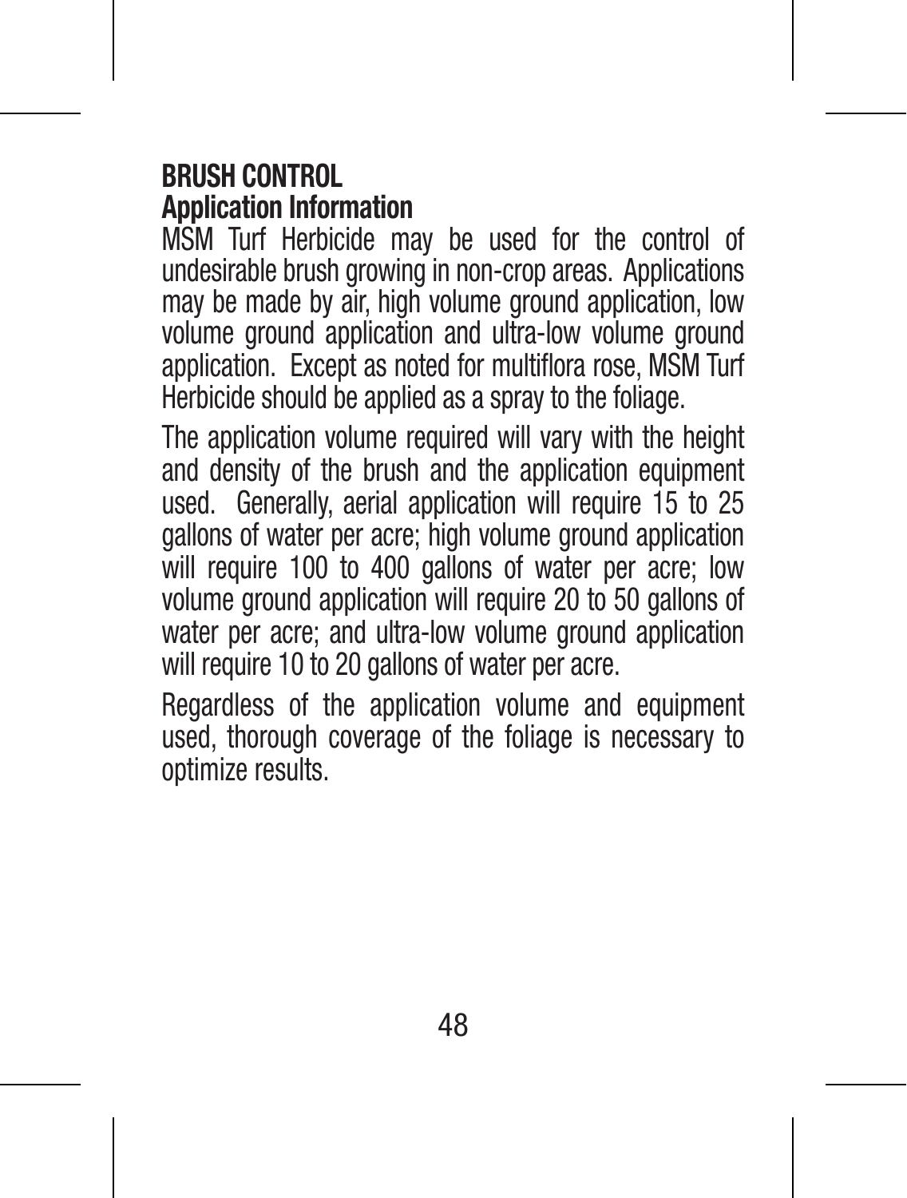## BRUSH CONTROL

### Application Information

MSM Turf Herbicide may be used for the control of undesirable brush growing in non-crop areas. Applications may be made by air, high volume ground application, low volume ground application and ultra-low volume ground application. Except as noted for multiflora rose, MSM Turf Herbicide should be applied as a spray to the foliage.

The application volume required will vary with the height and density of the brush and the application equipment used. Generally, aerial application will require 15 to 25 gallons of water per acre; high volume ground application will require 100 to 400 gallons of water per acre; low volume ground application will require 20 to 50 gallons of water per acre; and ultra-low volume ground application will require 10 to 20 gallons of water per acre.

Regardless of the application volume and equipment used, thorough coverage of the foliage is necessary to optimize results.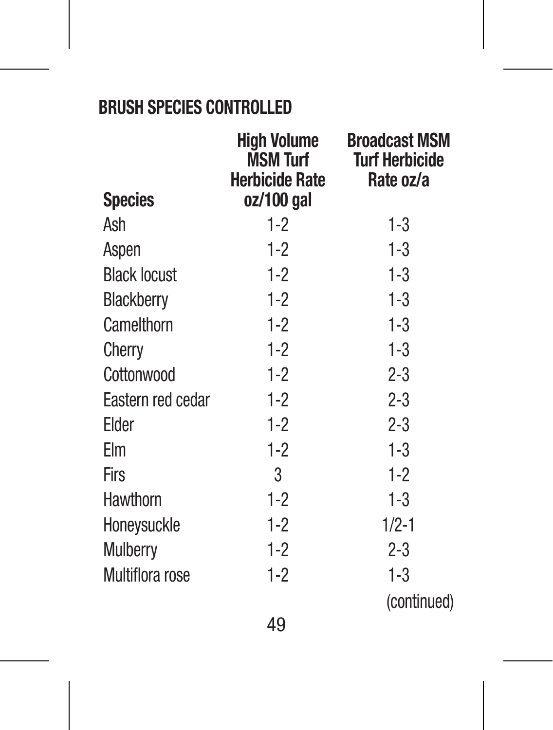## BRUSH SPECIES CONTROLLED

| Species | High Volume MSM Turf Herbicide Rate oz/100 gal | Broadcast MSM Turf Herbicide Rate oz/a |
|---|---|---|
| Ash | 1-2 | 1-3 |
| Aspen | 1-2 | 1-3 |
| Black locust | 1-2 | 1-3 |
| Blackberry | 1-2 | 1-3 |
| Camelthorn | 1-2 | 1-3 |
| Cherry | 1-2 | 1-3 |
| Cottonwood | 1-2 | 2-3 |
| Eastern red cedar | 1-2 | 2-3 |
| Elder | 1-2 | 2-3 |
| Elm | 1-2 | 1-3 |
| Firs | 3 | 1-2 |
| Hawthorn | 1-2 | 1-3 |
| Honeysuckle | 1-2 | 1/2-1 |
| Mulberry | 1-2 | 2-3 |
| Multiflora rose | 1-2 | 1-3 |

(continued)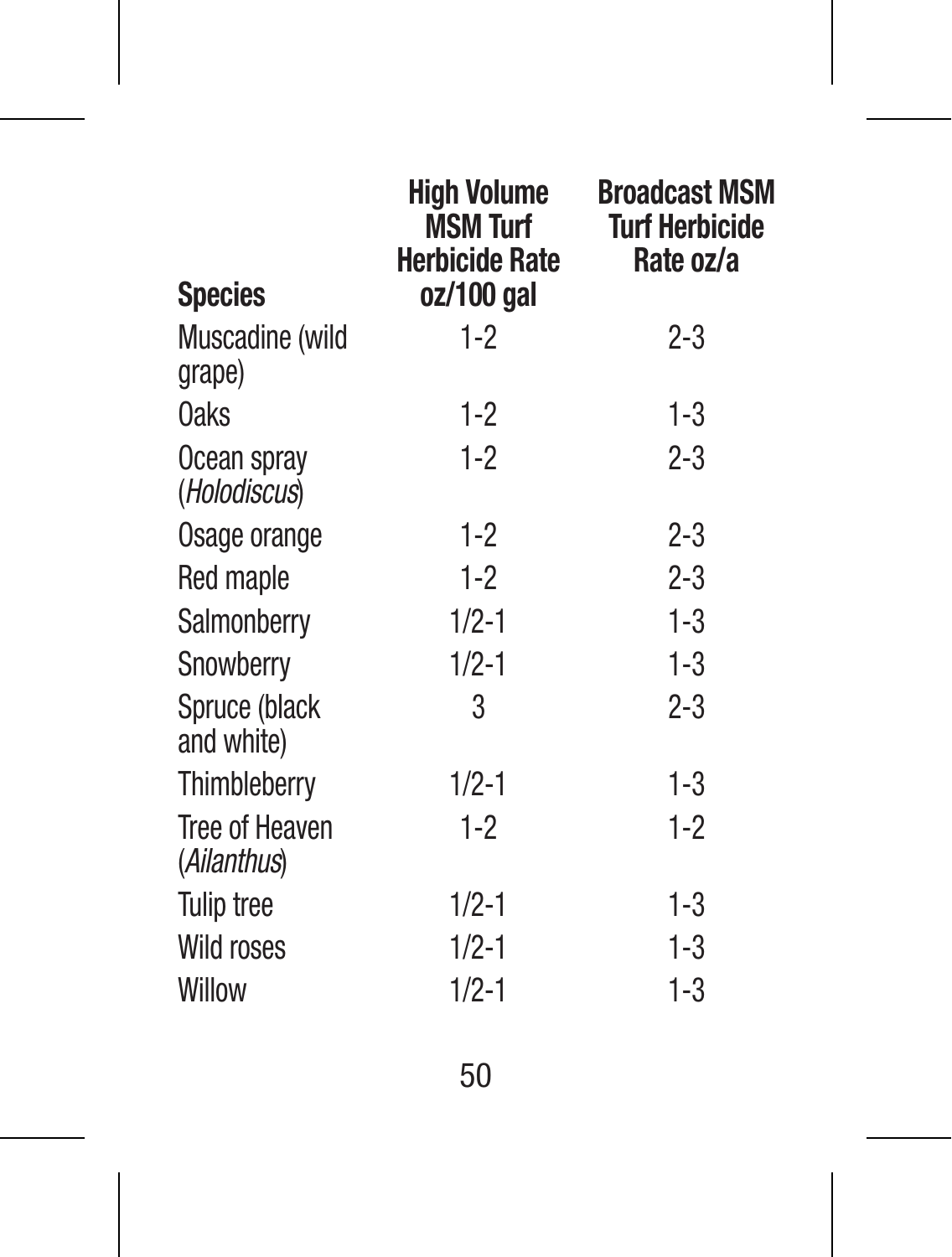| Species | High Volume MSM Turf Herbicide Rate oz/100 gal | Broadcast MSM Turf Herbicide Rate oz/a |
|---|---|---|
| Muscadine (wild grape) | 1-2 | 2-3 |
| Oaks | 1-2 | 1-3 |
| Ocean spray (*Holodiscus*) | 1-2 | 2-3 |
| Osage orange | 1-2 | 2-3 |
| Red maple | 1-2 | 2-3 |
| Salmonberry | 1/2-1 | 1-3 |
| Snowberry | 1/2-1 | 1-3 |
| Spruce (black and white) | 3 | 2-3 |
| Thimbleberry | 1/2-1 | 1-3 |
| Tree of Heaven (*Ailanthus*) | 1-2 | 1-2 |
| Tulip tree | 1/2-1 | 1-3 |
| Wild roses | 1/2-1 | 1-3 |
| Willow | 1/2-1 | 1-3 |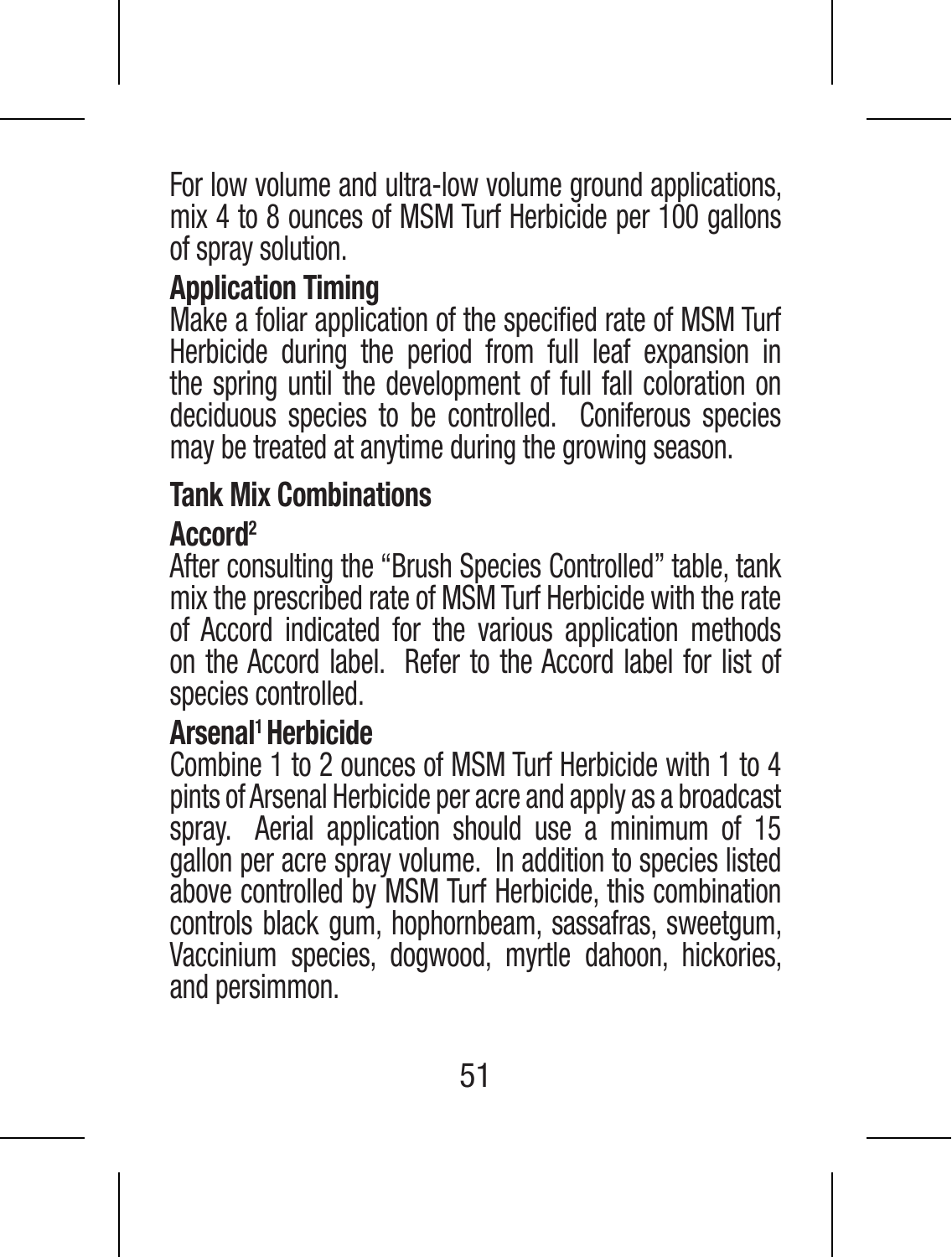For low volume and ultra-low volume ground applications, mix 4 to 8 ounces of MSM Turf Herbicide per 100 gallons of spray solution.

### Application Timing

Make a foliar application of the specified rate of MSM Turf Herbicide during the period from full leaf expansion in the spring until the development of full fall coloration on deciduous species to be controlled. Coniferous species may be treated at anytime during the growing season.

## Tank Mix Combinations

### Accord[2]

After consulting the "Brush Species Controlled" table, tank mix the prescribed rate of MSM Turf Herbicide with the rate of Accord indicated for the various application methods on the Accord label. Refer to the Accord label for list of species controlled.

### Arsenal[1] Herbicide

Combine 1 to 2 ounces of MSM Turf Herbicide with 1 to 4 pints of Arsenal Herbicide per acre and apply as a broadcast spray. Aerial application should use a minimum of 15 gallon per acre spray volume. In addition to species listed above controlled by MSM Turf Herbicide, this combination controls black gum, hophornbeam, sassafras, sweetgum, Vaccinium species, dogwood, myrtle dahoon, hickories, and persimmon.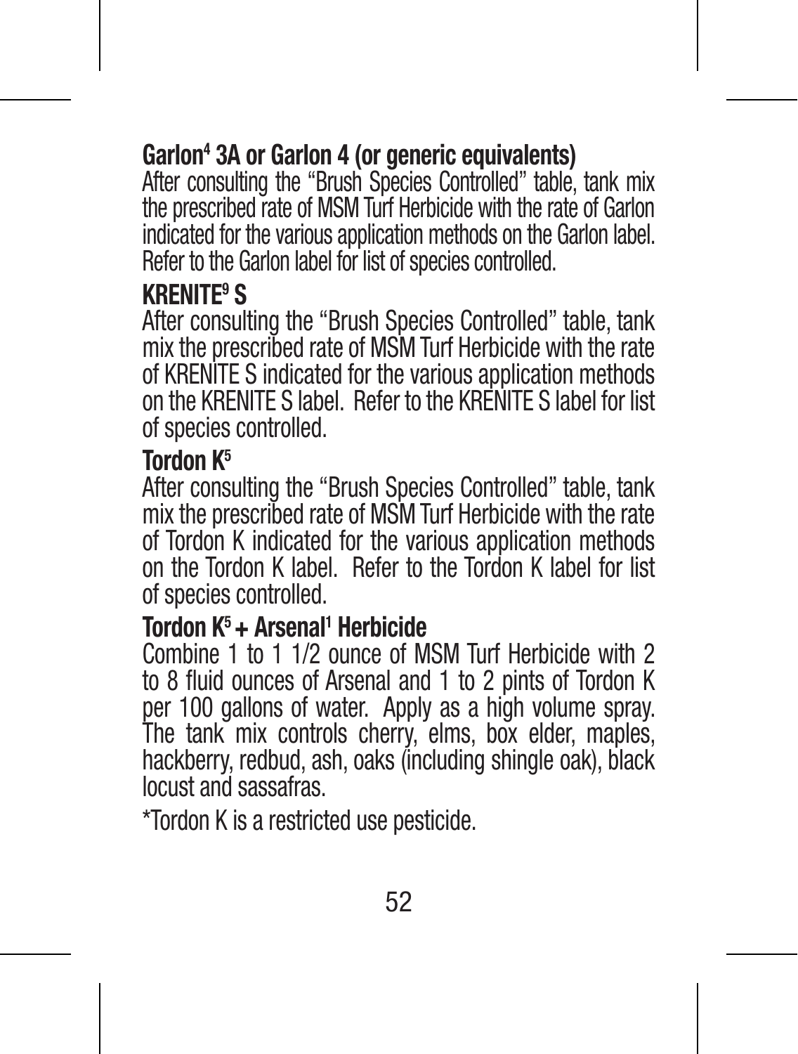**Garlon[4] 3A or Garlon 4 (or generic equivalents)**

After consulting the "Brush Species Controlled" table, tank mix the prescribed rate of MSM Turf Herbicide with the rate of Garlon indicated for the various application methods on the Garlon label. Refer to the Garlon label for list of species controlled.

**KRENITE[9] S**

After consulting the "Brush Species Controlled" table, tank mix the prescribed rate of MSM Turf Herbicide with the rate of KRENITE S indicated for the various application methods on the KRENITE S label. Refer to the KRENITE S label for list of species controlled.

**Tordon K[5]**

After consulting the "Brush Species Controlled" table, tank mix the prescribed rate of MSM Turf Herbicide with the rate of Tordon K indicated for the various application methods on the Tordon K label. Refer to the Tordon K label for list of species controlled.

**Tordon K[5] + Arsenal[1] Herbicide**

Combine 1 to 1 1/2 ounce of MSM Turf Herbicide with 2 to 8 fluid ounces of Arsenal and 1 to 2 pints of Tordon K per 100 gallons of water. Apply as a high volume spray. The tank mix controls cherry, elms, box elder, maples, hackberry, redbud, ash, oaks (including shingle oak), black locust and sassafras.

*Tordon K is a restricted use pesticide.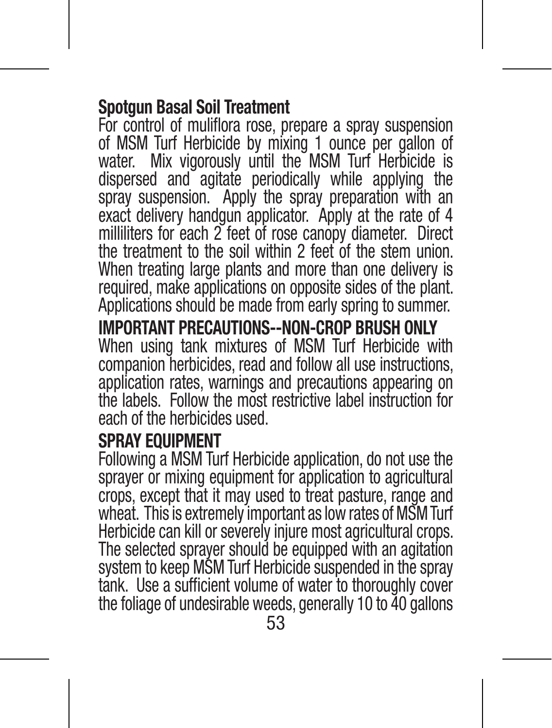**Spotgun Basal Soil Treatment**

For control of muliflora rose, prepare a spray suspension of MSM Turf Herbicide by mixing 1 ounce per gallon of water. Mix vigorously until the MSM Turf Herbicide is dispersed and agitate periodically while applying the spray suspension. Apply the spray preparation with an exact delivery handgun applicator. Apply at the rate of 4 milliliters for each 2 feet of rose canopy diameter. Direct the treatment to the soil within 2 feet of the stem union. When treating large plants and more than one delivery is required, make applications on opposite sides of the plant. Applications should be made from early spring to summer.

**IMPORTANT PRECAUTIONS--NON-CROP BRUSH ONLY**

When using tank mixtures of MSM Turf Herbicide with companion herbicides, read and follow all use instructions, application rates, warnings and precautions appearing on the labels. Follow the most restrictive label instruction for each of the herbicides used.

**SPRAY EQUIPMENT**

Following a MSM Turf Herbicide application, do not use the sprayer or mixing equipment for application to agricultural crops, except that it may used to treat pasture, range and wheat. This is extremely important as low rates of MSM Turf Herbicide can kill or severely injure most agricultural crops. The selected sprayer should be equipped with an agitation system to keep MSM Turf Herbicide suspended in the spray tank. Use a sufficient volume of water to thoroughly cover the foliage of undesirable weeds, generally 10 to 40 gallons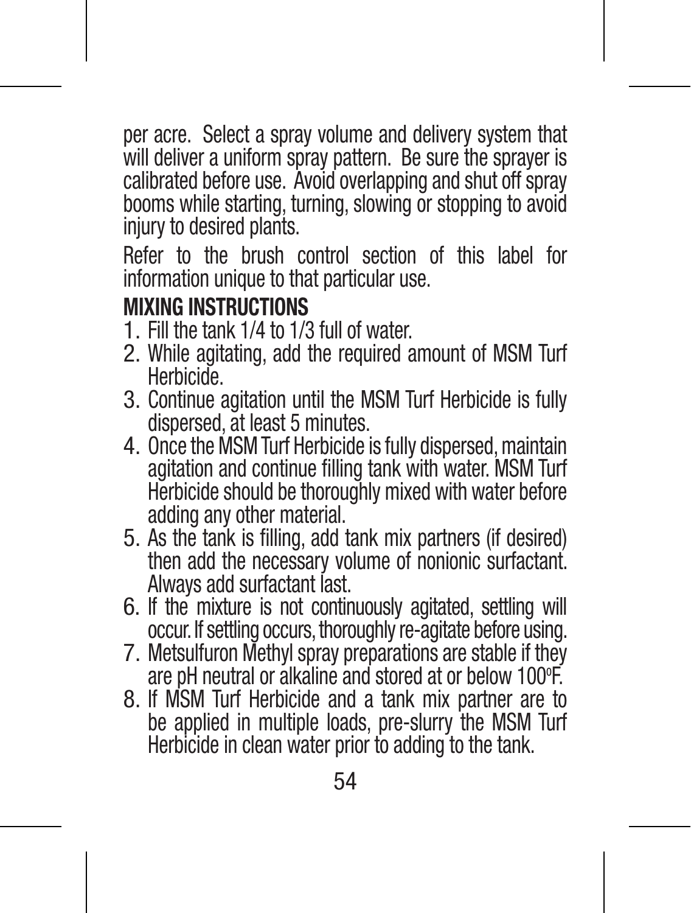per acre. Select a spray volume and delivery system that will deliver a uniform spray pattern. Be sure the sprayer is calibrated before use. Avoid overlapping and shut off spray booms while starting, turning, slowing or stopping to avoid injury to desired plants.

Refer to the brush control section of this label for information unique to that particular use.

## MIXING INSTRUCTIONS

1. Fill the tank 1/4 to 1/3 full of water.
2. While agitating, add the required amount of MSM Turf Herbicide.
3. Continue agitation until the MSM Turf Herbicide is fully dispersed, at least 5 minutes.
4. Once the MSM Turf Herbicide is fully dispersed, maintain agitation and continue filling tank with water. MSM Turf Herbicide should be thoroughly mixed with water before adding any other material.
5. As the tank is filling, add tank mix partners (if desired) then add the necessary volume of nonionic surfactant. Always add surfactant last.
6. If the mixture is not continuously agitated, settling will occur. If settling occurs, thoroughly re-agitate before using.
7. Metsulfuron Methyl spray preparations are stable if they are pH neutral or alkaline and stored at or below 100°F.
8. If MSM Turf Herbicide and a tank mix partner are to be applied in multiple loads, pre-slurry the MSM Turf Herbicide in clean water prior to adding to the tank.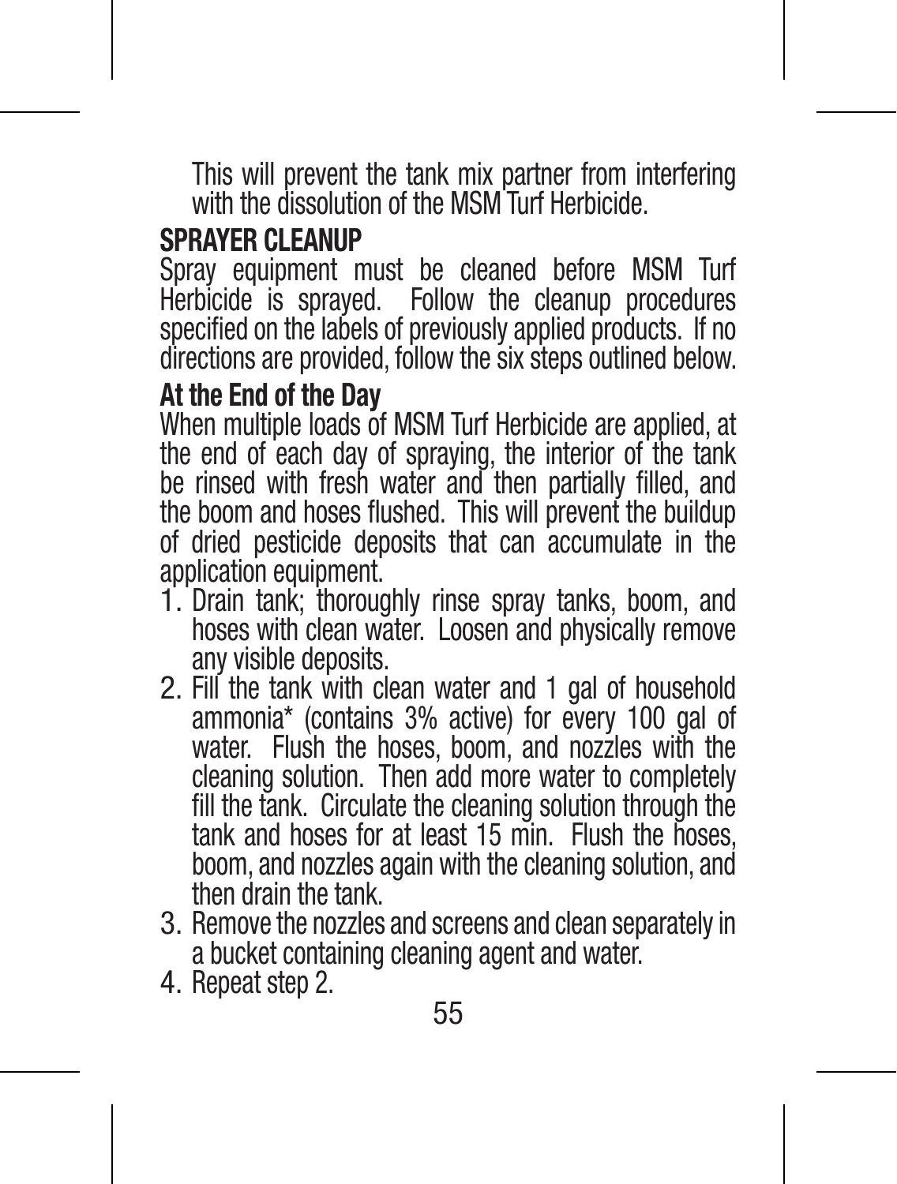This will prevent the tank mix partner from interfering with the dissolution of the MSM Turf Herbicide.

## SPRAYER CLEANUP

Spray equipment must be cleaned before MSM Turf Herbicide is sprayed. Follow the cleanup procedures specified on the labels of previously applied products. If no directions are provided, follow the six steps outlined below.

### At the End of the Day

When multiple loads of MSM Turf Herbicide are applied, at the end of each day of spraying, the interior of the tank be rinsed with fresh water and then partially filled, and the boom and hoses flushed. This will prevent the buildup of dried pesticide deposits that can accumulate in the application equipment.

1. Drain tank; thoroughly rinse spray tanks, boom, and hoses with clean water. Loosen and physically remove any visible deposits.
2. Fill the tank with clean water and 1 gal of household ammonia* (contains 3% active) for every 100 gal of water. Flush the hoses, boom, and nozzles with the cleaning solution. Then add more water to completely fill the tank. Circulate the cleaning solution through the tank and hoses for at least 15 min. Flush the hoses, boom, and nozzles again with the cleaning solution, and then drain the tank.
3. Remove the nozzles and screens and clean separately in a bucket containing cleaning agent and water.
4. Repeat step 2.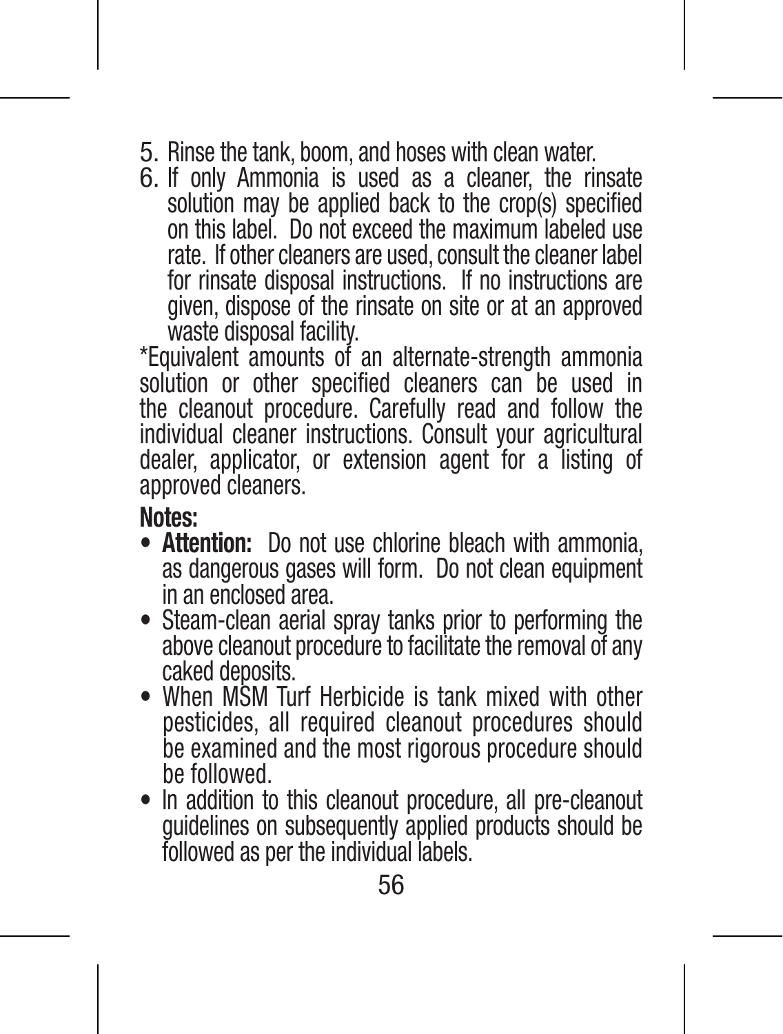5. Rinse the tank, boom, and hoses with clean water.
6. If only Ammonia is used as a cleaner, the rinsate solution may be applied back to the crop(s) specified on this label. Do not exceed the maximum labeled use rate. If other cleaners are used, consult the cleaner label for rinsate disposal instructions. If no instructions are given, dispose of the rinsate on site or at an approved waste disposal facility.

*Equivalent amounts of an alternate-strength ammonia solution or other specified cleaners can be used in the cleanout procedure. Carefully read and follow the individual cleaner instructions. Consult your agricultural dealer, applicator, or extension agent for a listing of approved cleaners.

**Notes:**

- **Attention:** Do not use chlorine bleach with ammonia, as dangerous gases will form. Do not clean equipment in an enclosed area.
- Steam-clean aerial spray tanks prior to performing the above cleanout procedure to facilitate the removal of any caked deposits.
- When MSM Turf Herbicide is tank mixed with other pesticides, all required cleanout procedures should be examined and the most rigorous procedure should be followed.
- In addition to this cleanout procedure, all pre-cleanout guidelines on subsequently applied products should be followed as per the individual labels.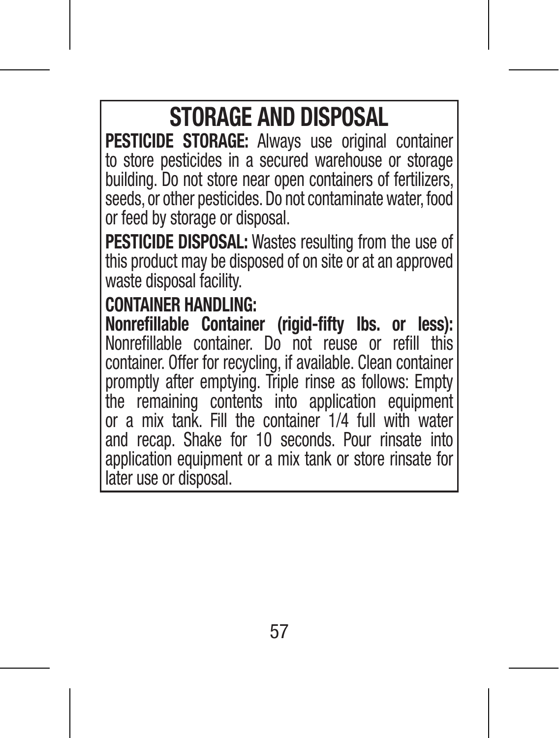# STORAGE AND DISPOSAL

**PESTICIDE STORAGE:** Always use original container to store pesticides in a secured warehouse or storage building. Do not store near open containers of fertilizers, seeds, or other pesticides. Do not contaminate water, food or feed by storage or disposal.

**PESTICIDE DISPOSAL:** Wastes resulting from the use of this product may be disposed of on site or at an approved waste disposal facility.

**CONTAINER HANDLING:**

**Nonrefillable Container (rigid-fifty lbs. or less):** Nonrefillable container. Do not reuse or refill this container. Offer for recycling, if available. Clean container promptly after emptying. Triple rinse as follows: Empty the remaining contents into application equipment or a mix tank. Fill the container 1/4 full with water and recap. Shake for 10 seconds. Pour rinsate into application equipment or a mix tank or store rinsate for later use or disposal.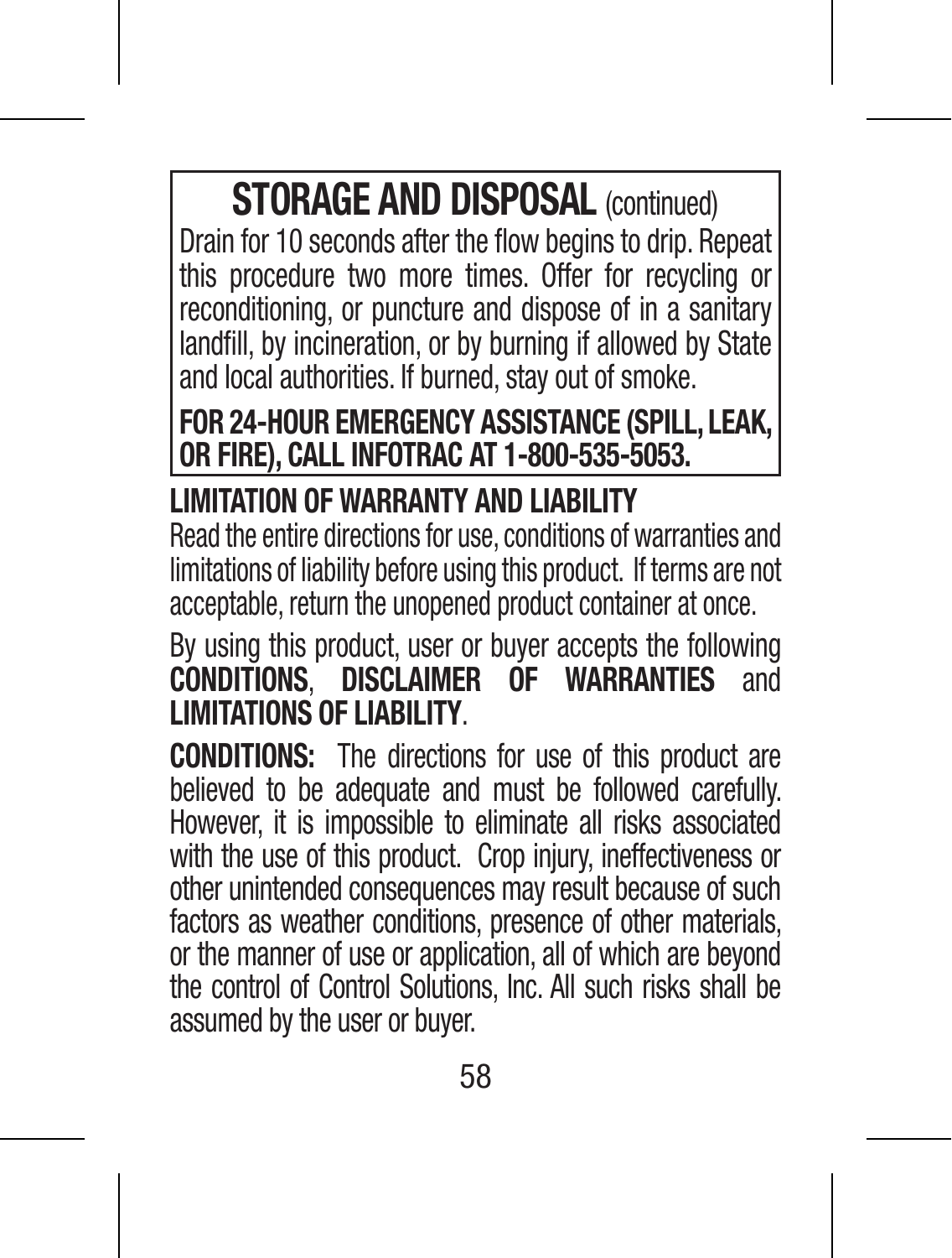## STORAGE AND DISPOSAL (continued)

Drain for 10 seconds after the flow begins to drip. Repeat this procedure two more times. Offer for recycling or reconditioning, or puncture and dispose of in a sanitary landfill, by incineration, or by burning if allowed by State and local authorities. If burned, stay out of smoke.

**FOR 24-HOUR EMERGENCY ASSISTANCE (SPILL, LEAK, OR FIRE), CALL INFOTRAC AT 1-800-535-5053.**

## LIMITATION OF WARRANTY AND LIABILITY

Read the entire directions for use, conditions of warranties and limitations of liability before using this product. If terms are not acceptable, return the unopened product container at once.

By using this product, user or buyer accepts the following **CONDITIONS**, **DISCLAIMER OF WARRANTIES** and **LIMITATIONS OF LIABILITY**.

**CONDITIONS:** The directions for use of this product are believed to be adequate and must be followed carefully. However, it is impossible to eliminate all risks associated with the use of this product. Crop injury, ineffectiveness or other unintended consequences may result because of such factors as weather conditions, presence of other materials, or the manner of use or application, all of which are beyond the control of Control Solutions, Inc. All such risks shall be assumed by the user or buyer.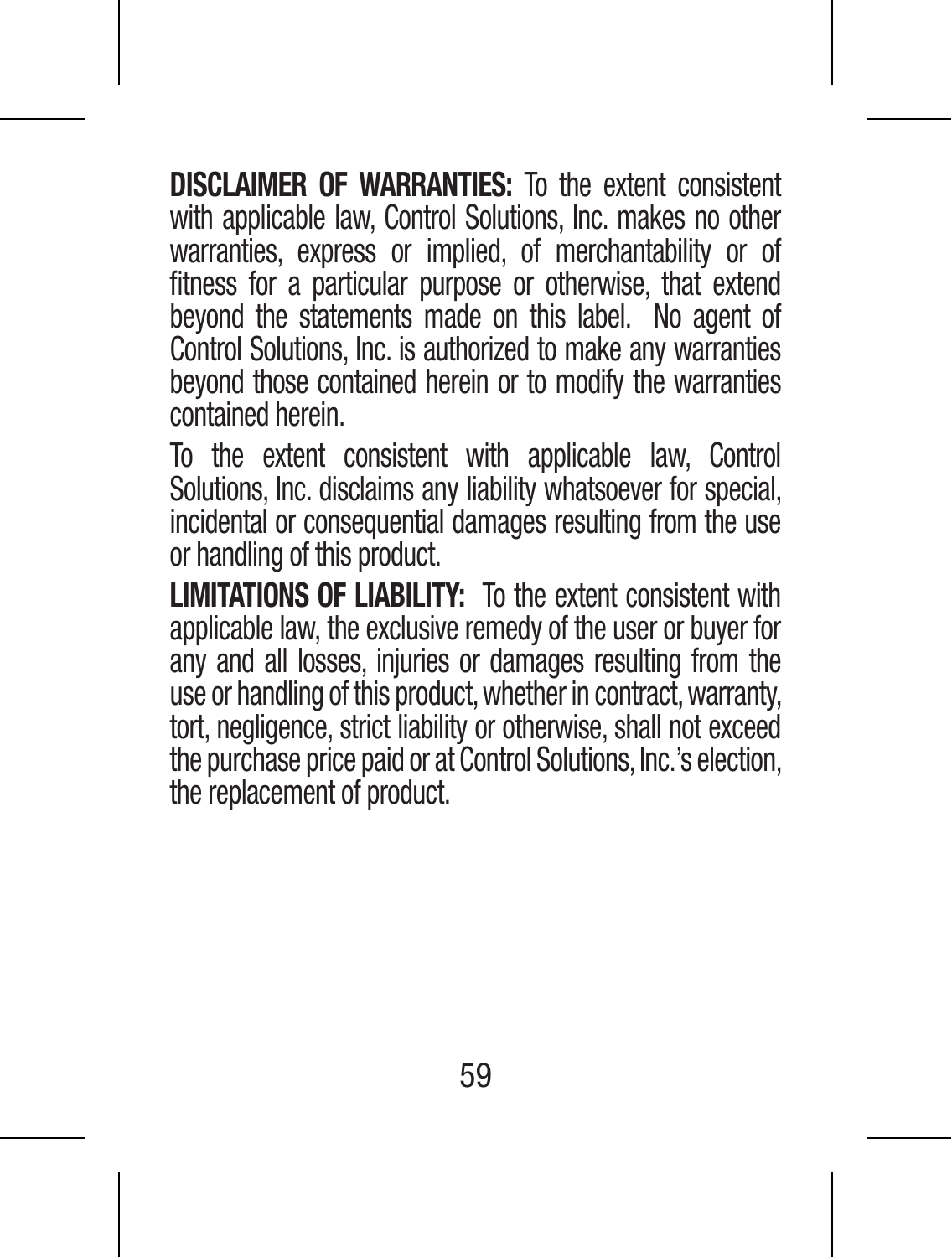**DISCLAIMER OF WARRANTIES:** To the extent consistent with applicable law, Control Solutions, Inc. makes no other warranties, express or implied, of merchantability or of fitness for a particular purpose or otherwise, that extend beyond the statements made on this label. No agent of Control Solutions, Inc. is authorized to make any warranties beyond those contained herein or to modify the warranties contained herein.

To the extent consistent with applicable law, Control Solutions, Inc. disclaims any liability whatsoever for special, incidental or consequential damages resulting from the use or handling of this product.

**LIMITATIONS OF LIABILITY:** To the extent consistent with applicable law, the exclusive remedy of the user or buyer for any and all losses, injuries or damages resulting from the use or handling of this product, whether in contract, warranty, tort, negligence, strict liability or otherwise, shall not exceed the purchase price paid or at Control Solutions, Inc.'s election, the replacement of product.